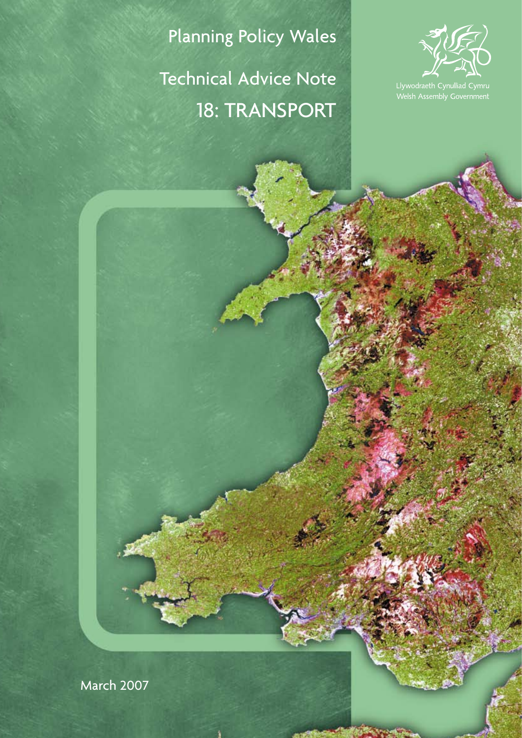Planning Policy Wales

# Technical Advice Note 18: TRANSPORT

Llywodraeth Cynulliad Cymru
Welsh Assembly Government

March 2007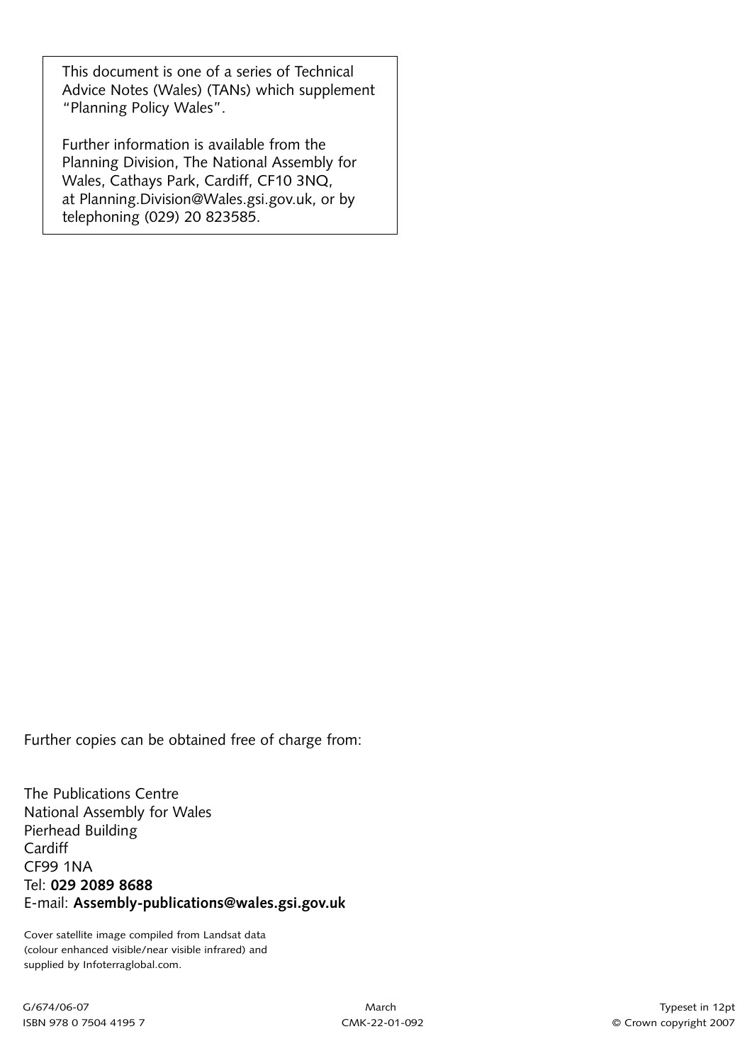This document is one of a series of Technical Advice Notes (Wales) (TANs) which supplement "Planning Policy Wales".

Further information is available from the Planning Division, The National Assembly for Wales, Cathays Park, Cardiff, CF10 3NQ, at Planning.Division@Wales.gsi.gov.uk, or by telephoning (029) 20 823585.

Further copies can be obtained free of charge from:

The Publications Centre
National Assembly for Wales
Pierhead Building
Cardiff
CF99 1NA
Tel: **029 2089 8688**
E-mail: **Assembly-publications@wales.gsi.gov.uk**

Cover satellite image compiled from Landsat data (colour enhanced visible/near visible infrared) and supplied by Infoterraglobal.com.

G/674/06-07
ISBN 978 0 7504 4195 7

March
CMK-22-01-092

Typeset in 12pt
© Crown copyright 2007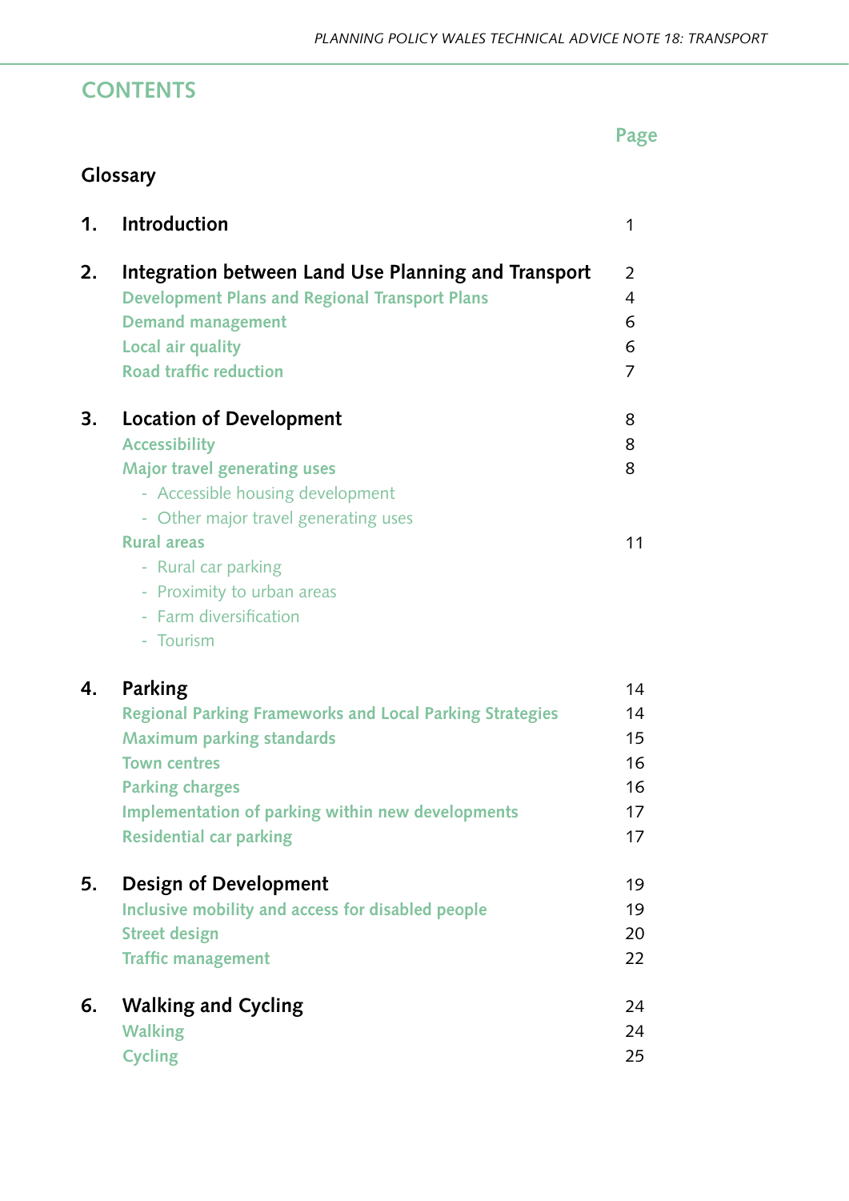# CONTENTS

| | | Page |
|---|---|---|
| **Glossary** | | |
| **1.** | **Introduction** | 1 |
| **2.** | **Integration between Land Use Planning and Transport** | 2 |
| | Development Plans and Regional Transport Plans | 4 |
| | Demand management | 6 |
| | Local air quality | 6 |
| | Road traffic reduction | 7 |
| **3.** | **Location of Development** | 8 |
| | Accessibility | 8 |
| | Major travel generating uses | 8 |
| | - Accessible housing development | |
| | - Other major travel generating uses | |
| | Rural areas | 11 |
| | - Rural car parking | |
| | - Proximity to urban areas | |
| | - Farm diversification | |
| | - Tourism | |
| **4.** | **Parking** | 14 |
| | Regional Parking Frameworks and Local Parking Strategies | 14 |
| | Maximum parking standards | 15 |
| | Town centres | 16 |
| | Parking charges | 16 |
| | Implementation of parking within new developments | 17 |
| | Residential car parking | 17 |
| **5.** | **Design of Development** | 19 |
| | Inclusive mobility and access for disabled people | 19 |
| | Street design | 20 |
| | Traffic management | 22 |
| **6.** | **Walking and Cycling** | 24 |
| | Walking | 24 |
| | Cycling | 25 |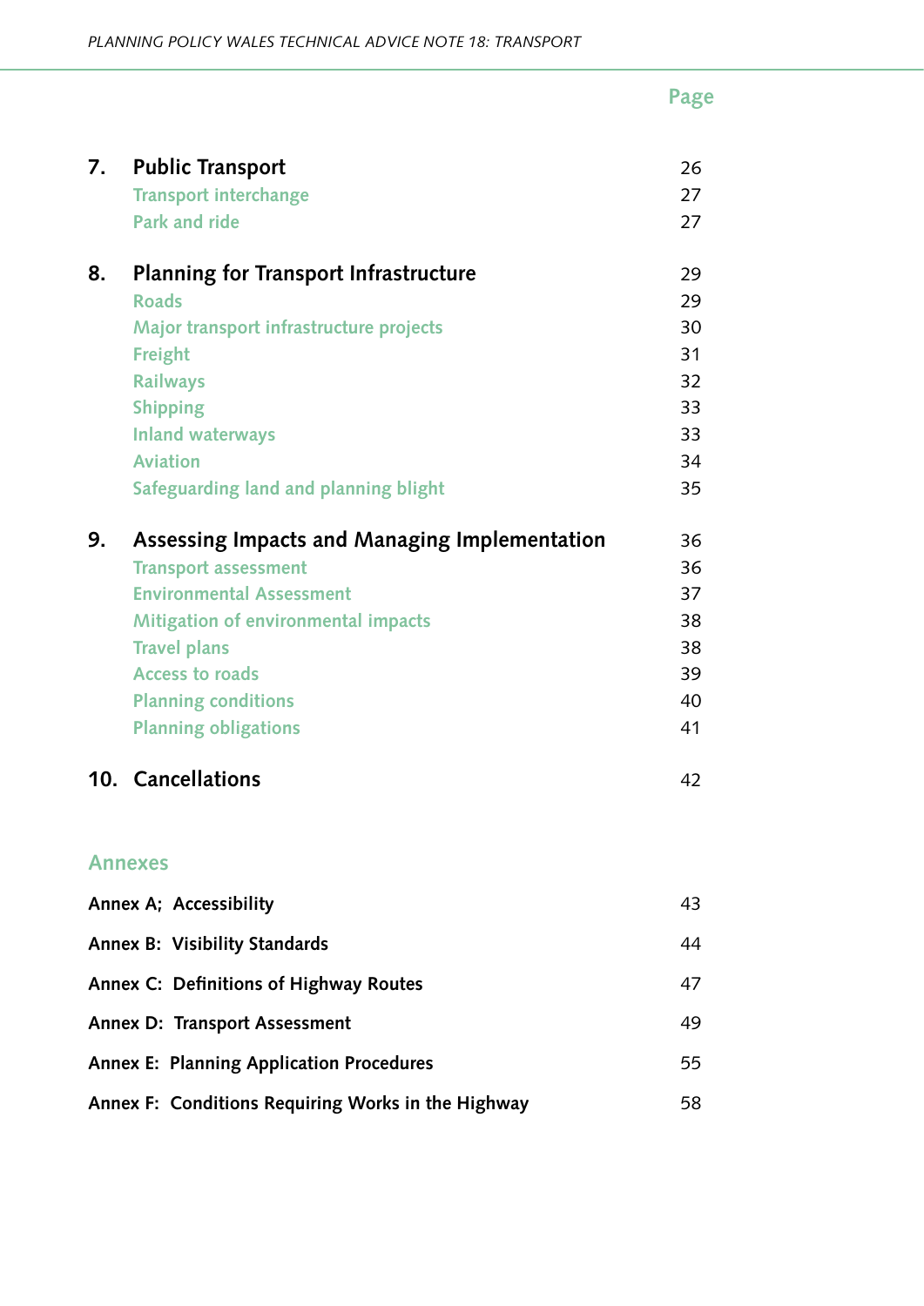| | | Page |
|---|---|---|
| **7.** | **Public Transport** | 26 |
| | Transport interchange | 27 |
| | Park and ride | 27 |
| **8.** | **Planning for Transport Infrastructure** | 29 |
| | Roads | 29 |
| | Major transport infrastructure projects | 30 |
| | Freight | 31 |
| | Railways | 32 |
| | Shipping | 33 |
| | Inland waterways | 33 |
| | Aviation | 34 |
| | Safeguarding land and planning blight | 35 |
| **9.** | **Assessing Impacts and Managing Implementation** | 36 |
| | Transport assessment | 36 |
| | Environmental Assessment | 37 |
| | Mitigation of environmental impacts | 38 |
| | Travel plans | 38 |
| | Access to roads | 39 |
| | Planning conditions | 40 |
| | Planning obligations | 41 |
| **10.** | **Cancellations** | 42 |

## Annexes

| | |
|---|---|
| **Annex A; Accessibility** | 43 |
| **Annex B: Visibility Standards** | 44 |
| **Annex C: Definitions of Highway Routes** | 47 |
| **Annex D: Transport Assessment** | 49 |
| **Annex E: Planning Application Procedures** | 55 |
| **Annex F: Conditions Requiring Works in the Highway** | 58 |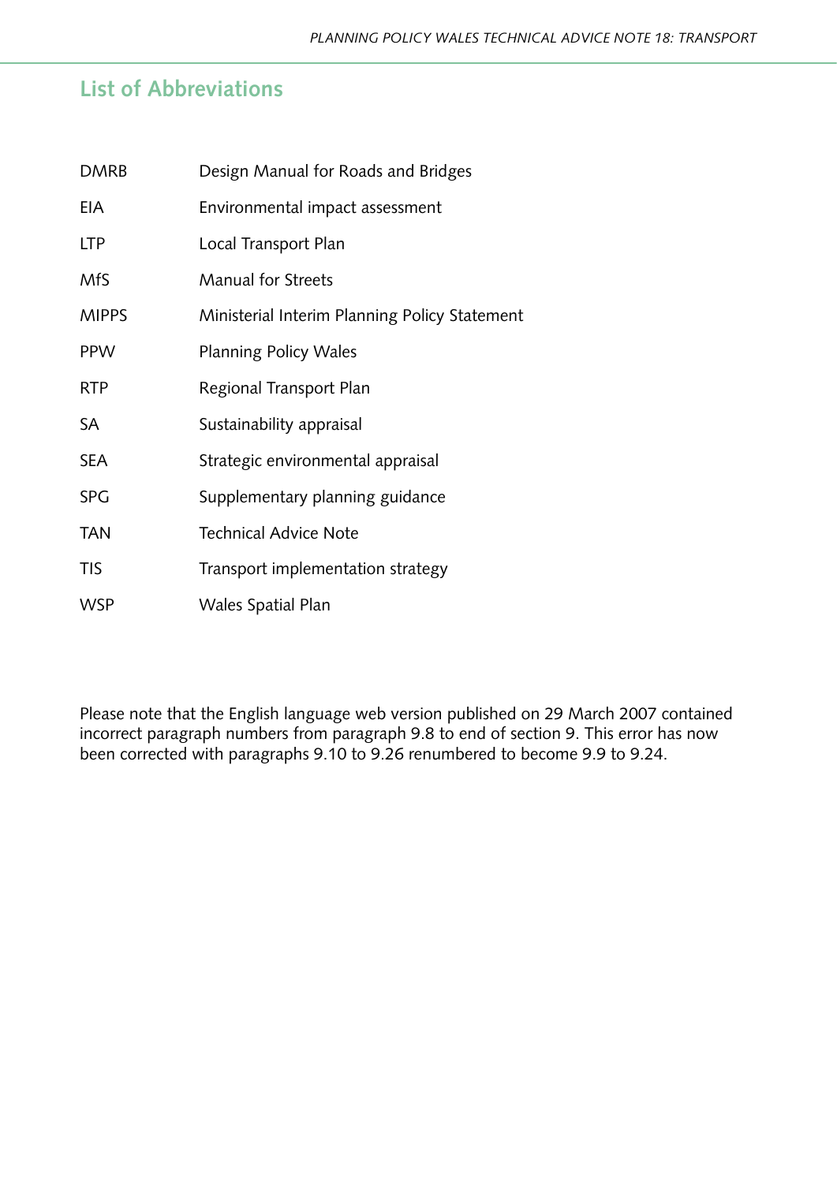## List of Abbreviations

| | |
|---|---|
| DMRB | Design Manual for Roads and Bridges |
| EIA | Environmental impact assessment |
| LTP | Local Transport Plan |
| MfS | Manual for Streets |
| MIPPS | Ministerial Interim Planning Policy Statement |
| PPW | Planning Policy Wales |
| RTP | Regional Transport Plan |
| SA | Sustainability appraisal |
| SEA | Strategic environmental appraisal |
| SPG | Supplementary planning guidance |
| TAN | Technical Advice Note |
| TIS | Transport implementation strategy |
| WSP | Wales Spatial Plan |

Please note that the English language web version published on 29 March 2007 contained incorrect paragraph numbers from paragraph 9.8 to end of section 9. This error has now been corrected with paragraphs 9.10 to 9.26 renumbered to become 9.9 to 9.24.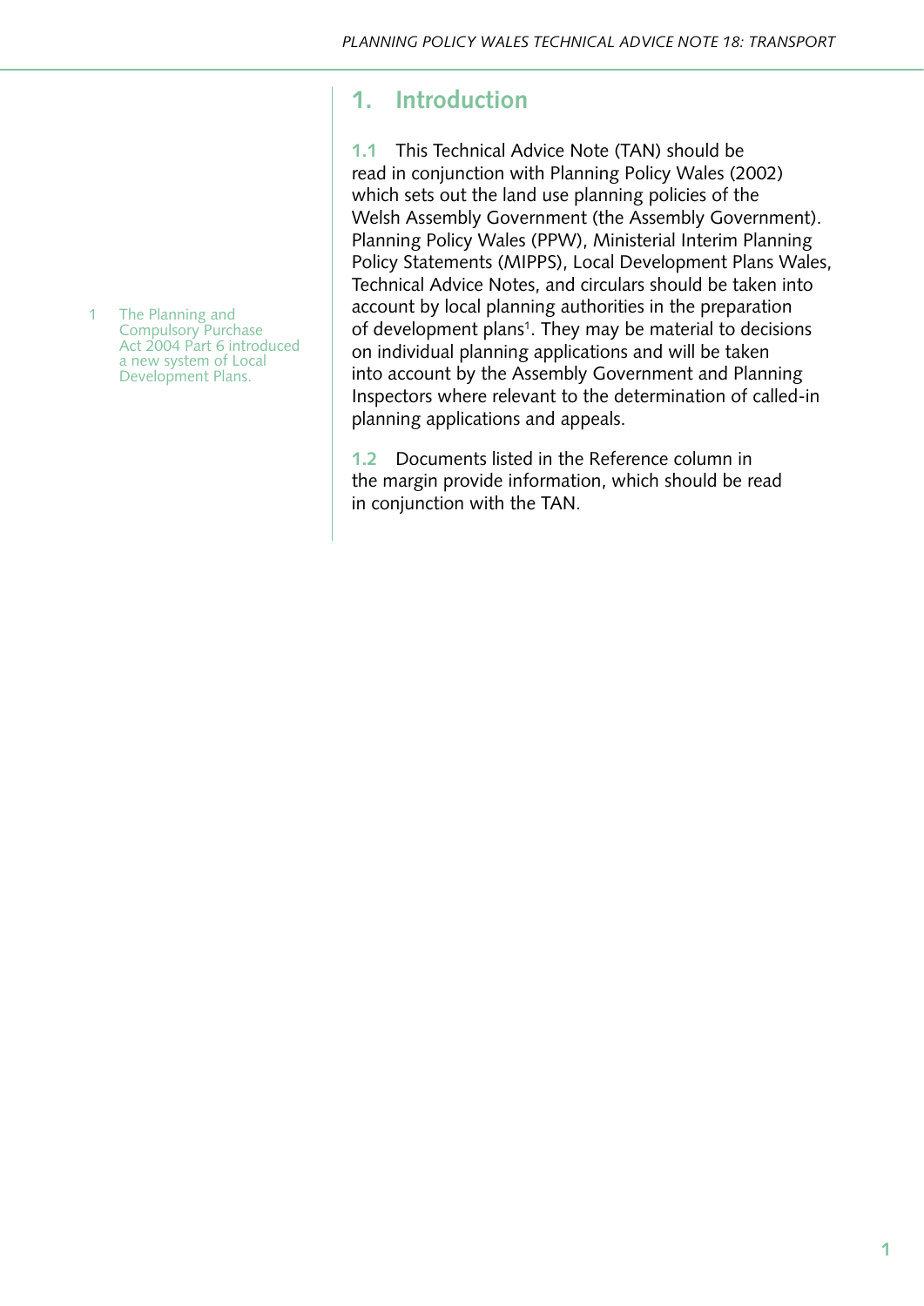## 1. Introduction

**1.1** This Technical Advice Note (TAN) should be read in conjunction with Planning Policy Wales (2002) which sets out the land use planning policies of the Welsh Assembly Government (the Assembly Government). Planning Policy Wales (PPW), Ministerial Interim Planning Policy Statements (MIPPS), Local Development Plans Wales, Technical Advice Notes, and circulars should be taken into account by local planning authorities in the preparation of development plans[1]. They may be material to decisions on individual planning applications and will be taken into account by the Assembly Government and Planning Inspectors where relevant to the determination of called-in planning applications and appeals.

**1.2** Documents listed in the Reference column in the margin provide information, which should be read in conjunction with the TAN.

1 The Planning and Compulsory Purchase Act 2004 Part 6 introduced a new system of Local Development Plans.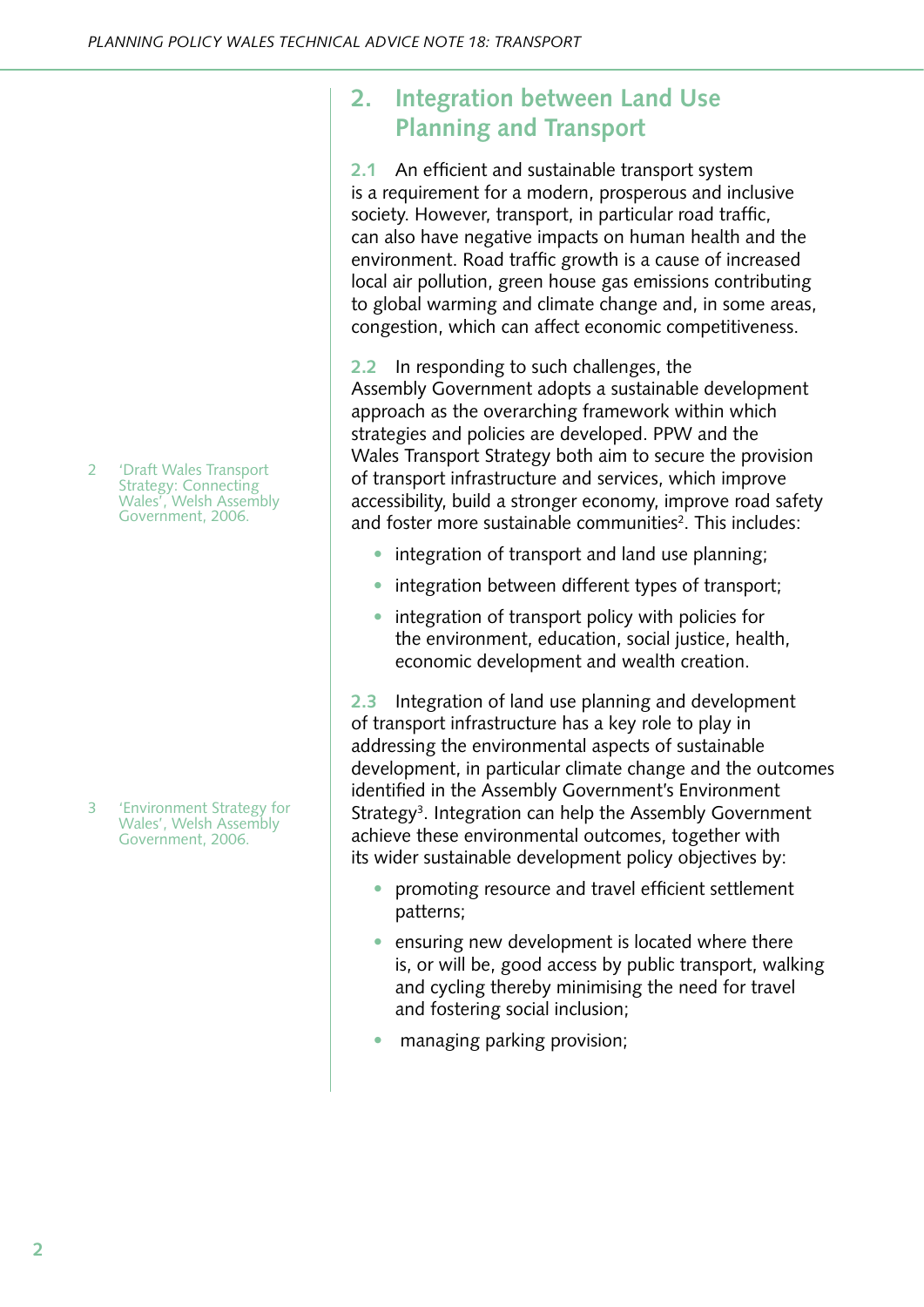## 2. Integration between Land Use Planning and Transport

**2.1** An efficient and sustainable transport system is a requirement for a modern, prosperous and inclusive society. However, transport, in particular road traffic, can also have negative impacts on human health and the environment. Road traffic growth is a cause of increased local air pollution, green house gas emissions contributing to global warming and climate change and, in some areas, congestion, which can affect economic competitiveness.

**2.2** In responding to such challenges, the Assembly Government adopts a sustainable development approach as the overarching framework within which strategies and policies are developed. PPW and the Wales Transport Strategy both aim to secure the provision of transport infrastructure and services, which improve accessibility, build a stronger economy, improve road safety and foster more sustainable communities[2]. This includes:

- integration of transport and land use planning;
- integration between different types of transport;
- integration of transport policy with policies for the environment, education, social justice, health, economic development and wealth creation.

**2.3** Integration of land use planning and development of transport infrastructure has a key role to play in addressing the environmental aspects of sustainable development, in particular climate change and the outcomes identified in the Assembly Government's Environment Strategy[3]. Integration can help the Assembly Government achieve these environmental outcomes, together with its wider sustainable development policy objectives by:

- promoting resource and travel efficient settlement patterns;
- ensuring new development is located where there is, or will be, good access by public transport, walking and cycling thereby minimising the need for travel and fostering social inclusion;
- managing parking provision;

2 'Draft Wales Transport Strategy: Connecting Wales', Welsh Assembly Government, 2006.

3 'Environment Strategy for Wales', Welsh Assembly Government, 2006.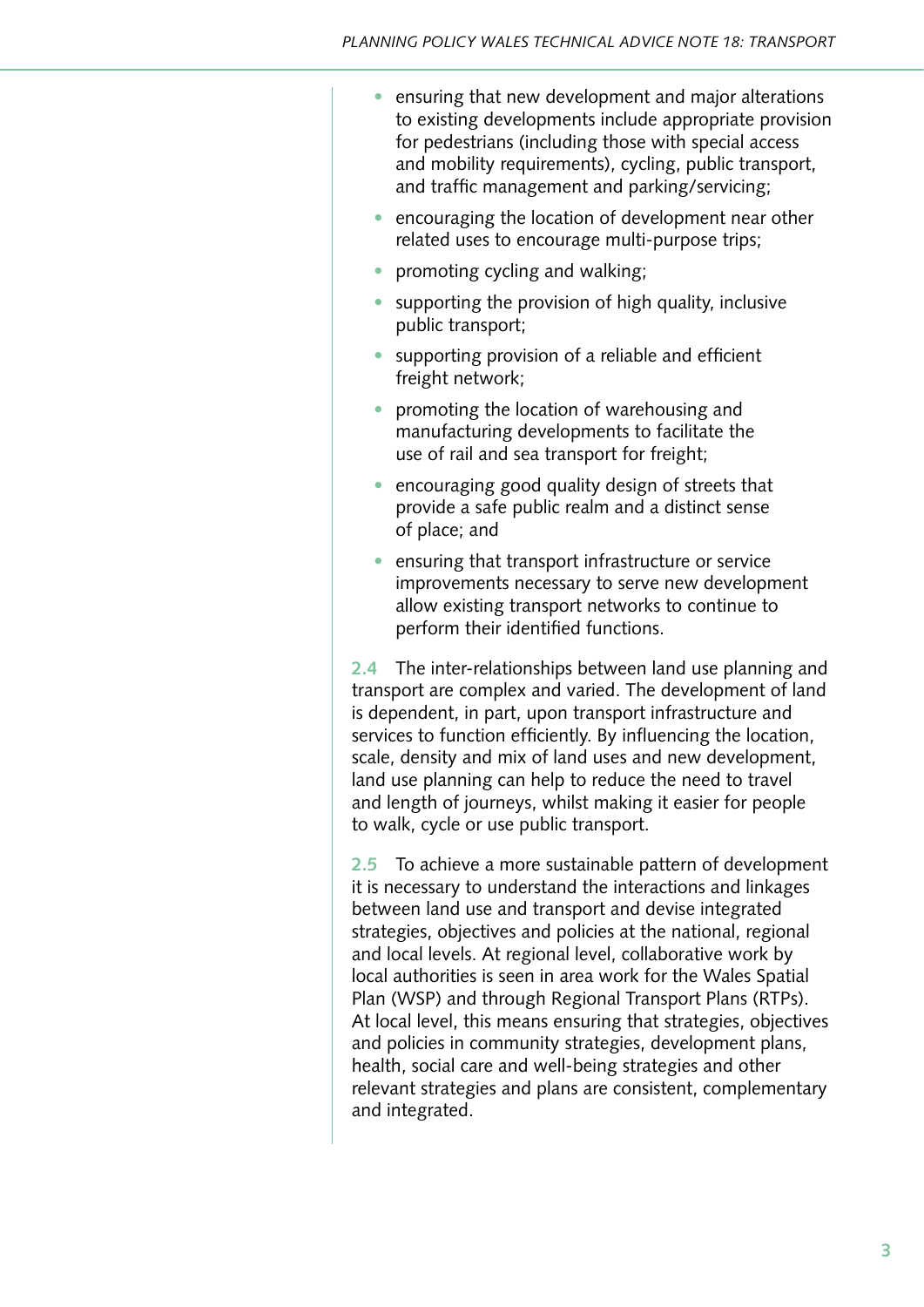- ensuring that new development and major alterations to existing developments include appropriate provision for pedestrians (including those with special access and mobility requirements), cycling, public transport, and traffic management and parking/servicing;
- encouraging the location of development near other related uses to encourage multi-purpose trips;
- promoting cycling and walking;
- supporting the provision of high quality, inclusive public transport;
- supporting provision of a reliable and efficient freight network;
- promoting the location of warehousing and manufacturing developments to facilitate the use of rail and sea transport for freight;
- encouraging good quality design of streets that provide a safe public realm and a distinct sense of place; and
- ensuring that transport infrastructure or service improvements necessary to serve new development allow existing transport networks to continue to perform their identified functions.

**2.4** The inter-relationships between land use planning and transport are complex and varied. The development of land is dependent, in part, upon transport infrastructure and services to function efficiently. By influencing the location, scale, density and mix of land uses and new development, land use planning can help to reduce the need to travel and length of journeys, whilst making it easier for people to walk, cycle or use public transport.

**2.5** To achieve a more sustainable pattern of development it is necessary to understand the interactions and linkages between land use and transport and devise integrated strategies, objectives and policies at the national, regional and local levels. At regional level, collaborative work by local authorities is seen in area work for the Wales Spatial Plan (WSP) and through Regional Transport Plans (RTPs). At local level, this means ensuring that strategies, objectives and policies in community strategies, development plans, health, social care and well-being strategies and other relevant strategies and plans are consistent, complementary and integrated.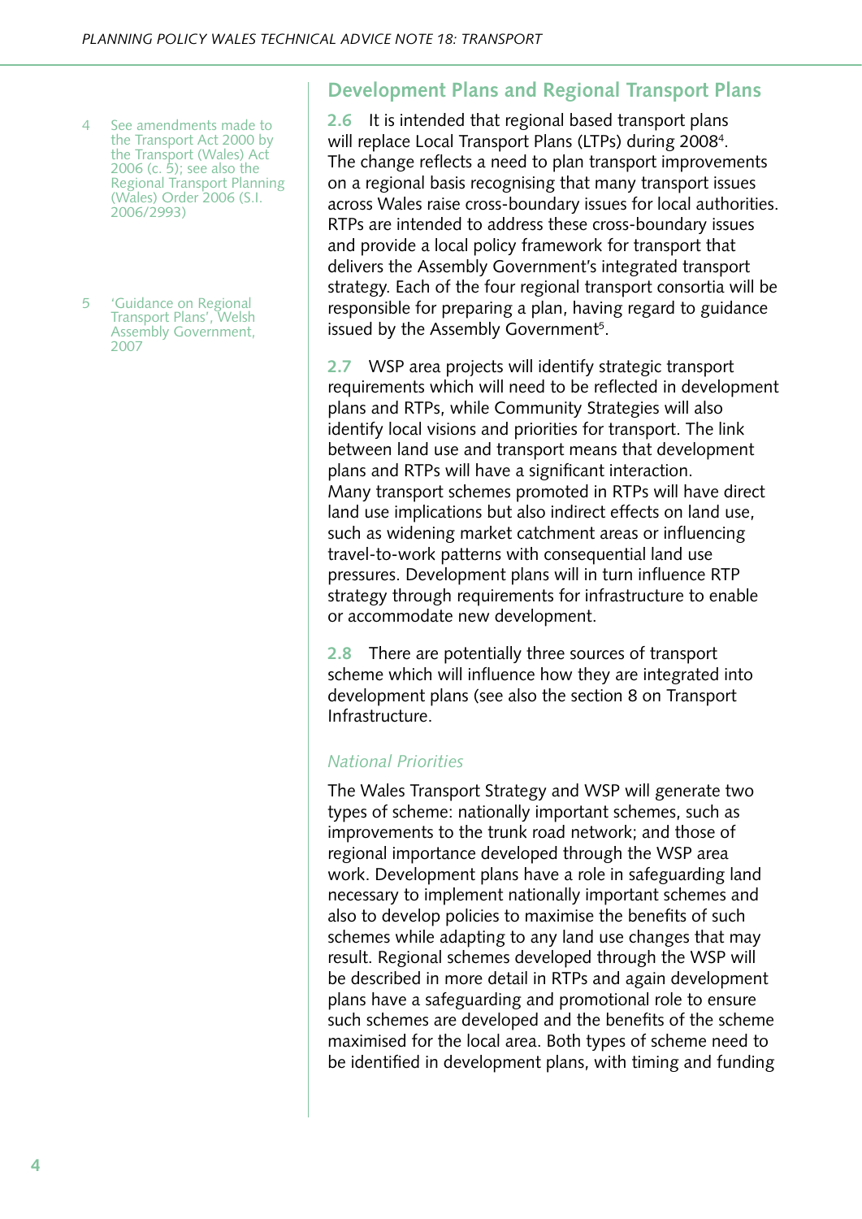## Development Plans and Regional Transport Plans

**2.6** It is intended that regional based transport plans will replace Local Transport Plans (LTPs) during 2008[4]. The change reflects a need to plan transport improvements on a regional basis recognising that many transport issues across Wales raise cross-boundary issues for local authorities. RTPs are intended to address these cross-boundary issues and provide a local policy framework for transport that delivers the Assembly Government's integrated transport strategy. Each of the four regional transport consortia will be responsible for preparing a plan, having regard to guidance issued by the Assembly Government[5].

**2.7** WSP area projects will identify strategic transport requirements which will need to be reflected in development plans and RTPs, while Community Strategies will also identify local visions and priorities for transport. The link between land use and transport means that development plans and RTPs will have a significant interaction. Many transport schemes promoted in RTPs will have direct land use implications but also indirect effects on land use, such as widening market catchment areas or influencing travel-to-work patterns with consequential land use pressures. Development plans will in turn influence RTP strategy through requirements for infrastructure to enable or accommodate new development.

**2.8** There are potentially three sources of transport scheme which will influence how they are integrated into development plans (see also the section 8 on Transport Infrastructure.

*National Priorities*

The Wales Transport Strategy and WSP will generate two types of scheme: nationally important schemes, such as improvements to the trunk road network; and those of regional importance developed through the WSP area work. Development plans have a role in safeguarding land necessary to implement nationally important schemes and also to develop policies to maximise the benefits of such schemes while adapting to any land use changes that may result. Regional schemes developed through the WSP will be described in more detail in RTPs and again development plans have a safeguarding and promotional role to ensure such schemes are developed and the benefits of the scheme maximised for the local area. Both types of scheme need to be identified in development plans, with timing and funding

4 See amendments made to the Transport Act 2000 by the Transport (Wales) Act 2006 (c. 5); see also the Regional Transport Planning (Wales) Order 2006 (S.I. 2006/2993)

5 'Guidance on Regional Transport Plans', Welsh Assembly Government, 2007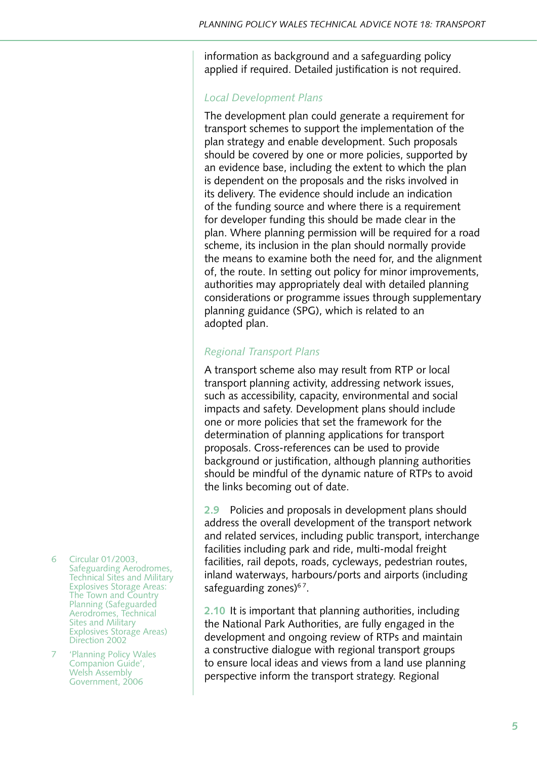information as background and a safeguarding policy applied if required. Detailed justification is not required.

*Local Development Plans*

The development plan could generate a requirement for transport schemes to support the implementation of the plan strategy and enable development. Such proposals should be covered by one or more policies, supported by an evidence base, including the extent to which the plan is dependent on the proposals and the risks involved in its delivery. The evidence should include an indication of the funding source and where there is a requirement for developer funding this should be made clear in the plan. Where planning permission will be required for a road scheme, its inclusion in the plan should normally provide the means to examine both the need for, and the alignment of, the route. In setting out policy for minor improvements, authorities may appropriately deal with detailed planning considerations or programme issues through supplementary planning guidance (SPG), which is related to an adopted plan.

*Regional Transport Plans*

A transport scheme also may result from RTP or local transport planning activity, addressing network issues, such as accessibility, capacity, environmental and social impacts and safety. Development plans should include one or more policies that set the framework for the determination of planning applications for transport proposals. Cross-references can be used to provide background or justification, although planning authorities should be mindful of the dynamic nature of RTPs to avoid the links becoming out of date.

**2.9** Policies and proposals in development plans should address the overall development of the transport network and related services, including public transport, interchange facilities including park and ride, multi-modal freight facilities, rail depots, roads, cycleways, pedestrian routes, inland waterways, harbours/ports and airports (including safeguarding zones)[6 7].

**2.10** It is important that planning authorities, including the National Park Authorities, are fully engaged in the development and ongoing review of RTPs and maintain a constructive dialogue with regional transport groups to ensure local ideas and views from a land use planning perspective inform the transport strategy. Regional

6 Circular 01/2003, Safeguarding Aerodromes, Technical Sites and Military Explosives Storage Areas: The Town and Country Planning (Safeguarded Aerodromes, Technical Sites and Military Explosives Storage Areas) Direction 2002

7 'Planning Policy Wales Companion Guide', Welsh Assembly Government, 2006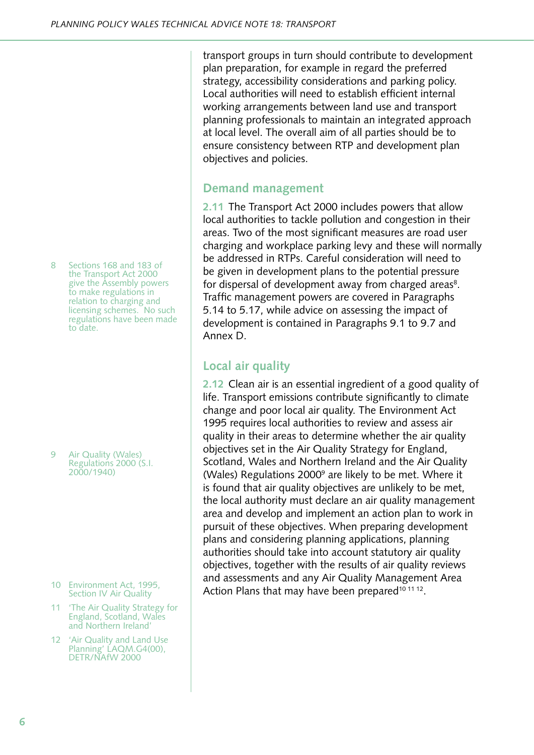transport groups in turn should contribute to development plan preparation, for example in regard the preferred strategy, accessibility considerations and parking policy. Local authorities will need to establish efficient internal working arrangements between land use and transport planning professionals to maintain an integrated approach at local level. The overall aim of all parties should be to ensure consistency between RTP and development plan objectives and policies.

## Demand management

**2.11** The Transport Act 2000 includes powers that allow local authorities to tackle pollution and congestion in their areas. Two of the most significant measures are road user charging and workplace parking levy and these will normally be addressed in RTPs. Careful consideration will need to be given in development plans to the potential pressure for dispersal of development away from charged areas[8]. Traffic management powers are covered in Paragraphs 5.14 to 5.17, while advice on assessing the impact of development is contained in Paragraphs 9.1 to 9.7 and Annex D.

## Local air quality

**2.12** Clean air is an essential ingredient of a good quality of life. Transport emissions contribute significantly to climate change and poor local air quality. The Environment Act 1995 requires local authorities to review and assess air quality in their areas to determine whether the air quality objectives set in the Air Quality Strategy for England, Scotland, Wales and Northern Ireland and the Air Quality (Wales) Regulations 2000[9] are likely to be met. Where it is found that air quality objectives are unlikely to be met, the local authority must declare an air quality management area and develop and implement an action plan to work in pursuit of these objectives. When preparing development plans and considering planning applications, planning authorities should take into account statutory air quality objectives, together with the results of air quality reviews and assessments and any Air Quality Management Area Action Plans that may have been prepared[10 11 12].

8 Sections 168 and 183 of the Transport Act 2000 give the Assembly powers to make regulations in relation to charging and licensing schemes. No such regulations have been made to date.

9 Air Quality (Wales) Regulations 2000 (S.I. 2000/1940)

10 Environment Act, 1995, Section IV Air Quality

11 'The Air Quality Strategy for England, Scotland, Wales and Northern Ireland'

12 'Air Quality and Land Use Planning' LAQM.G4(00), DETR/NAfW 2000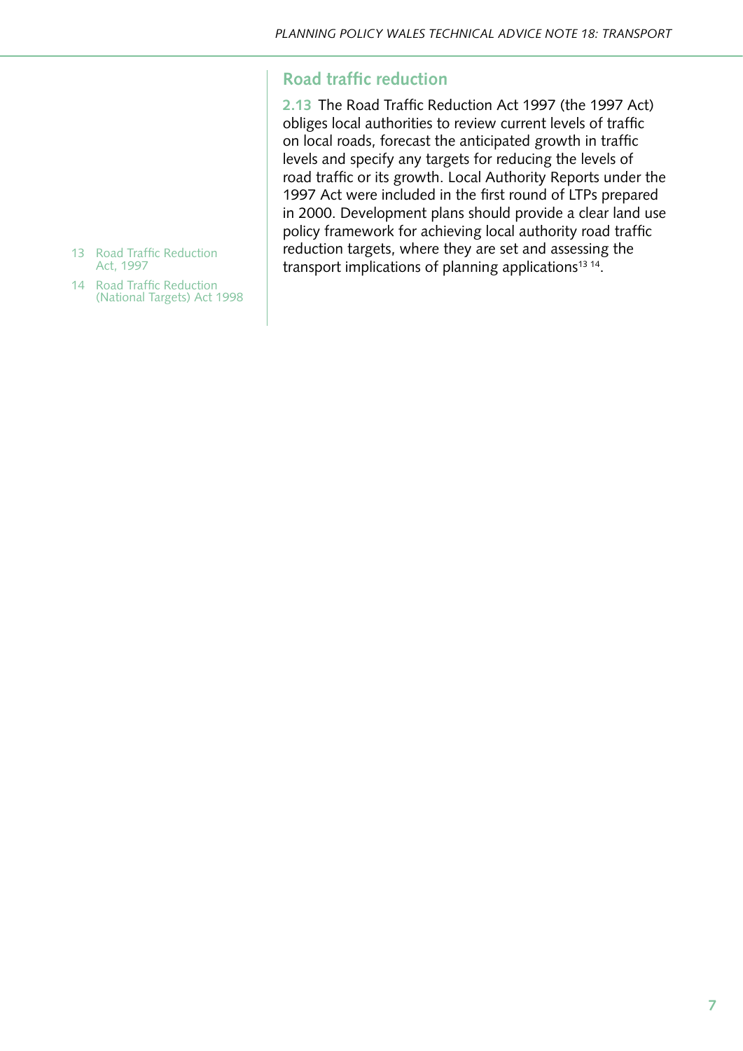## Road traffic reduction

**2.13** The Road Traffic Reduction Act 1997 (the 1997 Act) obliges local authorities to review current levels of traffic on local roads, forecast the anticipated growth in traffic levels and specify any targets for reducing the levels of road traffic or its growth. Local Authority Reports under the 1997 Act were included in the first round of LTPs prepared in 2000. Development plans should provide a clear land use policy framework for achieving local authority road traffic reduction targets, where they are set and assessing the transport implications of planning applications[13] [14].

13 Road Traffic Reduction Act, 1997

14 Road Traffic Reduction (National Targets) Act 1998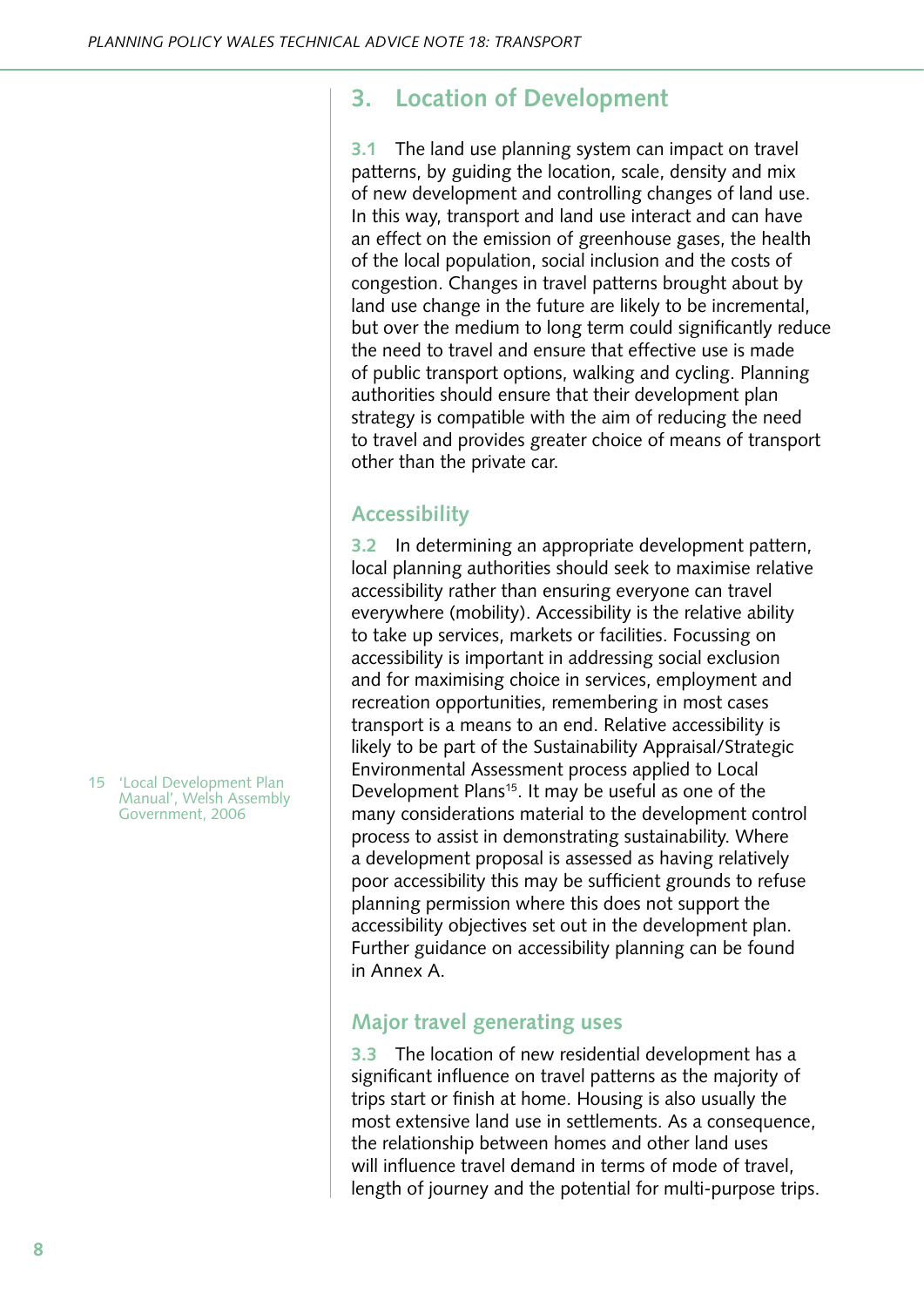## 3. Location of Development

**3.1** The land use planning system can impact on travel patterns, by guiding the location, scale, density and mix of new development and controlling changes of land use. In this way, transport and land use interact and can have an effect on the emission of greenhouse gases, the health of the local population, social inclusion and the costs of congestion. Changes in travel patterns brought about by land use change in the future are likely to be incremental, but over the medium to long term could significantly reduce the need to travel and ensure that effective use is made of public transport options, walking and cycling. Planning authorities should ensure that their development plan strategy is compatible with the aim of reducing the need to travel and provides greater choice of means of transport other than the private car.

### Accessibility

**3.2** In determining an appropriate development pattern, local planning authorities should seek to maximise relative accessibility rather than ensuring everyone can travel everywhere (mobility). Accessibility is the relative ability to take up services, markets or facilities. Focussing on accessibility is important in addressing social exclusion and for maximising choice in services, employment and recreation opportunities, remembering in most cases transport is a means to an end. Relative accessibility is likely to be part of the Sustainability Appraisal/Strategic Environmental Assessment process applied to Local Development Plans[15]. It may be useful as one of the many considerations material to the development control process to assist in demonstrating sustainability. Where a development proposal is assessed as having relatively poor accessibility this may be sufficient grounds to refuse planning permission where this does not support the accessibility objectives set out in the development plan. Further guidance on accessibility planning can be found in Annex A.

### Major travel generating uses

**3.3** The location of new residential development has a significant influence on travel patterns as the majority of trips start or finish at home. Housing is also usually the most extensive land use in settlements. As a consequence, the relationship between homes and other land uses will influence travel demand in terms of mode of travel, length of journey and the potential for multi-purpose trips.

15 'Local Development Plan Manual', Welsh Assembly Government, 2006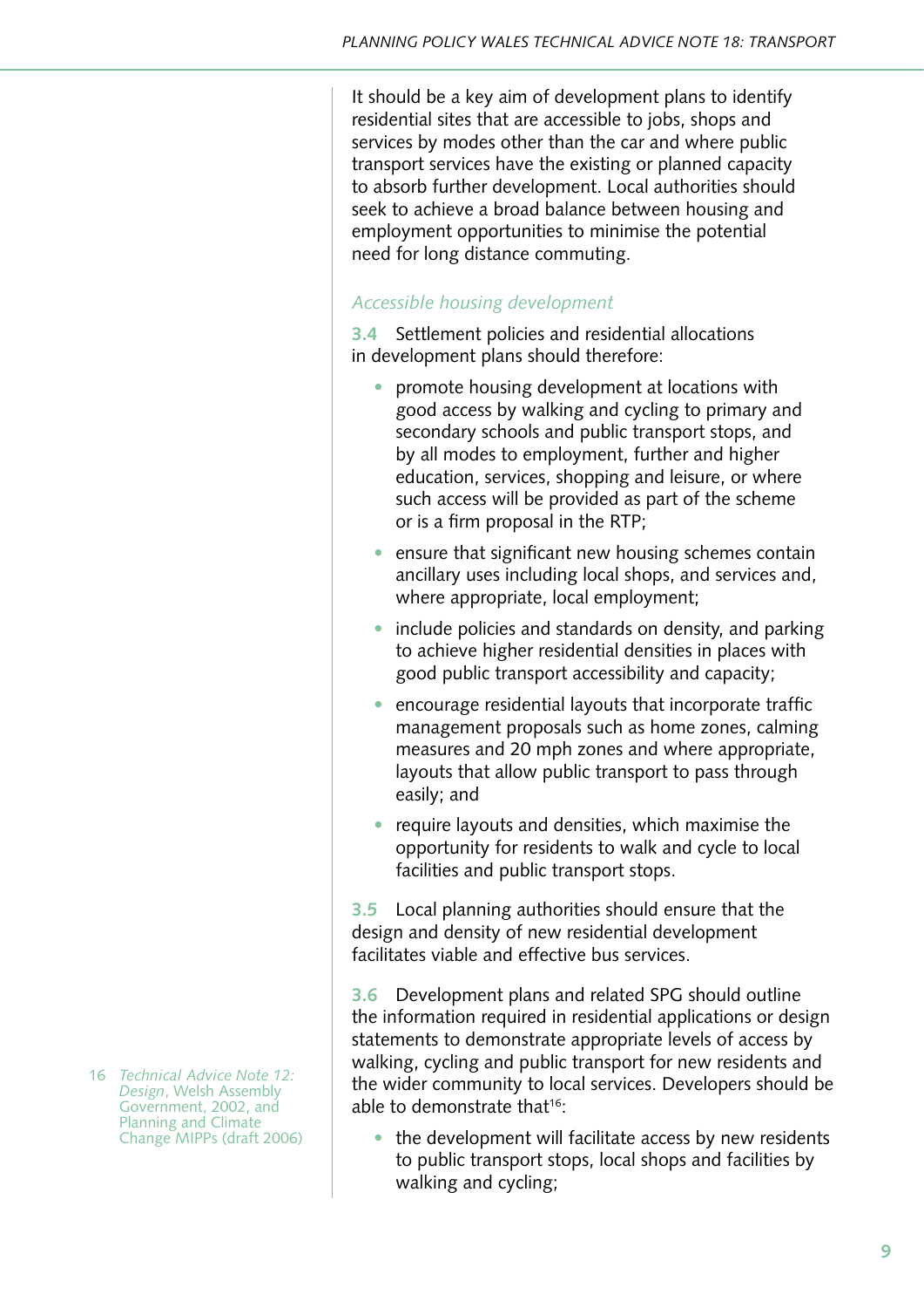It should be a key aim of development plans to identify residential sites that are accessible to jobs, shops and services by modes other than the car and where public transport services have the existing or planned capacity to absorb further development. Local authorities should seek to achieve a broad balance between housing and employment opportunities to minimise the potential need for long distance commuting.

### *Accessible housing development*

**3.4** Settlement policies and residential allocations in development plans should therefore:

- promote housing development at locations with good access by walking and cycling to primary and secondary schools and public transport stops, and by all modes to employment, further and higher education, services, shopping and leisure, or where such access will be provided as part of the scheme or is a firm proposal in the RTP;
- ensure that significant new housing schemes contain ancillary uses including local shops, and services and, where appropriate, local employment;
- include policies and standards on density, and parking to achieve higher residential densities in places with good public transport accessibility and capacity;
- encourage residential layouts that incorporate traffic management proposals such as home zones, calming measures and 20 mph zones and where appropriate, layouts that allow public transport to pass through easily; and
- require layouts and densities, which maximise the opportunity for residents to walk and cycle to local facilities and public transport stops.

**3.5** Local planning authorities should ensure that the design and density of new residential development facilitates viable and effective bus services.

**3.6** Development plans and related SPG should outline the information required in residential applications or design statements to demonstrate appropriate levels of access by walking, cycling and public transport for new residents and the wider community to local services. Developers should be able to demonstrate that[16]:

- the development will facilitate access by new residents to public transport stops, local shops and facilities by walking and cycling;

16 *Technical Advice Note 12: Design*, Welsh Assembly Government, 2002, and Planning and Climate Change MIPPs (draft 2006)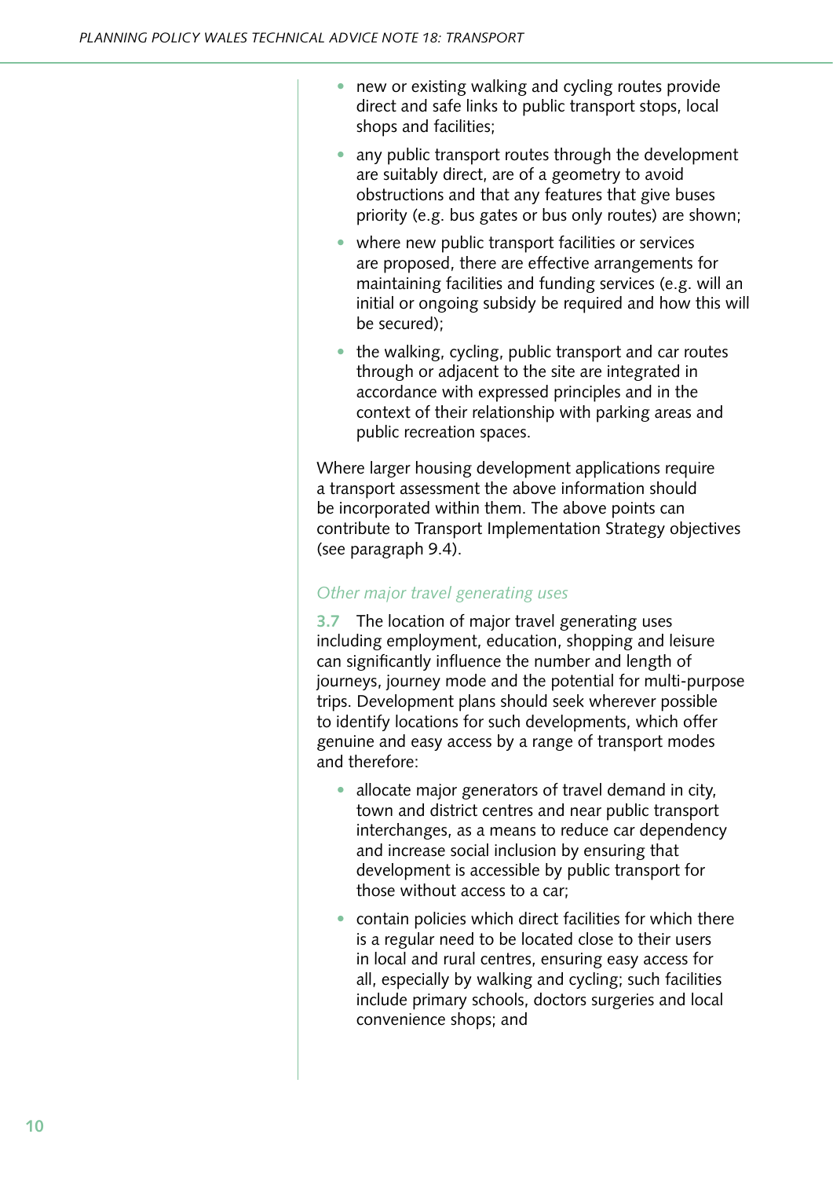- new or existing walking and cycling routes provide direct and safe links to public transport stops, local shops and facilities;
- any public transport routes through the development are suitably direct, are of a geometry to avoid obstructions and that any features that give buses priority (e.g. bus gates or bus only routes) are shown;
- where new public transport facilities or services are proposed, there are effective arrangements for maintaining facilities and funding services (e.g. will an initial or ongoing subsidy be required and how this will be secured);
- the walking, cycling, public transport and car routes through or adjacent to the site are integrated in accordance with expressed principles and in the context of their relationship with parking areas and public recreation spaces.

Where larger housing development applications require a transport assessment the above information should be incorporated within them. The above points can contribute to Transport Implementation Strategy objectives (see paragraph 9.4).

### *Other major travel generating uses*

**3.7** The location of major travel generating uses including employment, education, shopping and leisure can significantly influence the number and length of journeys, journey mode and the potential for multi-purpose trips. Development plans should seek wherever possible to identify locations for such developments, which offer genuine and easy access by a range of transport modes and therefore:

- allocate major generators of travel demand in city, town and district centres and near public transport interchanges, as a means to reduce car dependency and increase social inclusion by ensuring that development is accessible by public transport for those without access to a car;
- contain policies which direct facilities for which there is a regular need to be located close to their users in local and rural centres, ensuring easy access for all, especially by walking and cycling; such facilities include primary schools, doctors surgeries and local convenience shops; and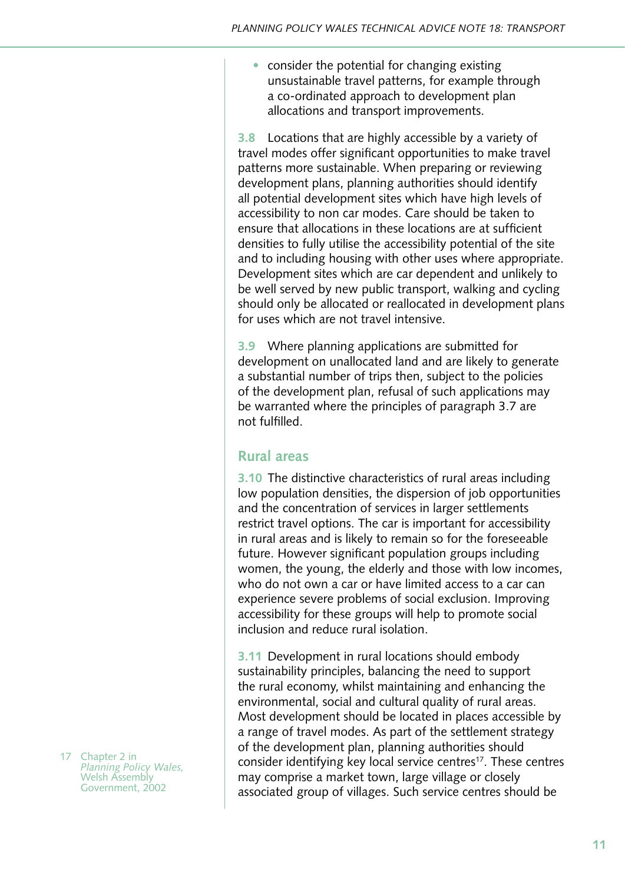- consider the potential for changing existing unsustainable travel patterns, for example through a co-ordinated approach to development plan allocations and transport improvements.

**3.8** Locations that are highly accessible by a variety of travel modes offer significant opportunities to make travel patterns more sustainable. When preparing or reviewing development plans, planning authorities should identify all potential development sites which have high levels of accessibility to non car modes. Care should be taken to ensure that allocations in these locations are at sufficient densities to fully utilise the accessibility potential of the site and to including housing with other uses where appropriate. Development sites which are car dependent and unlikely to be well served by new public transport, walking and cycling should only be allocated or reallocated in development plans for uses which are not travel intensive.

**3.9** Where planning applications are submitted for development on unallocated land and are likely to generate a substantial number of trips then, subject to the policies of the development plan, refusal of such applications may be warranted where the principles of paragraph 3.7 are not fulfilled.

## Rural areas

**3.10** The distinctive characteristics of rural areas including low population densities, the dispersion of job opportunities and the concentration of services in larger settlements restrict travel options. The car is important for accessibility in rural areas and is likely to remain so for the foreseeable future. However significant population groups including women, the young, the elderly and those with low incomes, who do not own a car or have limited access to a car can experience severe problems of social exclusion. Improving accessibility for these groups will help to promote social inclusion and reduce rural isolation.

**3.11** Development in rural locations should embody sustainability principles, balancing the need to support the rural economy, whilst maintaining and enhancing the environmental, social and cultural quality of rural areas. Most development should be located in places accessible by a range of travel modes. As part of the settlement strategy of the development plan, planning authorities should consider identifying key local service centres[17]. These centres may comprise a market town, large village or closely associated group of villages. Such service centres should be

17 Chapter 2 in *Planning Policy Wales,* Welsh Assembly Government, 2002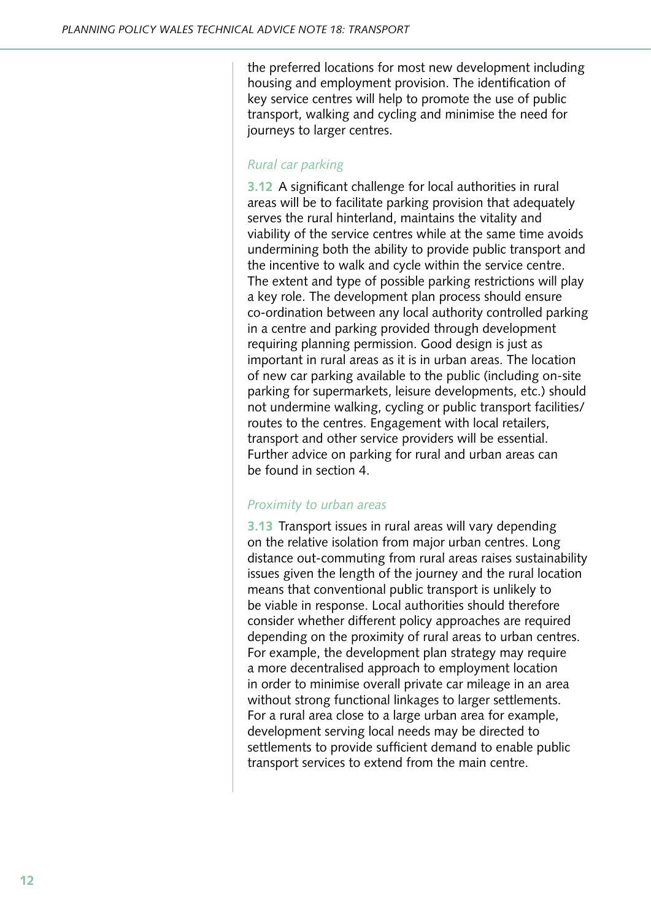the preferred locations for most new development including housing and employment provision. The identification of key service centres will help to promote the use of public transport, walking and cycling and minimise the need for journeys to larger centres.

*Rural car parking*

**3.12** A significant challenge for local authorities in rural areas will be to facilitate parking provision that adequately serves the rural hinterland, maintains the vitality and viability of the service centres while at the same time avoids undermining both the ability to provide public transport and the incentive to walk and cycle within the service centre. The extent and type of possible parking restrictions will play a key role. The development plan process should ensure co-ordination between any local authority controlled parking in a centre and parking provided through development requiring planning permission. Good design is just as important in rural areas as it is in urban areas. The location of new car parking available to the public (including on-site parking for supermarkets, leisure developments, etc.) should not undermine walking, cycling or public transport facilities/routes to the centres. Engagement with local retailers, transport and other service providers will be essential. Further advice on parking for rural and urban areas can be found in section 4.

*Proximity to urban areas*

**3.13** Transport issues in rural areas will vary depending on the relative isolation from major urban centres. Long distance out-commuting from rural areas raises sustainability issues given the length of the journey and the rural location means that conventional public transport is unlikely to be viable in response. Local authorities should therefore consider whether different policy approaches are required depending on the proximity of rural areas to urban centres. For example, the development plan strategy may require a more decentralised approach to employment location in order to minimise overall private car mileage in an area without strong functional linkages to larger settlements. For a rural area close to a large urban area for example, development serving local needs may be directed to settlements to provide sufficient demand to enable public transport services to extend from the main centre.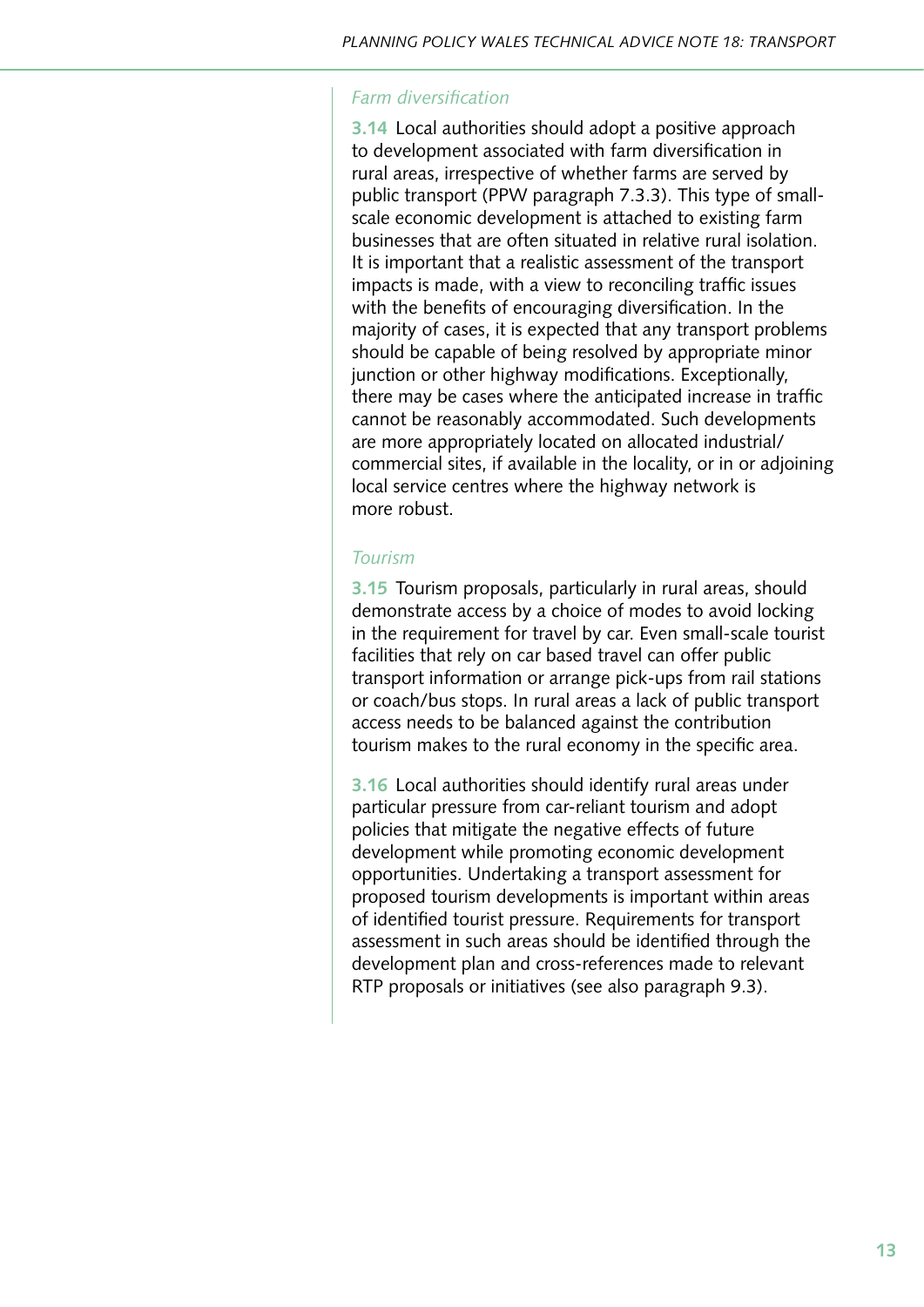### *Farm diversification*

**3.14** Local authorities should adopt a positive approach to development associated with farm diversification in rural areas, irrespective of whether farms are served by public transport (PPW paragraph 7.3.3). This type of small-scale economic development is attached to existing farm businesses that are often situated in relative rural isolation. It is important that a realistic assessment of the transport impacts is made, with a view to reconciling traffic issues with the benefits of encouraging diversification. In the majority of cases, it is expected that any transport problems should be capable of being resolved by appropriate minor junction or other highway modifications. Exceptionally, there may be cases where the anticipated increase in traffic cannot be reasonably accommodated. Such developments are more appropriately located on allocated industrial/commercial sites, if available in the locality, or in or adjoining local service centres where the highway network is more robust.

### *Tourism*

**3.15** Tourism proposals, particularly in rural areas, should demonstrate access by a choice of modes to avoid locking in the requirement for travel by car. Even small-scale tourist facilities that rely on car based travel can offer public transport information or arrange pick-ups from rail stations or coach/bus stops. In rural areas a lack of public transport access needs to be balanced against the contribution tourism makes to the rural economy in the specific area.

**3.16** Local authorities should identify rural areas under particular pressure from car-reliant tourism and adopt policies that mitigate the negative effects of future development while promoting economic development opportunities. Undertaking a transport assessment for proposed tourism developments is important within areas of identified tourist pressure. Requirements for transport assessment in such areas should be identified through the development plan and cross-references made to relevant RTP proposals or initiatives (see also paragraph 9.3).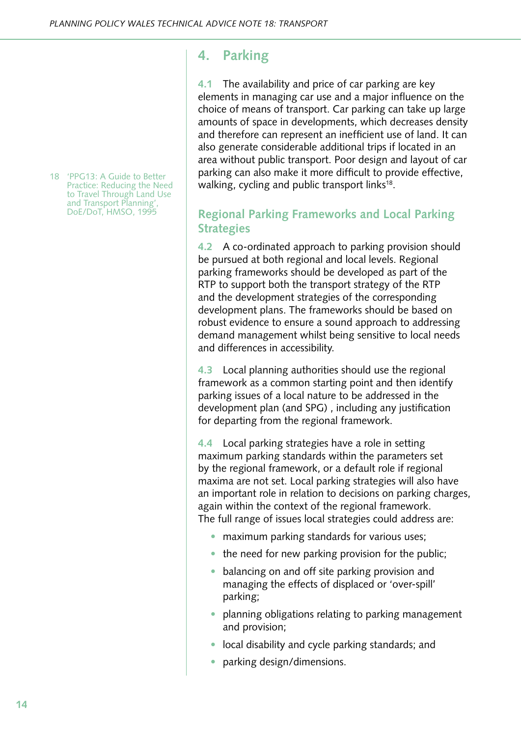# 4. Parking

**4.1** The availability and price of car parking are key elements in managing car use and a major influence on the choice of means of transport. Car parking can take up large amounts of space in developments, which decreases density and therefore can represent an inefficient use of land. It can also generate considerable additional trips if located in an area without public transport. Poor design and layout of car parking can also make it more difficult to provide effective, walking, cycling and public transport links[18].

18 'PPG13: A Guide to Better Practice: Reducing the Need to Travel Through Land Use and Transport Planning', DoE/DoT, HMSO, 1995

## Regional Parking Frameworks and Local Parking Strategies

**4.2** A co-ordinated approach to parking provision should be pursued at both regional and local levels. Regional parking frameworks should be developed as part of the RTP to support both the transport strategy of the RTP and the development strategies of the corresponding development plans. The frameworks should be based on robust evidence to ensure a sound approach to addressing demand management whilst being sensitive to local needs and differences in accessibility.

**4.3** Local planning authorities should use the regional framework as a common starting point and then identify parking issues of a local nature to be addressed in the development plan (and SPG) , including any justification for departing from the regional framework.

**4.4** Local parking strategies have a role in setting maximum parking standards within the parameters set by the regional framework, or a default role if regional maxima are not set. Local parking strategies will also have an important role in relation to decisions on parking charges, again within the context of the regional framework. The full range of issues local strategies could address are:

- maximum parking standards for various uses;
- the need for new parking provision for the public;
- balancing on and off site parking provision and managing the effects of displaced or 'over-spill' parking;
- planning obligations relating to parking management and provision;
- local disability and cycle parking standards; and
- parking design/dimensions.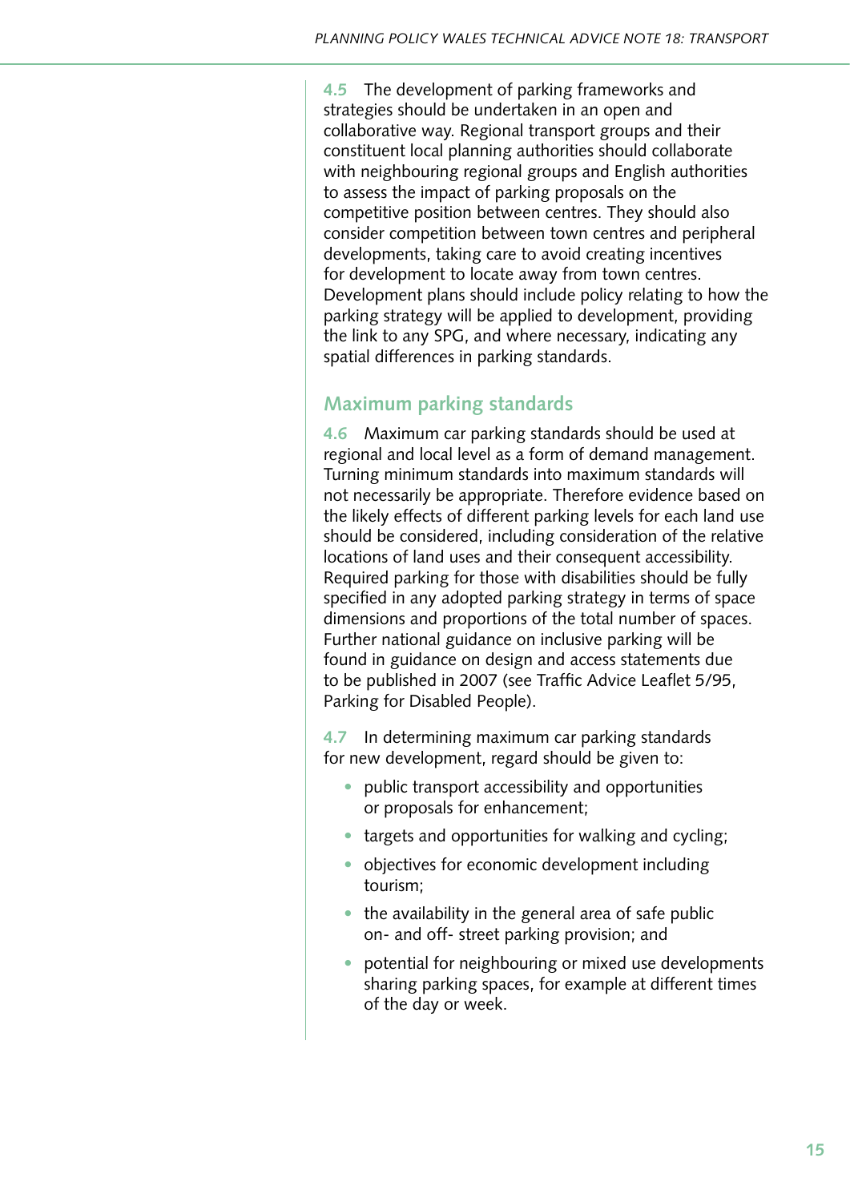**4.5** The development of parking frameworks and strategies should be undertaken in an open and collaborative way. Regional transport groups and their constituent local planning authorities should collaborate with neighbouring regional groups and English authorities to assess the impact of parking proposals on the competitive position between centres. They should also consider competition between town centres and peripheral developments, taking care to avoid creating incentives for development to locate away from town centres. Development plans should include policy relating to how the parking strategy will be applied to development, providing the link to any SPG, and where necessary, indicating any spatial differences in parking standards.

## Maximum parking standards

**4.6** Maximum car parking standards should be used at regional and local level as a form of demand management. Turning minimum standards into maximum standards will not necessarily be appropriate. Therefore evidence based on the likely effects of different parking levels for each land use should be considered, including consideration of the relative locations of land uses and their consequent accessibility. Required parking for those with disabilities should be fully specified in any adopted parking strategy in terms of space dimensions and proportions of the total number of spaces. Further national guidance on inclusive parking will be found in guidance on design and access statements due to be published in 2007 (see Traffic Advice Leaflet 5/95, Parking for Disabled People).

**4.7** In determining maximum car parking standards for new development, regard should be given to:

- public transport accessibility and opportunities or proposals for enhancement;
- targets and opportunities for walking and cycling;
- objectives for economic development including tourism;
- the availability in the general area of safe public on- and off- street parking provision; and
- potential for neighbouring or mixed use developments sharing parking spaces, for example at different times of the day or week.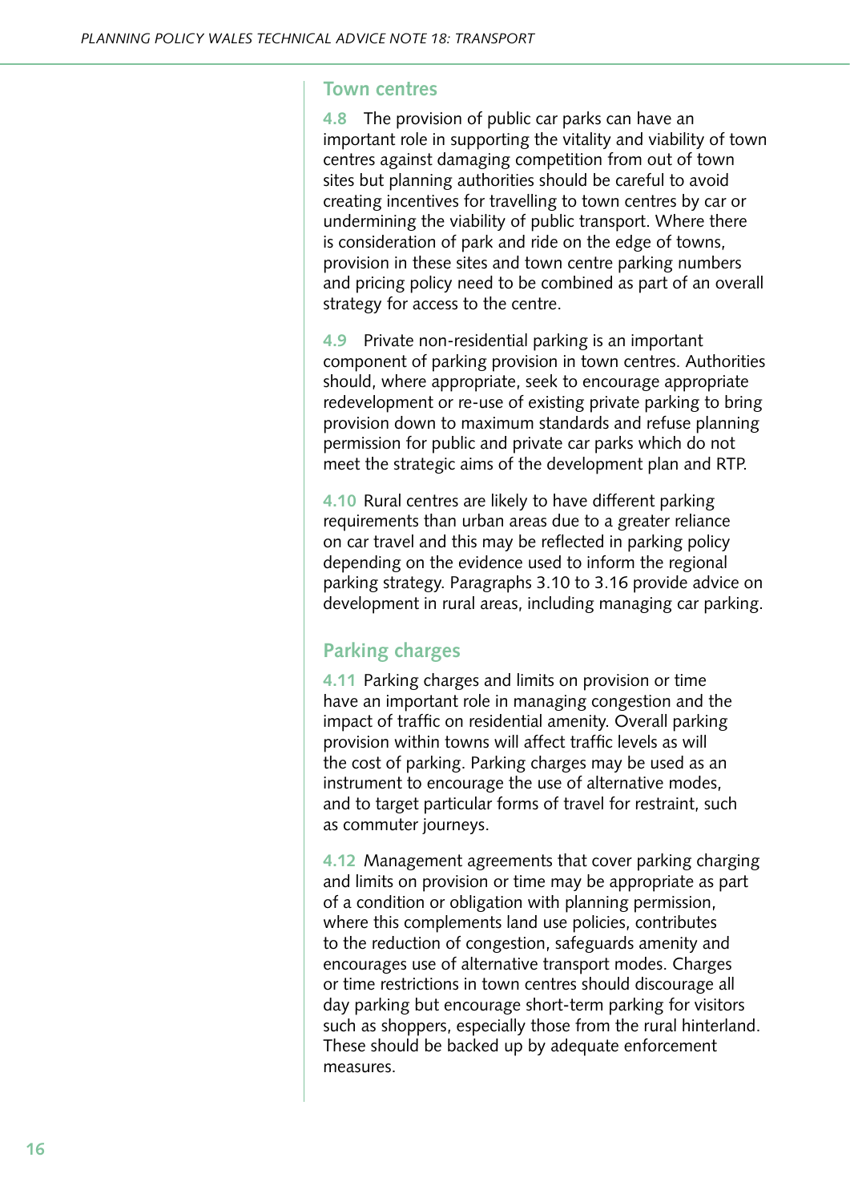## Town centres

4.8 The provision of public car parks can have an important role in supporting the vitality and viability of town centres against damaging competition from out of town sites but planning authorities should be careful to avoid creating incentives for travelling to town centres by car or undermining the viability of public transport. Where there is consideration of park and ride on the edge of towns, provision in these sites and town centre parking numbers and pricing policy need to be combined as part of an overall strategy for access to the centre.

4.9 Private non-residential parking is an important component of parking provision in town centres. Authorities should, where appropriate, seek to encourage appropriate redevelopment or re-use of existing private parking to bring provision down to maximum standards and refuse planning permission for public and private car parks which do not meet the strategic aims of the development plan and RTP.

4.10 Rural centres are likely to have different parking requirements than urban areas due to a greater reliance on car travel and this may be reflected in parking policy depending on the evidence used to inform the regional parking strategy. Paragraphs 3.10 to 3.16 provide advice on development in rural areas, including managing car parking.

## Parking charges

4.11 Parking charges and limits on provision or time have an important role in managing congestion and the impact of traffic on residential amenity. Overall parking provision within towns will affect traffic levels as will the cost of parking. Parking charges may be used as an instrument to encourage the use of alternative modes, and to target particular forms of travel for restraint, such as commuter journeys.

4.12 Management agreements that cover parking charging and limits on provision or time may be appropriate as part of a condition or obligation with planning permission, where this complements land use policies, contributes to the reduction of congestion, safeguards amenity and encourages use of alternative transport modes. Charges or time restrictions in town centres should discourage all day parking but encourage short-term parking for visitors such as shoppers, especially those from the rural hinterland. These should be backed up by adequate enforcement measures.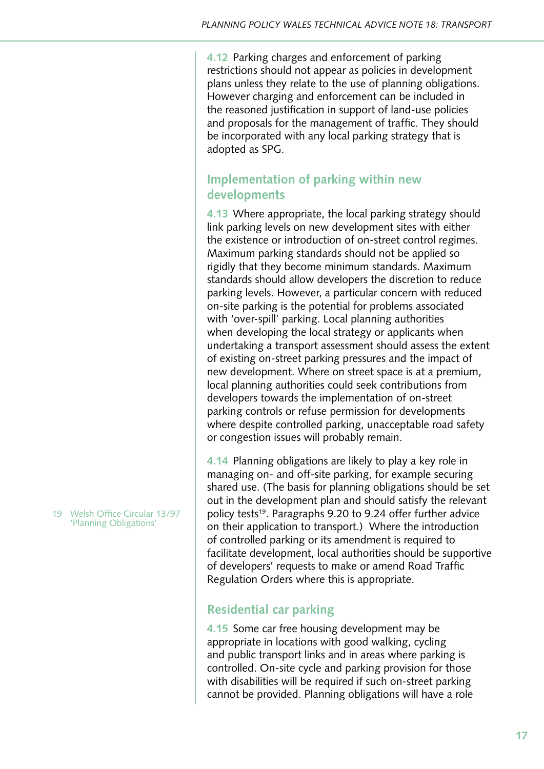**4.12** Parking charges and enforcement of parking restrictions should not appear as policies in development plans unless they relate to the use of planning obligations. However charging and enforcement can be included in the reasoned justification in support of land-use policies and proposals for the management of traffic. They should be incorporated with any local parking strategy that is adopted as SPG.

## Implementation of parking within new developments

**4.13** Where appropriate, the local parking strategy should link parking levels on new development sites with either the existence or introduction of on-street control regimes. Maximum parking standards should not be applied so rigidly that they become minimum standards. Maximum standards should allow developers the discretion to reduce parking levels. However, a particular concern with reduced on-site parking is the potential for problems associated with 'over-spill' parking. Local planning authorities when developing the local strategy or applicants when undertaking a transport assessment should assess the extent of existing on-street parking pressures and the impact of new development. Where on street space is at a premium, local planning authorities could seek contributions from developers towards the implementation of on-street parking controls or refuse permission for developments where despite controlled parking, unacceptable road safety or congestion issues will probably remain.

**4.14** Planning obligations are likely to play a key role in managing on- and off-site parking, for example securing shared use. (The basis for planning obligations should be set out in the development plan and should satisfy the relevant policy tests[19]. Paragraphs 9.20 to 9.24 offer further advice on their application to transport.) Where the introduction of controlled parking or its amendment is required to facilitate development, local authorities should be supportive of developers' requests to make or amend Road Traffic Regulation Orders where this is appropriate.

19 Welsh Office Circular 13/97 'Planning Obligations'

## Residential car parking

**4.15** Some car free housing development may be appropriate in locations with good walking, cycling and public transport links and in areas where parking is controlled. On-site cycle and parking provision for those with disabilities will be required if such on-street parking cannot be provided. Planning obligations will have a role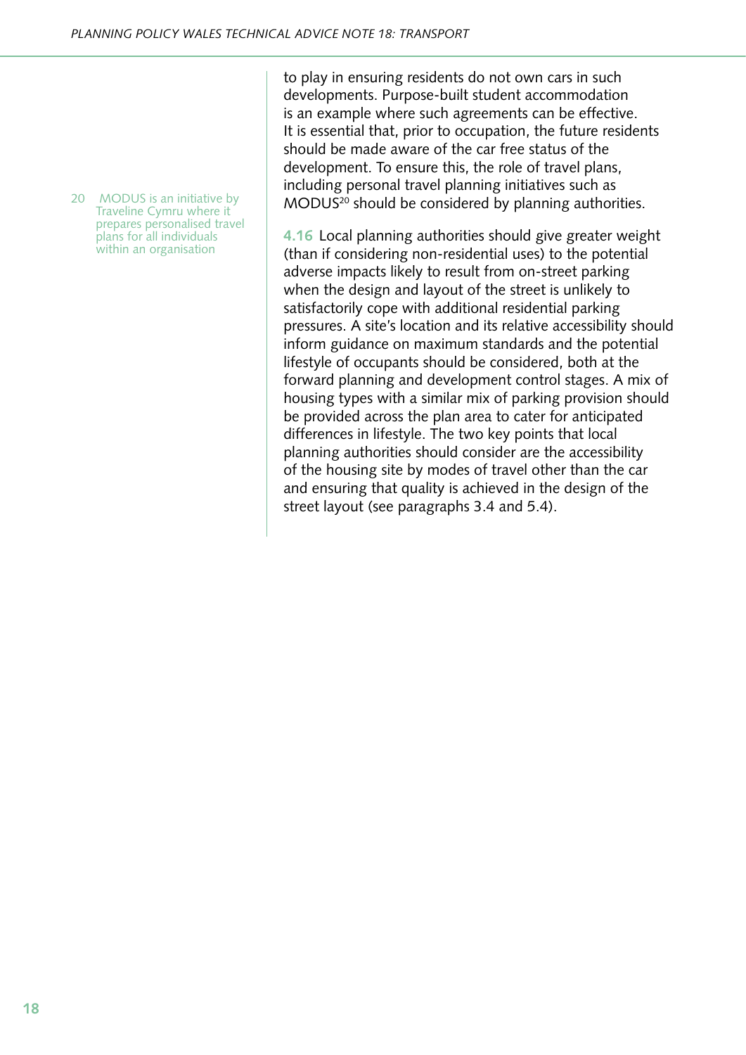to play in ensuring residents do not own cars in such developments. Purpose-built student accommodation is an example where such agreements can be effective. It is essential that, prior to occupation, the future residents should be made aware of the car free status of the development. To ensure this, the role of travel plans, including personal travel planning initiatives such as MODUS[20] should be considered by planning authorities.

**4.16** Local planning authorities should give greater weight (than if considering non-residential uses) to the potential adverse impacts likely to result from on-street parking when the design and layout of the street is unlikely to satisfactorily cope with additional residential parking pressures. A site's location and its relative accessibility should inform guidance on maximum standards and the potential lifestyle of occupants should be considered, both at the forward planning and development control stages. A mix of housing types with a similar mix of parking provision should be provided across the plan area to cater for anticipated differences in lifestyle. The two key points that local planning authorities should consider are the accessibility of the housing site by modes of travel other than the car and ensuring that quality is achieved in the design of the street layout (see paragraphs 3.4 and 5.4).

20 MODUS is an initiative by Traveline Cymru where it prepares personalised travel plans for all individuals within an organisation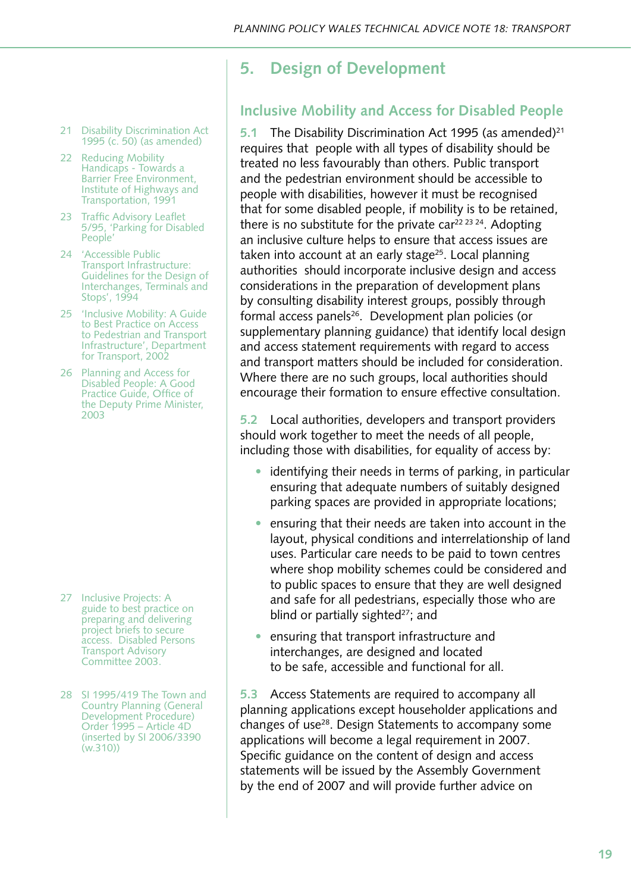# 5. Design of Development

## Inclusive Mobility and Access for Disabled People

**5.1** The Disability Discrimination Act 1995 (as amended)[21] requires that people with all types of disability should be treated no less favourably than others. Public transport and the pedestrian environment should be accessible to people with disabilities, however it must be recognised that for some disabled people, if mobility is to be retained, there is no substitute for the private car[22 23 24]. Adopting an inclusive culture helps to ensure that access issues are taken into account at an early stage[25]. Local planning authorities should incorporate inclusive design and access considerations in the preparation of development plans by consulting disability interest groups, possibly through formal access panels[26]. Development plan policies (or supplementary planning guidance) that identify local design and access statement requirements with regard to access and transport matters should be included for consideration. Where there are no such groups, local authorities should encourage their formation to ensure effective consultation.

**5.2** Local authorities, developers and transport providers should work together to meet the needs of all people, including those with disabilities, for equality of access by:

- identifying their needs in terms of parking, in particular ensuring that adequate numbers of suitably designed parking spaces are provided in appropriate locations;
- ensuring that their needs are taken into account in the layout, physical conditions and interrelationship of land uses. Particular care needs to be paid to town centres where shop mobility schemes could be considered and to public spaces to ensure that they are well designed and safe for all pedestrians, especially those who are blind or partially sighted[27]; and
- ensuring that transport infrastructure and interchanges, are designed and located to be safe, accessible and functional for all.

**5.3** Access Statements are required to accompany all planning applications except householder applications and changes of use[28]. Design Statements to accompany some applications will become a legal requirement in 2007. Specific guidance on the content of design and access statements will be issued by the Assembly Government by the end of 2007 and will provide further advice on

---

21 Disability Discrimination Act 1995 (c. 50) (as amended)

22 Reducing Mobility Handicaps - Towards a Barrier Free Environment, Institute of Highways and Transportation, 1991

23 Traffic Advisory Leaflet 5/95, 'Parking for Disabled People'

24 'Accessible Public Transport Infrastructure: Guidelines for the Design of Interchanges, Terminals and Stops', 1994

25 'Inclusive Mobility: A Guide to Best Practice on Access to Pedestrian and Transport Infrastructure', Department for Transport, 2002

26 Planning and Access for Disabled People: A Good Practice Guide, Office of the Deputy Prime Minister, 2003

27 Inclusive Projects: A guide to best practice on preparing and delivering project briefs to secure access. Disabled Persons Transport Advisory Committee 2003.

28 SI 1995/419 The Town and Country Planning (General Development Procedure) Order 1995 – Article 4D (inserted by SI 2006/3390 (w.310))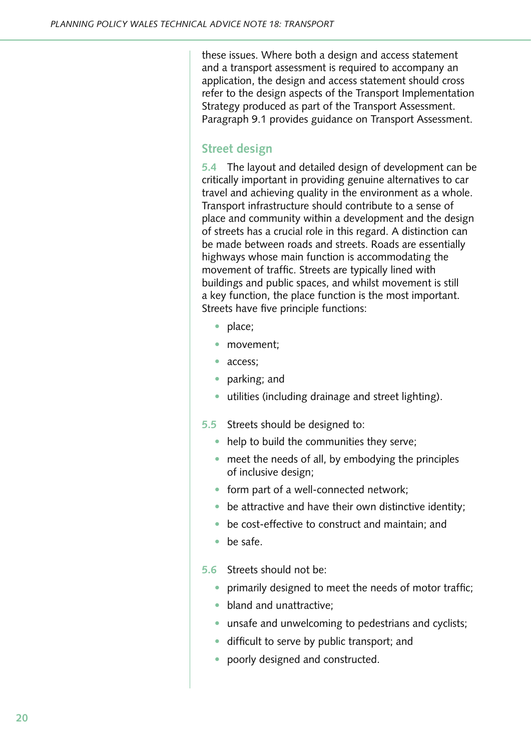these issues. Where both a design and access statement and a transport assessment is required to accompany an application, the design and access statement should cross refer to the design aspects of the Transport Implementation Strategy produced as part of the Transport Assessment. Paragraph 9.1 provides guidance on Transport Assessment.

## Street design

**5.4** The layout and detailed design of development can be critically important in providing genuine alternatives to car travel and achieving quality in the environment as a whole. Transport infrastructure should contribute to a sense of place and community within a development and the design of streets has a crucial role in this regard. A distinction can be made between roads and streets. Roads are essentially highways whose main function is accommodating the movement of traffic. Streets are typically lined with buildings and public spaces, and whilst movement is still a key function, the place function is the most important. Streets have five principle functions:

- place;
- movement;
- access;
- parking; and
- utilities (including drainage and street lighting).

**5.5** Streets should be designed to:

- help to build the communities they serve;
- meet the needs of all, by embodying the principles of inclusive design;
- form part of a well-connected network;
- be attractive and have their own distinctive identity;
- be cost-effective to construct and maintain; and
- be safe.

**5.6** Streets should not be:

- primarily designed to meet the needs of motor traffic;
- bland and unattractive;
- unsafe and unwelcoming to pedestrians and cyclists;
- difficult to serve by public transport; and
- poorly designed and constructed.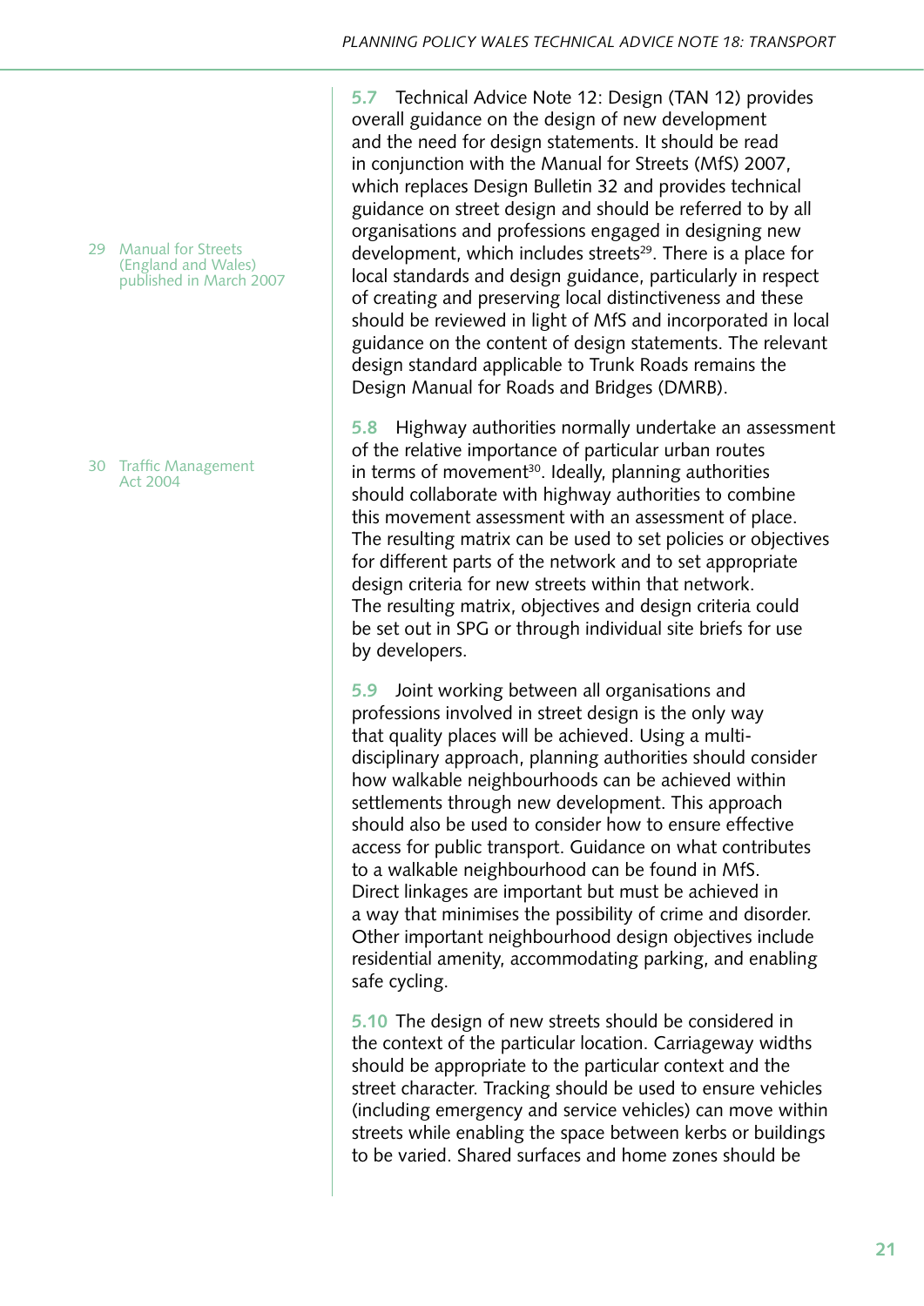**5.7** Technical Advice Note 12: Design (TAN 12) provides overall guidance on the design of new development and the need for design statements. It should be read in conjunction with the Manual for Streets (MfS) 2007, which replaces Design Bulletin 32 and provides technical guidance on street design and should be referred to by all organisations and professions engaged in designing new development, which includes streets[29]. There is a place for local standards and design guidance, particularly in respect of creating and preserving local distinctiveness and these should be reviewed in light of MfS and incorporated in local guidance on the content of design statements. The relevant design standard applicable to Trunk Roads remains the Design Manual for Roads and Bridges (DMRB).

**5.8** Highway authorities normally undertake an assessment of the relative importance of particular urban routes in terms of movement[30]. Ideally, planning authorities should collaborate with highway authorities to combine this movement assessment with an assessment of place. The resulting matrix can be used to set policies or objectives for different parts of the network and to set appropriate design criteria for new streets within that network. The resulting matrix, objectives and design criteria could be set out in SPG or through individual site briefs for use by developers.

**5.9** Joint working between all organisations and professions involved in street design is the only way that quality places will be achieved. Using a multi-disciplinary approach, planning authorities should consider how walkable neighbourhoods can be achieved within settlements through new development. This approach should also be used to consider how to ensure effective access for public transport. Guidance on what contributes to a walkable neighbourhood can be found in MfS. Direct linkages are important but must be achieved in a way that minimises the possibility of crime and disorder. Other important neighbourhood design objectives include residential amenity, accommodating parking, and enabling safe cycling.

**5.10** The design of new streets should be considered in the context of the particular location. Carriageway widths should be appropriate to the particular context and the street character. Tracking should be used to ensure vehicles (including emergency and service vehicles) can move within streets while enabling the space between kerbs or buildings to be varied. Shared surfaces and home zones should be

29 Manual for Streets (England and Wales) published in March 2007

30 Traffic Management Act 2004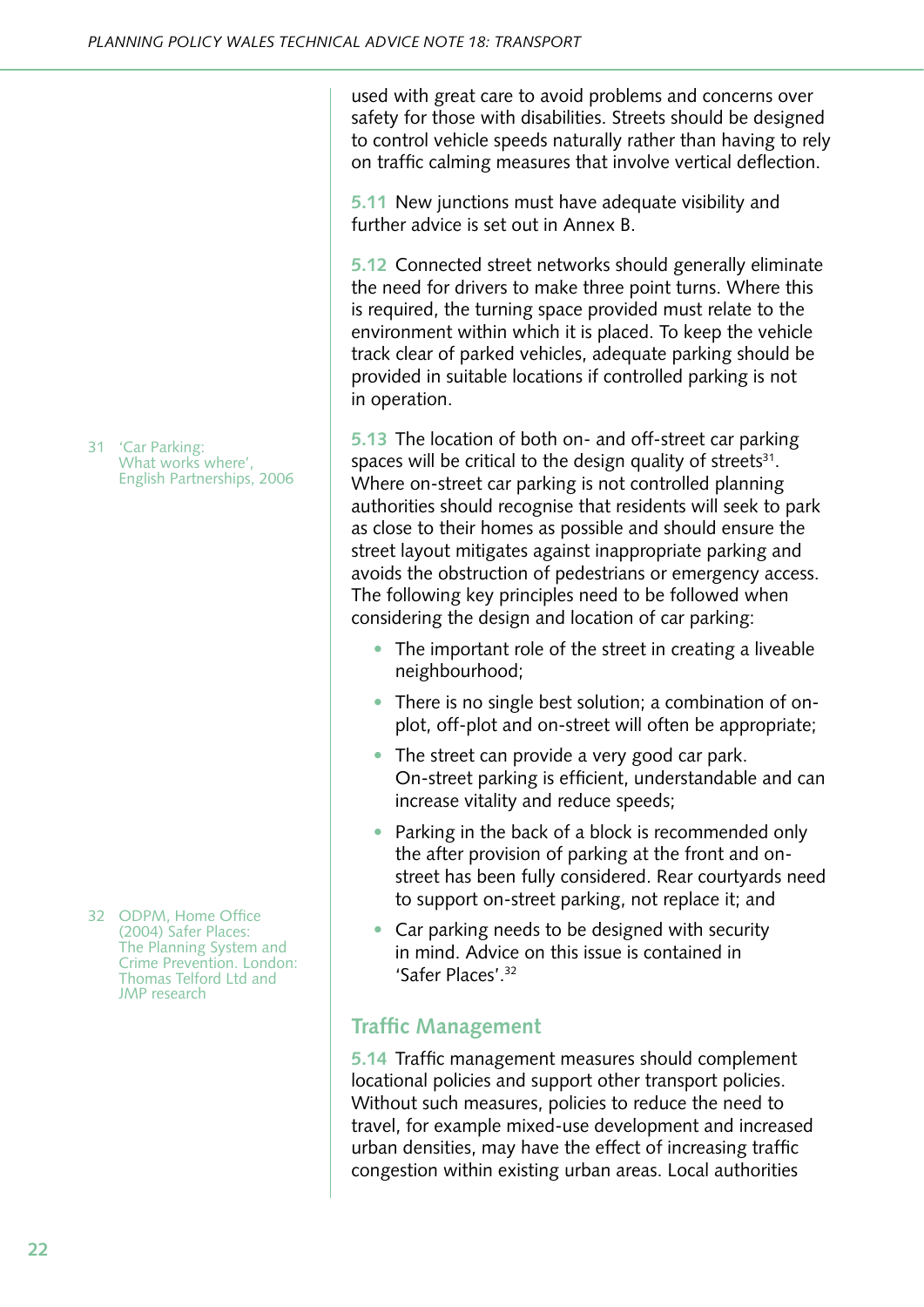used with great care to avoid problems and concerns over safety for those with disabilities. Streets should be designed to control vehicle speeds naturally rather than having to rely on traffic calming measures that involve vertical deflection.

**5.11** New junctions must have adequate visibility and further advice is set out in Annex B.

**5.12** Connected street networks should generally eliminate the need for drivers to make three point turns. Where this is required, the turning space provided must relate to the environment within which it is placed. To keep the vehicle track clear of parked vehicles, adequate parking should be provided in suitable locations if controlled parking is not in operation.

**5.13** The location of both on- and off-street car parking spaces will be critical to the design quality of streets[31]. Where on-street car parking is not controlled planning authorities should recognise that residents will seek to park as close to their homes as possible and should ensure the street layout mitigates against inappropriate parking and avoids the obstruction of pedestrians or emergency access. The following key principles need to be followed when considering the design and location of car parking:

- The important role of the street in creating a liveable neighbourhood;
- There is no single best solution; a combination of on-plot, off-plot and on-street will often be appropriate;
- The street can provide a very good car park. On-street parking is efficient, understandable and can increase vitality and reduce speeds;
- Parking in the back of a block is recommended only the after provision of parking at the front and on-street has been fully considered. Rear courtyards need to support on-street parking, not replace it; and
- Car parking needs to be designed with security in mind. Advice on this issue is contained in 'Safer Places'.[32]

## Traffic Management

**5.14** Traffic management measures should complement locational policies and support other transport policies. Without such measures, policies to reduce the need to travel, for example mixed-use development and increased urban densities, may have the effect of increasing traffic congestion within existing urban areas. Local authorities

---

31 'Car Parking: What works where', English Partnerships, 2006

32 ODPM, Home Office (2004) Safer Places: The Planning System and Crime Prevention. London: Thomas Telford Ltd and JMP research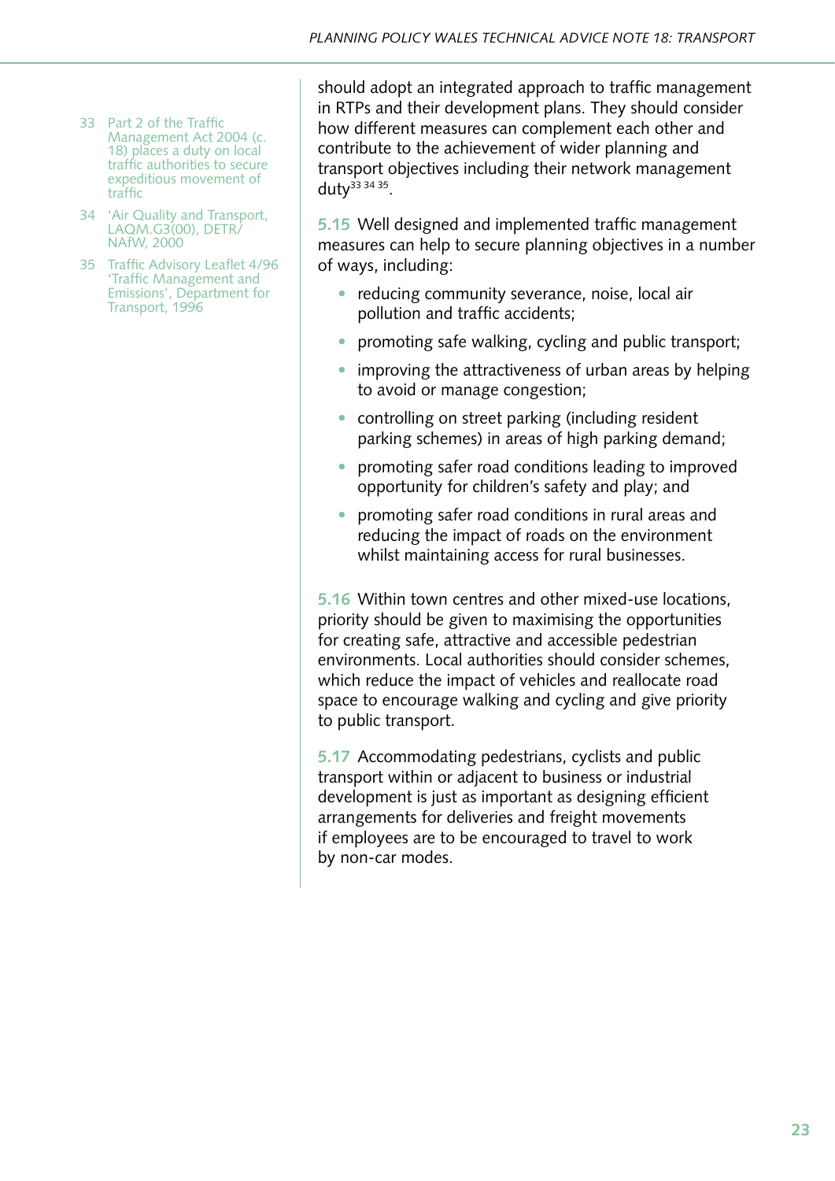should adopt an integrated approach to traffic management in RTPs and their development plans. They should consider how different measures can complement each other and contribute to the achievement of wider planning and transport objectives including their network management duty[33 34 35].

**5.15** Well designed and implemented traffic management measures can help to secure planning objectives in a number of ways, including:

- reducing community severance, noise, local air pollution and traffic accidents;
- promoting safe walking, cycling and public transport;
- improving the attractiveness of urban areas by helping to avoid or manage congestion;
- controlling on street parking (including resident parking schemes) in areas of high parking demand;
- promoting safer road conditions leading to improved opportunity for children's safety and play; and
- promoting safer road conditions in rural areas and reducing the impact of roads on the environment whilst maintaining access for rural businesses.

**5.16** Within town centres and other mixed-use locations, priority should be given to maximising the opportunities for creating safe, attractive and accessible pedestrian environments. Local authorities should consider schemes, which reduce the impact of vehicles and reallocate road space to encourage walking and cycling and give priority to public transport.

**5.17** Accommodating pedestrians, cyclists and public transport within or adjacent to business or industrial development is just as important as designing efficient arrangements for deliveries and freight movements if employees are to be encouraged to travel to work by non-car modes.

33 Part 2 of the Traffic Management Act 2004 (c. 18) places a duty on local traffic authorities to secure expeditious movement of traffic

34 'Air Quality and Transport, LAQM.G3(00), DETR/NAfW, 2000

35 Traffic Advisory Leaflet 4/96 'Traffic Management and Emissions', Department for Transport, 1996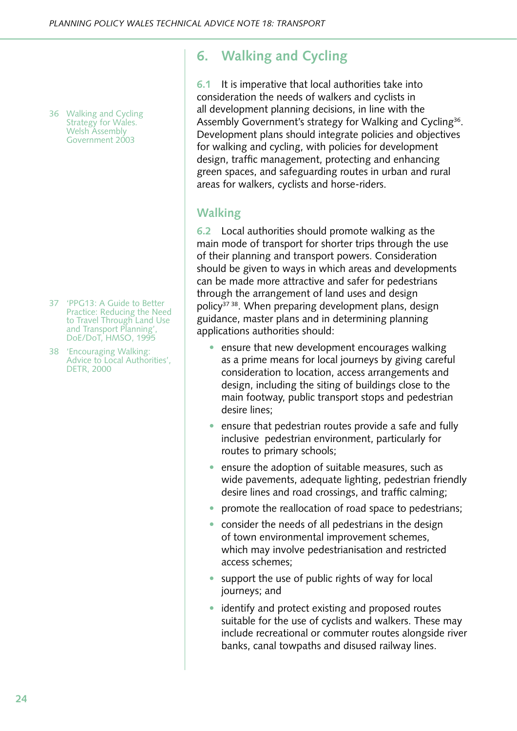# 6. Walking and Cycling

**6.1** It is imperative that local authorities take into consideration the needs of walkers and cyclists in all development planning decisions, in line with the Assembly Government's strategy for Walking and Cycling[36]. Development plans should integrate policies and objectives for walking and cycling, with policies for development design, traffic management, protecting and enhancing green spaces, and safeguarding routes in urban and rural areas for walkers, cyclists and horse-riders.

## Walking

**6.2** Local authorities should promote walking as the main mode of transport for shorter trips through the use of their planning and transport powers. Consideration should be given to ways in which areas and developments can be made more attractive and safer for pedestrians through the arrangement of land uses and design policy[37 38]. When preparing development plans, design guidance, master plans and in determining planning applications authorities should:

- ensure that new development encourages walking as a prime means for local journeys by giving careful consideration to location, access arrangements and design, including the siting of buildings close to the main footway, public transport stops and pedestrian desire lines;
- ensure that pedestrian routes provide a safe and fully inclusive pedestrian environment, particularly for routes to primary schools;
- ensure the adoption of suitable measures, such as wide pavements, adequate lighting, pedestrian friendly desire lines and road crossings, and traffic calming;
- promote the reallocation of road space to pedestrians;
- consider the needs of all pedestrians in the design of town environmental improvement schemes, which may involve pedestrianisation and restricted access schemes;
- support the use of public rights of way for local journeys; and
- identify and protect existing and proposed routes suitable for the use of cyclists and walkers. These may include recreational or commuter routes alongside river banks, canal towpaths and disused railway lines.

36 Walking and Cycling Strategy for Wales. Welsh Assembly Government 2003

37 'PPG13: A Guide to Better Practice: Reducing the Need to Travel Through Land Use and Transport Planning', DoE/DoT, HMSO, 1995

38 'Encouraging Walking: Advice to Local Authorities', DETR, 2000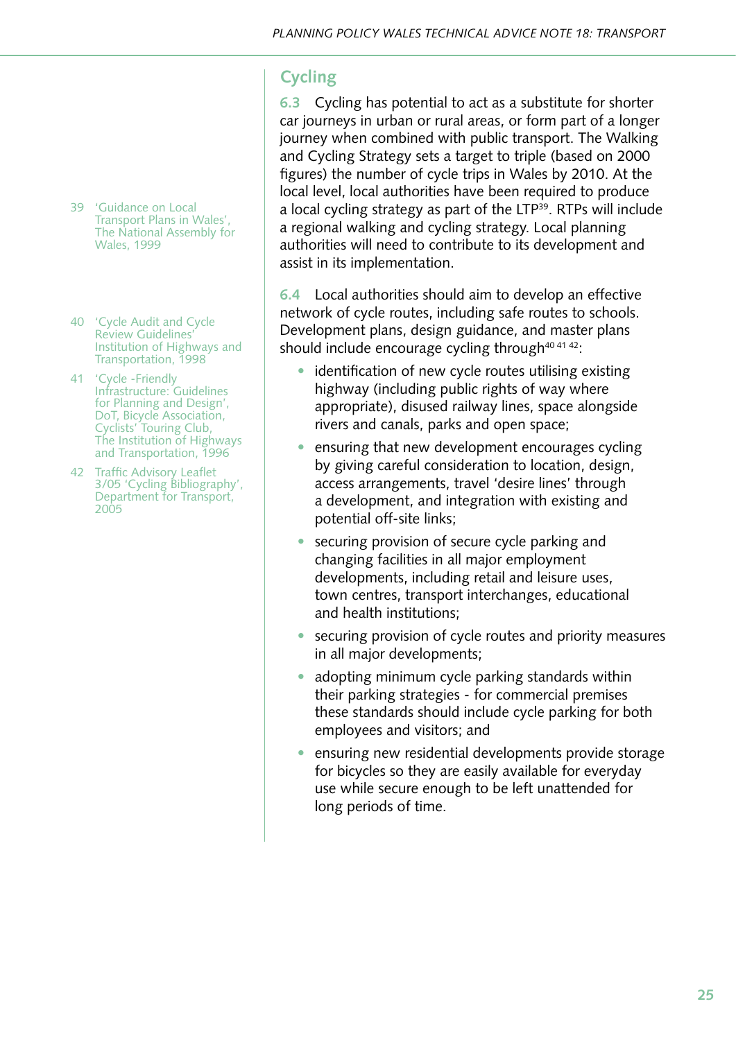## Cycling

**6.3** Cycling has potential to act as a substitute for shorter car journeys in urban or rural areas, or form part of a longer journey when combined with public transport. The Walking and Cycling Strategy sets a target to triple (based on 2000 figures) the number of cycle trips in Wales by 2010. At the local level, local authorities have been required to produce a local cycling strategy as part of the LTP[39]. RTPs will include a regional walking and cycling strategy. Local planning authorities will need to contribute to its development and assist in its implementation.

**6.4** Local authorities should aim to develop an effective network of cycle routes, including safe routes to schools. Development plans, design guidance, and master plans should include encourage cycling through[40, 41, 42]:

- identification of new cycle routes utilising existing highway (including public rights of way where appropriate), disused railway lines, space alongside rivers and canals, parks and open space;
- ensuring that new development encourages cycling by giving careful consideration to location, design, access arrangements, travel 'desire lines' through a development, and integration with existing and potential off-site links;
- securing provision of secure cycle parking and changing facilities in all major employment developments, including retail and leisure uses, town centres, transport interchanges, educational and health institutions;
- securing provision of cycle routes and priority measures in all major developments;
- adopting minimum cycle parking standards within their parking strategies - for commercial premises these standards should include cycle parking for both employees and visitors; and
- ensuring new residential developments provide storage for bicycles so they are easily available for everyday use while secure enough to be left unattended for long periods of time.

---

39 'Guidance on Local Transport Plans in Wales', The National Assembly for Wales, 1999

40 'Cycle Audit and Cycle Review Guidelines' Institution of Highways and Transportation, 1998

41 'Cycle -Friendly Infrastructure: Guidelines for Planning and Design', DoT, Bicycle Association, Cyclists' Touring Club, The Institution of Highways and Transportation, 1996

42 Traffic Advisory Leaflet 3/05 'Cycling Bibliography', Department for Transport, 2005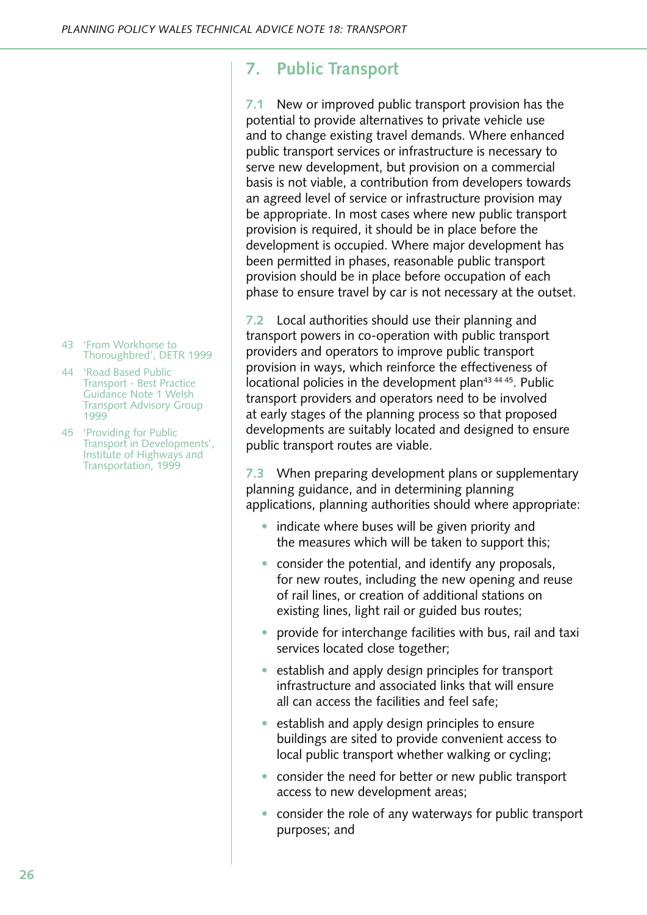## 7. Public Transport

**7.1** New or improved public transport provision has the potential to provide alternatives to private vehicle use and to change existing travel demands. Where enhanced public transport services or infrastructure is necessary to serve new development, but provision on a commercial basis is not viable, a contribution from developers towards an agreed level of service or infrastructure provision may be appropriate. In most cases where new public transport provision is required, it should be in place before the development is occupied. Where major development has been permitted in phases, reasonable public transport provision should be in place before occupation of each phase to ensure travel by car is not necessary at the outset.

**7.2** Local authorities should use their planning and transport powers in co-operation with public transport providers and operators to improve public transport provision in ways, which reinforce the effectiveness of locational policies in the development plan[43 44 45]. Public transport providers and operators need to be involved at early stages of the planning process so that proposed developments are suitably located and designed to ensure public transport routes are viable.

**7.3** When preparing development plans or supplementary planning guidance, and in determining planning applications, planning authorities should where appropriate:

- indicate where buses will be given priority and the measures which will be taken to support this;
- consider the potential, and identify any proposals, for new routes, including the new opening and reuse of rail lines, or creation of additional stations on existing lines, light rail or guided bus routes;
- provide for interchange facilities with bus, rail and taxi services located close together;
- establish and apply design principles for transport infrastructure and associated links that will ensure all can access the facilities and feel safe;
- establish and apply design principles to ensure buildings are sited to provide convenient access to local public transport whether walking or cycling;
- consider the need for better or new public transport access to new development areas;
- consider the role of any waterways for public transport purposes; and

43 'From Workhorse to Thoroughbred', DETR 1999

44 'Road Based Public Transport - Best Practice Guidance Note 1 Welsh Transport Advisory Group 1999

45 'Providing for Public Transport in Developments', Institute of Highways and Transportation, 1999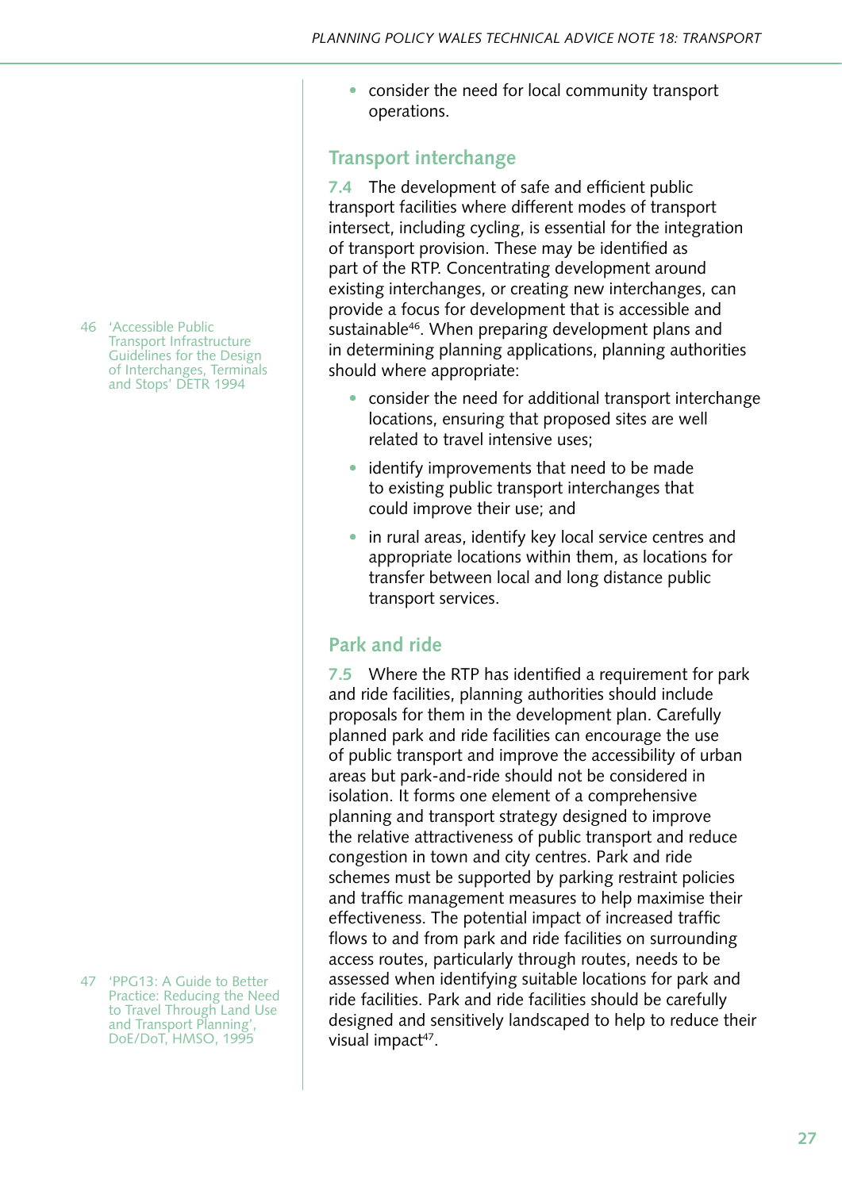- consider the need for local community transport operations.

## Transport interchange

**7.4** The development of safe and efficient public transport facilities where different modes of transport intersect, including cycling, is essential for the integration of transport provision. These may be identified as part of the RTP. Concentrating development around existing interchanges, or creating new interchanges, can provide a focus for development that is accessible and sustainable[46]. When preparing development plans and in determining planning applications, planning authorities should where appropriate:

- consider the need for additional transport interchange locations, ensuring that proposed sites are well related to travel intensive uses;
- identify improvements that need to be made to existing public transport interchanges that could improve their use; and
- in rural areas, identify key local service centres and appropriate locations within them, as locations for transfer between local and long distance public transport services.

## Park and ride

**7.5** Where the RTP has identified a requirement for park and ride facilities, planning authorities should include proposals for them in the development plan. Carefully planned park and ride facilities can encourage the use of public transport and improve the accessibility of urban areas but park-and-ride should not be considered in isolation. It forms one element of a comprehensive planning and transport strategy designed to improve the relative attractiveness of public transport and reduce congestion in town and city centres. Park and ride schemes must be supported by parking restraint policies and traffic management measures to help maximise their effectiveness. The potential impact of increased traffic flows to and from park and ride facilities on surrounding access routes, particularly through routes, needs to be assessed when identifying suitable locations for park and ride facilities. Park and ride facilities should be carefully designed and sensitively landscaped to help to reduce their visual impact[47].

46 'Accessible Public Transport Infrastructure Guidelines for the Design of Interchanges, Terminals and Stops' DETR 1994

47 'PPG13: A Guide to Better Practice: Reducing the Need to Travel Through Land Use and Transport Planning', DoE/DoT, HMSO, 1995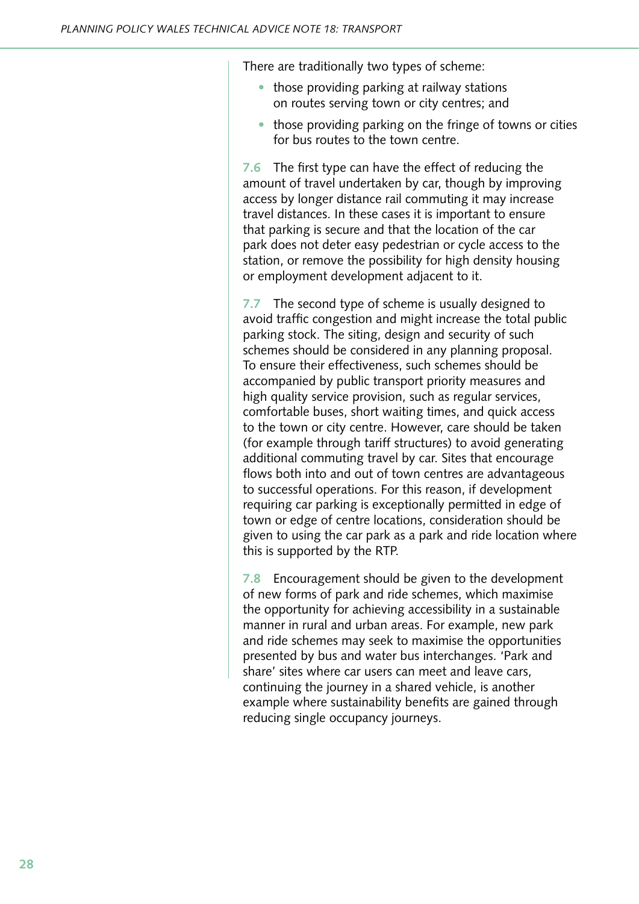There are traditionally two types of scheme:

- those providing parking at railway stations on routes serving town or city centres; and
- those providing parking on the fringe of towns or cities for bus routes to the town centre.

**7.6** The first type can have the effect of reducing the amount of travel undertaken by car, though by improving access by longer distance rail commuting it may increase travel distances. In these cases it is important to ensure that parking is secure and that the location of the car park does not deter easy pedestrian or cycle access to the station, or remove the possibility for high density housing or employment development adjacent to it.

**7.7** The second type of scheme is usually designed to avoid traffic congestion and might increase the total public parking stock. The siting, design and security of such schemes should be considered in any planning proposal. To ensure their effectiveness, such schemes should be accompanied by public transport priority measures and high quality service provision, such as regular services, comfortable buses, short waiting times, and quick access to the town or city centre. However, care should be taken (for example through tariff structures) to avoid generating additional commuting travel by car. Sites that encourage flows both into and out of town centres are advantageous to successful operations. For this reason, if development requiring car parking is exceptionally permitted in edge of town or edge of centre locations, consideration should be given to using the car park as a park and ride location where this is supported by the RTP.

**7.8** Encouragement should be given to the development of new forms of park and ride schemes, which maximise the opportunity for achieving accessibility in a sustainable manner in rural and urban areas. For example, new park and ride schemes may seek to maximise the opportunities presented by bus and water bus interchanges. 'Park and share' sites where car users can meet and leave cars, continuing the journey in a shared vehicle, is another example where sustainability benefits are gained through reducing single occupancy journeys.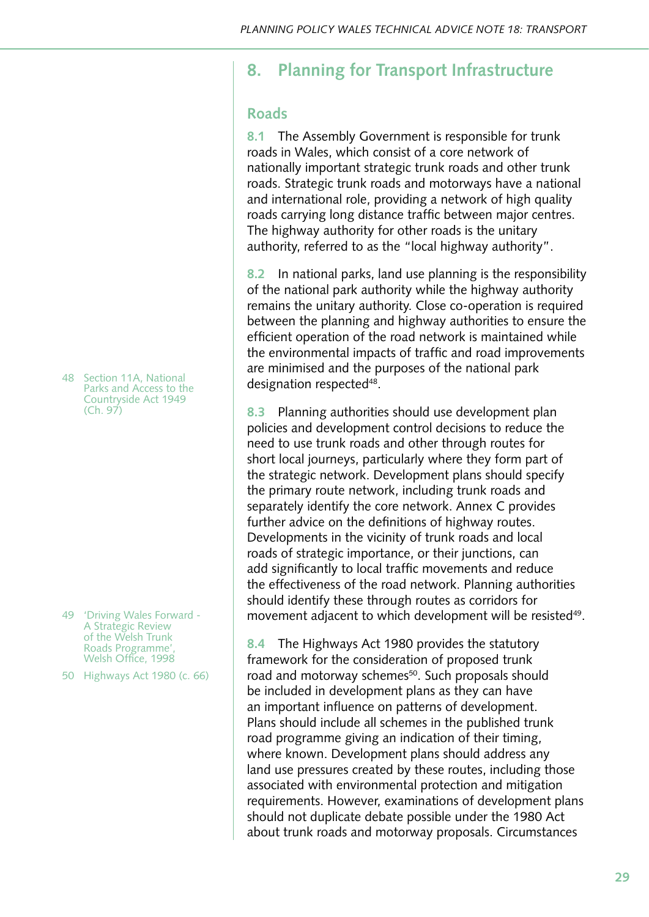## 8. Planning for Transport Infrastructure

### Roads

**8.1** The Assembly Government is responsible for trunk roads in Wales, which consist of a core network of nationally important strategic trunk roads and other trunk roads. Strategic trunk roads and motorways have a national and international role, providing a network of high quality roads carrying long distance traffic between major centres. The highway authority for other roads is the unitary authority, referred to as the "local highway authority".

**8.2** In national parks, land use planning is the responsibility of the national park authority while the highway authority remains the unitary authority. Close co-operation is required between the planning and highway authorities to ensure the efficient operation of the road network is maintained while the environmental impacts of traffic and road improvements are minimised and the purposes of the national park designation respected[48].

**8.3** Planning authorities should use development plan policies and development control decisions to reduce the need to use trunk roads and other through routes for short local journeys, particularly where they form part of the strategic network. Development plans should specify the primary route network, including trunk roads and separately identify the core network. Annex C provides further advice on the definitions of highway routes. Developments in the vicinity of trunk roads and local roads of strategic importance, or their junctions, can add significantly to local traffic movements and reduce the effectiveness of the road network. Planning authorities should identify these through routes as corridors for movement adjacent to which development will be resisted[49].

**8.4** The Highways Act 1980 provides the statutory framework for the consideration of proposed trunk road and motorway schemes[50]. Such proposals should be included in development plans as they can have an important influence on patterns of development. Plans should include all schemes in the published trunk road programme giving an indication of their timing, where known. Development plans should address any land use pressures created by these routes, including those associated with environmental protection and mitigation requirements. However, examinations of development plans should not duplicate debate possible under the 1980 Act about trunk roads and motorway proposals. Circumstances

48 Section 11A, National Parks and Access to the Countryside Act 1949 (Ch. 97)

49 'Driving Wales Forward - A Strategic Review of the Welsh Trunk Roads Programme', Welsh Office, 1998

50 Highways Act 1980 (c. 66)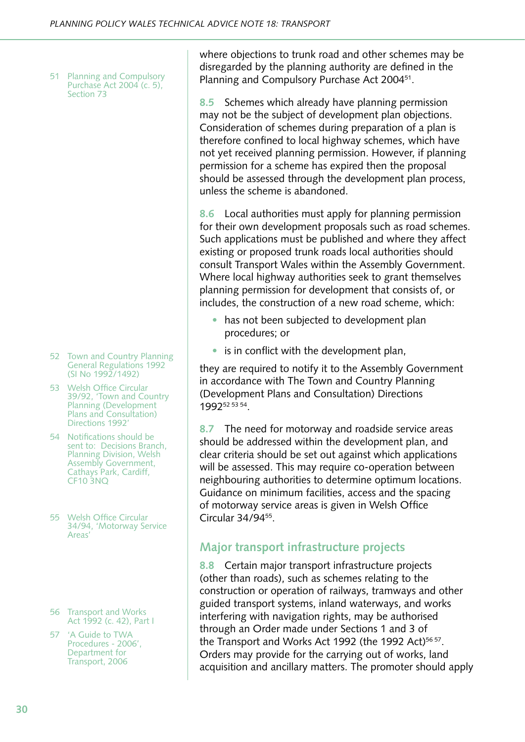where objections to trunk road and other schemes may be disregarded by the planning authority are defined in the Planning and Compulsory Purchase Act 2004[51].

**8.5** Schemes which already have planning permission may not be the subject of development plan objections. Consideration of schemes during preparation of a plan is therefore confined to local highway schemes, which have not yet received planning permission. However, if planning permission for a scheme has expired then the proposal should be assessed through the development plan process, unless the scheme is abandoned.

**8.6** Local authorities must apply for planning permission for their own development proposals such as road schemes. Such applications must be published and where they affect existing or proposed trunk roads local authorities should consult Transport Wales within the Assembly Government. Where local highway authorities seek to grant themselves planning permission for development that consists of, or includes, the construction of a new road scheme, which:

- has not been subjected to development plan procedures; or
- is in conflict with the development plan,

they are required to notify it to the Assembly Government in accordance with The Town and Country Planning (Development Plans and Consultation) Directions 1992[52 53 54].

**8.7** The need for motorway and roadside service areas should be addressed within the development plan, and clear criteria should be set out against which applications will be assessed. This may require co-operation between neighbouring authorities to determine optimum locations. Guidance on minimum facilities, access and the spacing of motorway service areas is given in Welsh Office Circular 34/94[55].

## Major transport infrastructure projects

**8.8** Certain major transport infrastructure projects (other than roads), such as schemes relating to the construction or operation of railways, tramways and other guided transport systems, inland waterways, and works interfering with navigation rights, may be authorised through an Order made under Sections 1 and 3 of the Transport and Works Act 1992 (the 1992 Act)[56 57]. Orders may provide for the carrying out of works, land acquisition and ancillary matters. The promoter should apply

---

51 Planning and Compulsory Purchase Act 2004 (c. 5), Section 73

52 Town and Country Planning General Regulations 1992 (SI No 1992/1492)

53 Welsh Office Circular 39/92, 'Town and Country Planning (Development Plans and Consultation) Directions 1992'

54 Notifications should be sent to: Decisions Branch, Planning Division, Welsh Assembly Government, Cathays Park, Cardiff, CF10 3NQ

55 Welsh Office Circular 34/94, 'Motorway Service Areas'

56 Transport and Works Act 1992 (c. 42), Part I

57 'A Guide to TWA Procedures - 2006', Department for Transport, 2006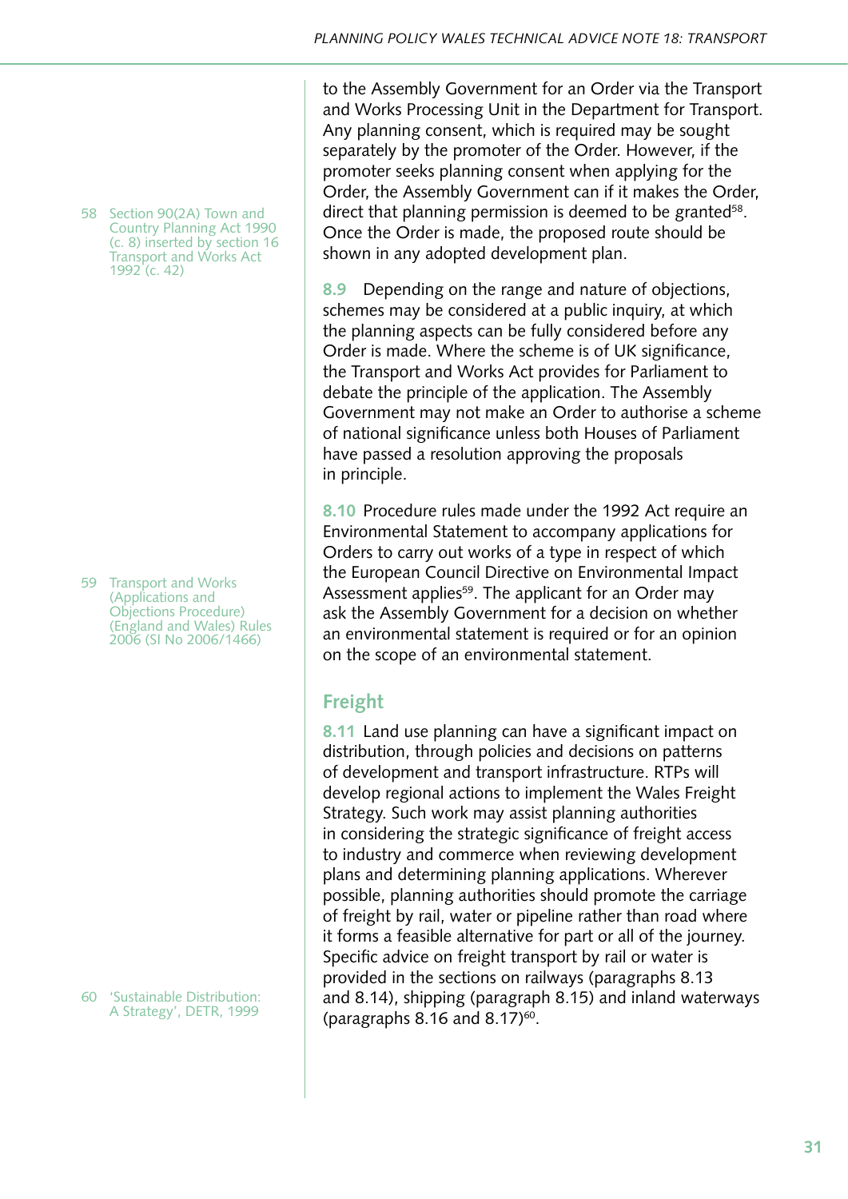to the Assembly Government for an Order via the Transport and Works Processing Unit in the Department for Transport. Any planning consent, which is required may be sought separately by the promoter of the Order. However, if the promoter seeks planning consent when applying for the Order, the Assembly Government can if it makes the Order, direct that planning permission is deemed to be granted[58]. Once the Order is made, the proposed route should be shown in any adopted development plan.

**8.9** Depending on the range and nature of objections, schemes may be considered at a public inquiry, at which the planning aspects can be fully considered before any Order is made. Where the scheme is of UK significance, the Transport and Works Act provides for Parliament to debate the principle of the application. The Assembly Government may not make an Order to authorise a scheme of national significance unless both Houses of Parliament have passed a resolution approving the proposals in principle.

**8.10** Procedure rules made under the 1992 Act require an Environmental Statement to accompany applications for Orders to carry out works of a type in respect of which the European Council Directive on Environmental Impact Assessment applies[59]. The applicant for an Order may ask the Assembly Government for a decision on whether an environmental statement is required or for an opinion on the scope of an environmental statement.

## Freight

**8.11** Land use planning can have a significant impact on distribution, through policies and decisions on patterns of development and transport infrastructure. RTPs will develop regional actions to implement the Wales Freight Strategy. Such work may assist planning authorities in considering the strategic significance of freight access to industry and commerce when reviewing development plans and determining planning applications. Wherever possible, planning authorities should promote the carriage of freight by rail, water or pipeline rather than road where it forms a feasible alternative for part or all of the journey. Specific advice on freight transport by rail or water is provided in the sections on railways (paragraphs 8.13 and 8.14), shipping (paragraph 8.15) and inland waterways (paragraphs 8.16 and 8.17)[60].

---

58 Section 90(2A) Town and Country Planning Act 1990 (c. 8) inserted by section 16 Transport and Works Act 1992 (c. 42)

59 Transport and Works (Applications and Objections Procedure) (England and Wales) Rules 2006 (SI No 2006/1466)

60 'Sustainable Distribution: A Strategy', DETR, 1999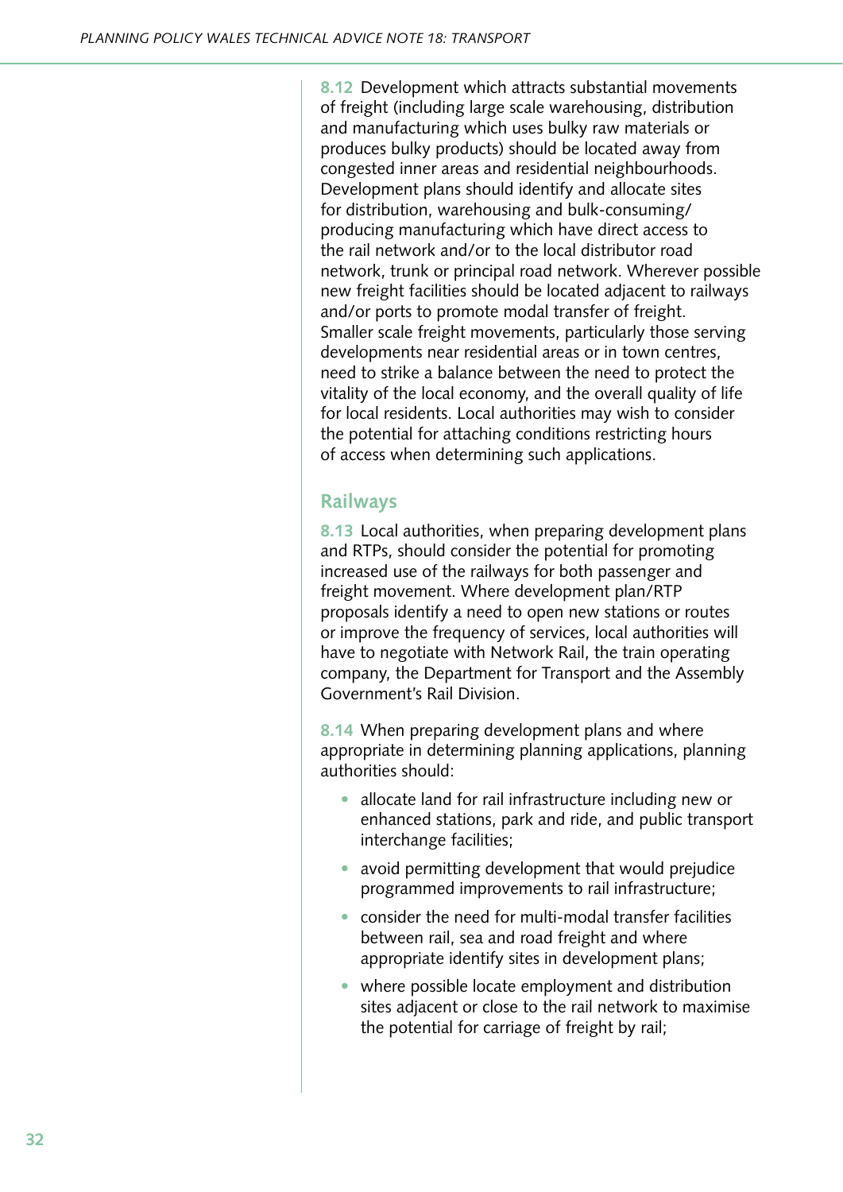8.12 Development which attracts substantial movements of freight (including large scale warehousing, distribution and manufacturing which uses bulky raw materials or produces bulky products) should be located away from congested inner areas and residential neighbourhoods. Development plans should identify and allocate sites for distribution, warehousing and bulk-consuming/producing manufacturing which have direct access to the rail network and/or to the local distributor road network, trunk or principal road network. Wherever possible new freight facilities should be located adjacent to railways and/or ports to promote modal transfer of freight. Smaller scale freight movements, particularly those serving developments near residential areas or in town centres, need to strike a balance between the need to protect the vitality of the local economy, and the overall quality of life for local residents. Local authorities may wish to consider the potential for attaching conditions restricting hours of access when determining such applications.

## Railways

8.13 Local authorities, when preparing development plans and RTPs, should consider the potential for promoting increased use of the railways for both passenger and freight movement. Where development plan/RTP proposals identify a need to open new stations or routes or improve the frequency of services, local authorities will have to negotiate with Network Rail, the train operating company, the Department for Transport and the Assembly Government's Rail Division.

8.14 When preparing development plans and where appropriate in determining planning applications, planning authorities should:

- allocate land for rail infrastructure including new or enhanced stations, park and ride, and public transport interchange facilities;
- avoid permitting development that would prejudice programmed improvements to rail infrastructure;
- consider the need for multi-modal transfer facilities between rail, sea and road freight and where appropriate identify sites in development plans;
- where possible locate employment and distribution sites adjacent or close to the rail network to maximise the potential for carriage of freight by rail;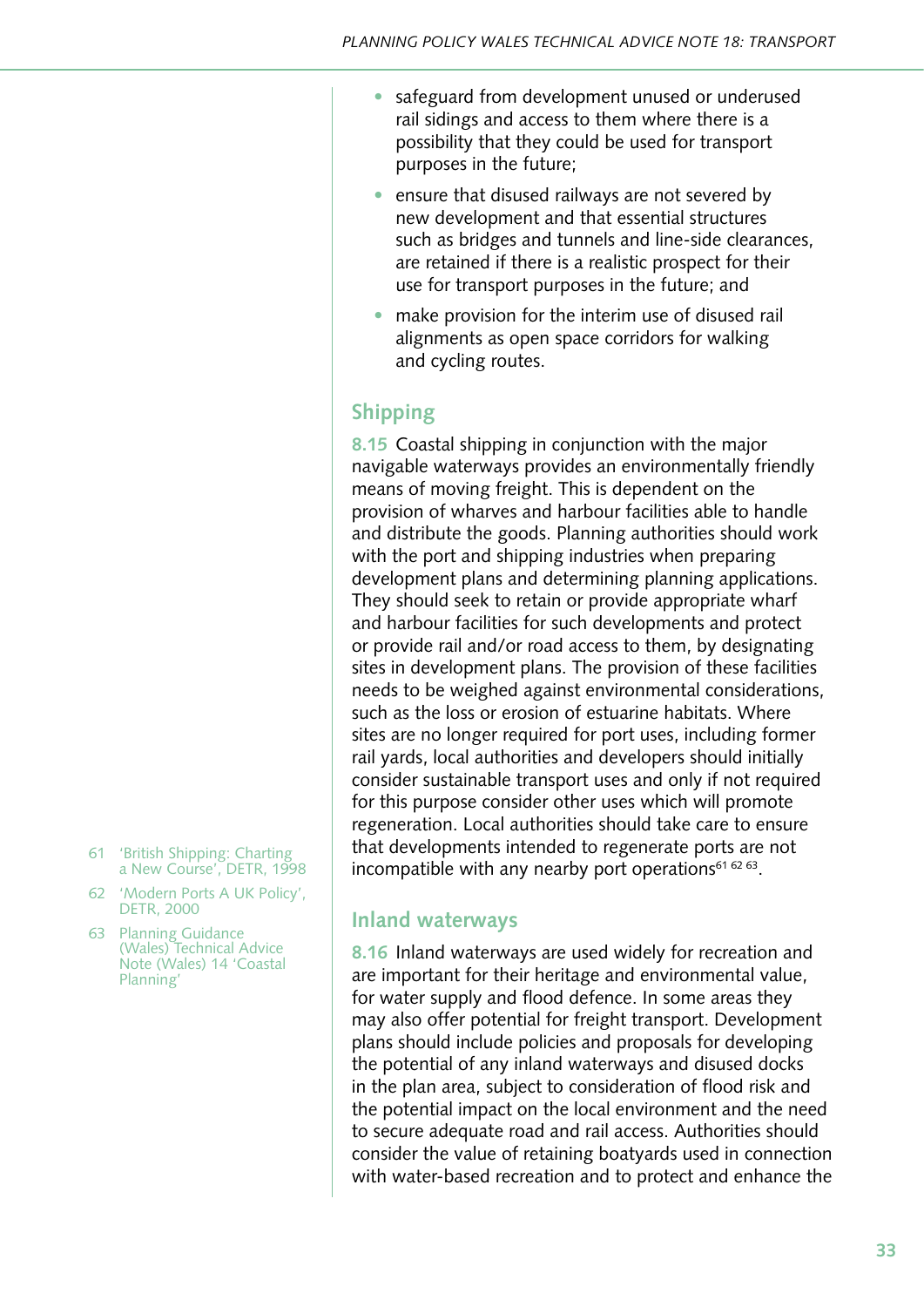- safeguard from development unused or underused rail sidings and access to them where there is a possibility that they could be used for transport purposes in the future;
- ensure that disused railways are not severed by new development and that essential structures such as bridges and tunnels and line-side clearances, are retained if there is a realistic prospect for their use for transport purposes in the future; and
- make provision for the interim use of disused rail alignments as open space corridors for walking and cycling routes.

## Shipping

**8.15** Coastal shipping in conjunction with the major navigable waterways provides an environmentally friendly means of moving freight. This is dependent on the provision of wharves and harbour facilities able to handle and distribute the goods. Planning authorities should work with the port and shipping industries when preparing development plans and determining planning applications. They should seek to retain or provide appropriate wharf and harbour facilities for such developments and protect or provide rail and/or road access to them, by designating sites in development plans. The provision of these facilities needs to be weighed against environmental considerations, such as the loss or erosion of estuarine habitats. Where sites are no longer required for port uses, including former rail yards, local authorities and developers should initially consider sustainable transport uses and only if not required for this purpose consider other uses which will promote regeneration. Local authorities should take care to ensure that developments intended to regenerate ports are not incompatible with any nearby port operations[61 62 63].

## Inland waterways

**8.16** Inland waterways are used widely for recreation and are important for their heritage and environmental value, for water supply and flood defence. In some areas they may also offer potential for freight transport. Development plans should include policies and proposals for developing the potential of any inland waterways and disused docks in the plan area, subject to consideration of flood risk and the potential impact on the local environment and the need to secure adequate road and rail access. Authorities should consider the value of retaining boatyards used in connection with water-based recreation and to protect and enhance the

61 'British Shipping: Charting a New Course', DETR, 1998

62 'Modern Ports A UK Policy', DETR, 2000

63 Planning Guidance (Wales) Technical Advice Note (Wales) 14 'Coastal Planning'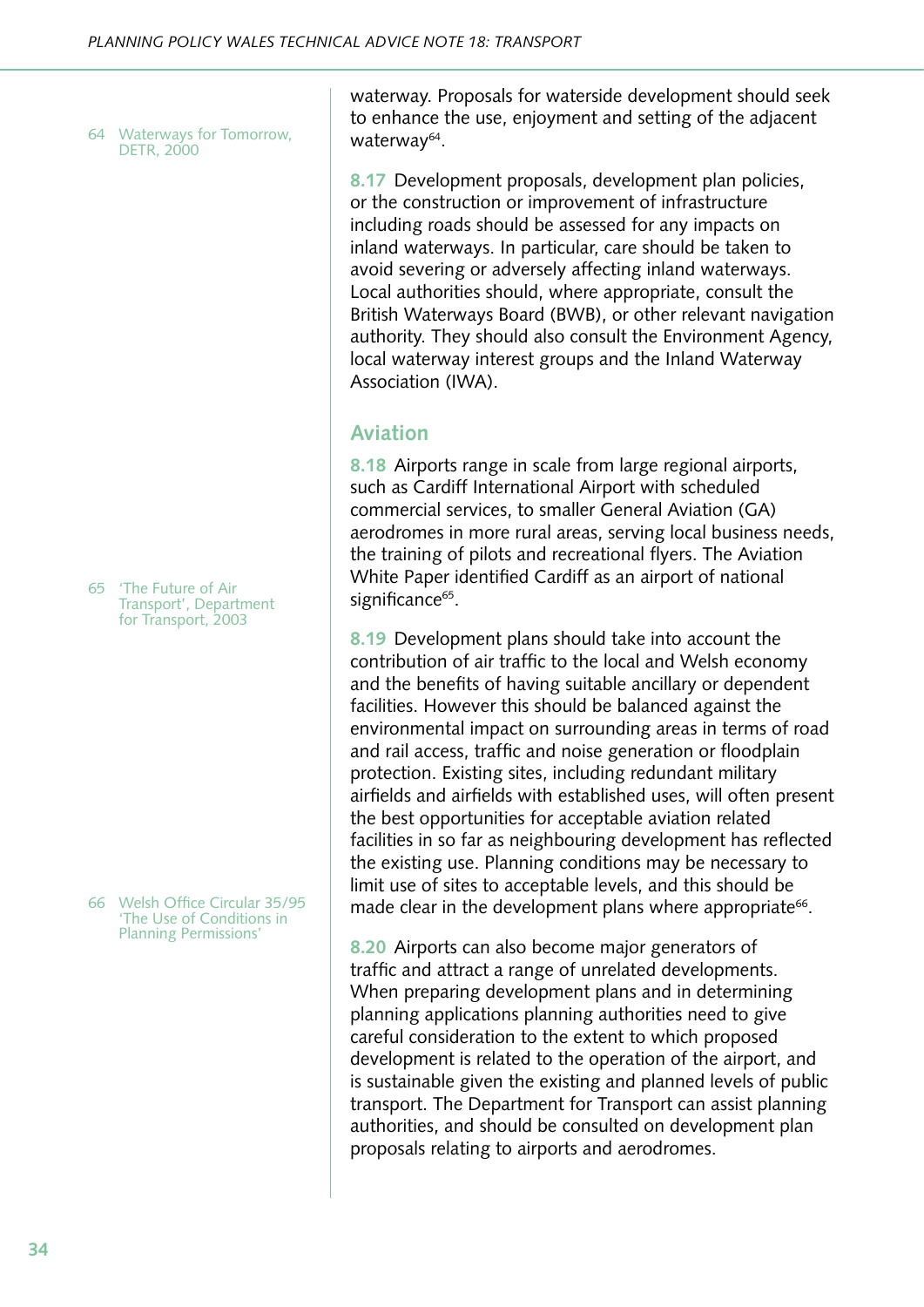waterway. Proposals for waterside development should seek to enhance the use, enjoyment and setting of the adjacent waterway[64].

8.17 Development proposals, development plan policies, or the construction or improvement of infrastructure including roads should be assessed for any impacts on inland waterways. In particular, care should be taken to avoid severing or adversely affecting inland waterways. Local authorities should, where appropriate, consult the British Waterways Board (BWB), or other relevant navigation authority. They should also consult the Environment Agency, local waterway interest groups and the Inland Waterway Association (IWA).

## Aviation

8.18 Airports range in scale from large regional airports, such as Cardiff International Airport with scheduled commercial services, to smaller General Aviation (GA) aerodromes in more rural areas, serving local business needs, the training of pilots and recreational flyers. The Aviation White Paper identified Cardiff as an airport of national significance[65].

8.19 Development plans should take into account the contribution of air traffic to the local and Welsh economy and the benefits of having suitable ancillary or dependent facilities. However this should be balanced against the environmental impact on surrounding areas in terms of road and rail access, traffic and noise generation or floodplain protection. Existing sites, including redundant military airfields and airfields with established uses, will often present the best opportunities for acceptable aviation related facilities in so far as neighbouring development has reflected the existing use. Planning conditions may be necessary to limit use of sites to acceptable levels, and this should be made clear in the development plans where appropriate[66].

8.20 Airports can also become major generators of traffic and attract a range of unrelated developments. When preparing development plans and in determining planning applications planning authorities need to give careful consideration to the extent to which proposed development is related to the operation of the airport, and is sustainable given the existing and planned levels of public transport. The Department for Transport can assist planning authorities, and should be consulted on development plan proposals relating to airports and aerodromes.

64 Waterways for Tomorrow, DETR, 2000

65 'The Future of Air Transport', Department for Transport, 2003

66 Welsh Office Circular 35/95 'The Use of Conditions in Planning Permissions'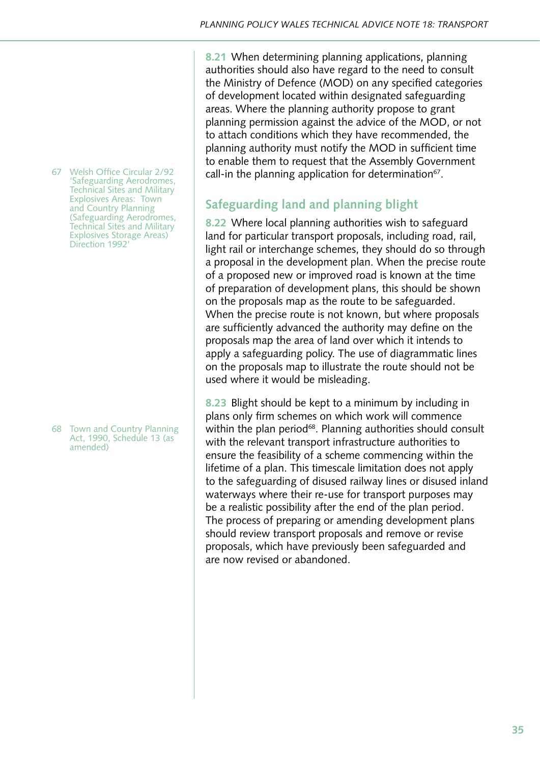**8.21** When determining planning applications, planning authorities should also have regard to the need to consult the Ministry of Defence (MOD) on any specified categories of development located within designated safeguarding areas. Where the planning authority propose to grant planning permission against the advice of the MOD, or not to attach conditions which they have recommended, the planning authority must notify the MOD in sufficient time to enable them to request that the Assembly Government call-in the planning application for determination[67].

## Safeguarding land and planning blight

**8.22** Where local planning authorities wish to safeguard land for particular transport proposals, including road, rail, light rail or interchange schemes, they should do so through a proposal in the development plan. When the precise route of a proposed new or improved road is known at the time of preparation of development plans, this should be shown on the proposals map as the route to be safeguarded. When the precise route is not known, but where proposals are sufficiently advanced the authority may define on the proposals map the area of land over which it intends to apply a safeguarding policy. The use of diagrammatic lines on the proposals map to illustrate the route should not be used where it would be misleading.

**8.23** Blight should be kept to a minimum by including in plans only firm schemes on which work will commence within the plan period[68]. Planning authorities should consult with the relevant transport infrastructure authorities to ensure the feasibility of a scheme commencing within the lifetime of a plan. This timescale limitation does not apply to the safeguarding of disused railway lines or disused inland waterways where their re-use for transport purposes may be a realistic possibility after the end of the plan period. The process of preparing or amending development plans should review transport proposals and remove or revise proposals, which have previously been safeguarded and are now revised or abandoned.

67 Welsh Office Circular 2/92 'Safeguarding Aerodromes, Technical Sites and Military Explosives Areas: Town and Country Planning (Safeguarding Aerodromes, Technical Sites and Military Explosives Storage Areas) Direction 1992'

68 Town and Country Planning Act, 1990, Schedule 13 (as amended)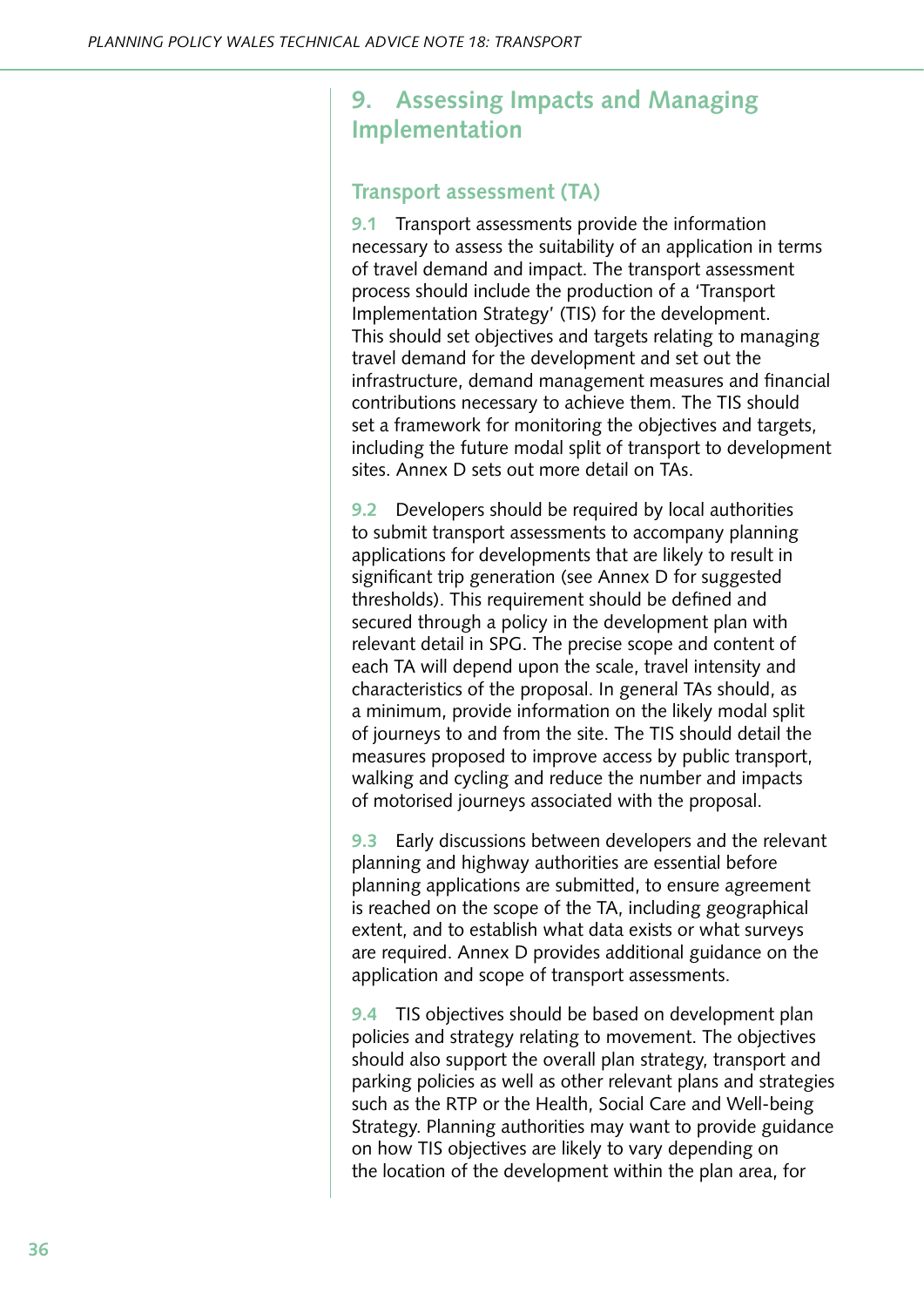## 9. Assessing Impacts and Managing Implementation

### Transport assessment (TA)

**9.1** Transport assessments provide the information necessary to assess the suitability of an application in terms of travel demand and impact. The transport assessment process should include the production of a 'Transport Implementation Strategy' (TIS) for the development. This should set objectives and targets relating to managing travel demand for the development and set out the infrastructure, demand management measures and financial contributions necessary to achieve them. The TIS should set a framework for monitoring the objectives and targets, including the future modal split of transport to development sites. Annex D sets out more detail on TAs.

**9.2** Developers should be required by local authorities to submit transport assessments to accompany planning applications for developments that are likely to result in significant trip generation (see Annex D for suggested thresholds). This requirement should be defined and secured through a policy in the development plan with relevant detail in SPG. The precise scope and content of each TA will depend upon the scale, travel intensity and characteristics of the proposal. In general TAs should, as a minimum, provide information on the likely modal split of journeys to and from the site. The TIS should detail the measures proposed to improve access by public transport, walking and cycling and reduce the number and impacts of motorised journeys associated with the proposal.

**9.3** Early discussions between developers and the relevant planning and highway authorities are essential before planning applications are submitted, to ensure agreement is reached on the scope of the TA, including geographical extent, and to establish what data exists or what surveys are required. Annex D provides additional guidance on the application and scope of transport assessments.

**9.4** TIS objectives should be based on development plan policies and strategy relating to movement. The objectives should also support the overall plan strategy, transport and parking policies as well as other relevant plans and strategies such as the RTP or the Health, Social Care and Well-being Strategy. Planning authorities may want to provide guidance on how TIS objectives are likely to vary depending on the location of the development within the plan area, for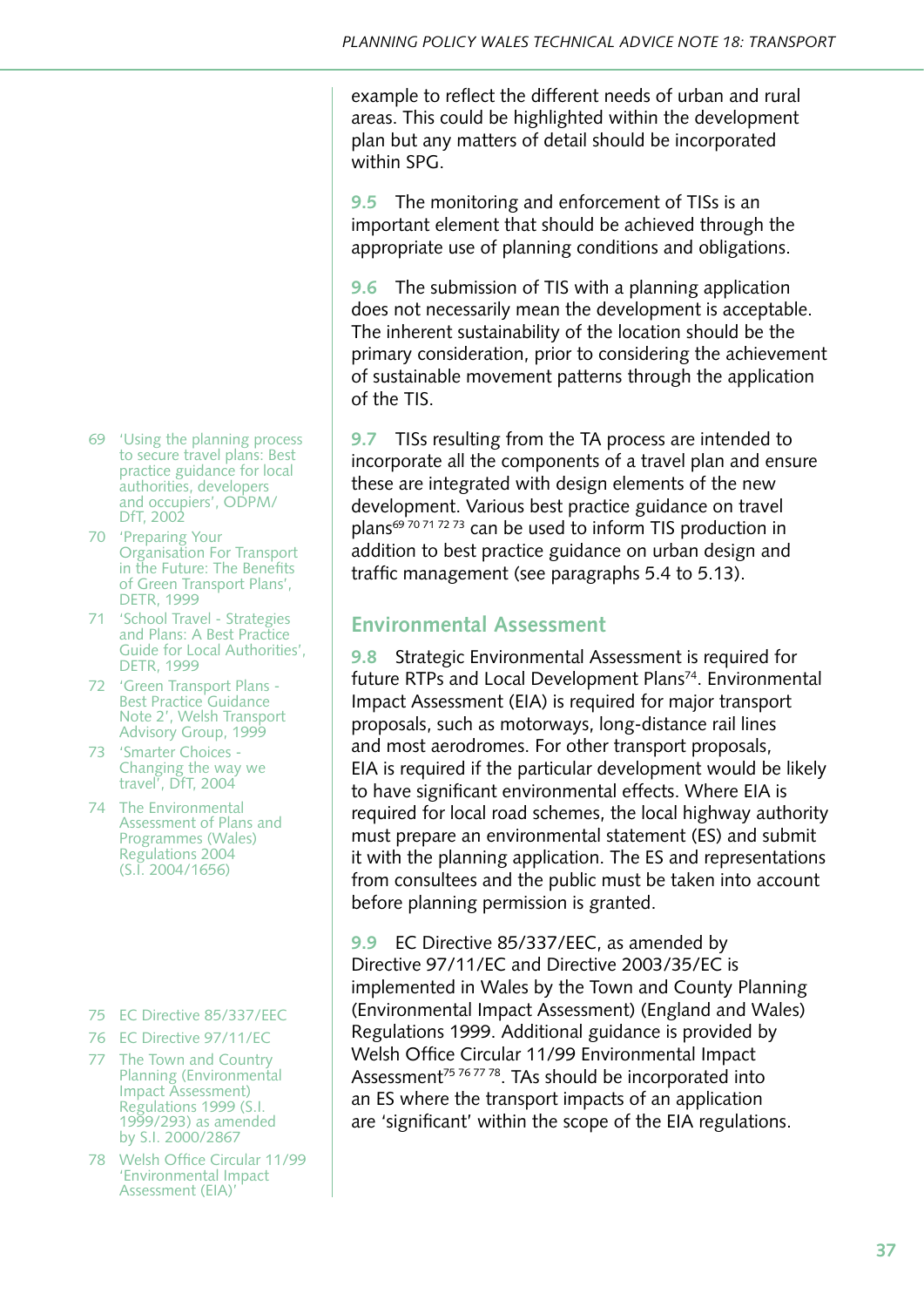example to reflect the different needs of urban and rural areas. This could be highlighted within the development plan but any matters of detail should be incorporated within SPG.

**9.5** The monitoring and enforcement of TISs is an important element that should be achieved through the appropriate use of planning conditions and obligations.

**9.6** The submission of TIS with a planning application does not necessarily mean the development is acceptable. The inherent sustainability of the location should be the primary consideration, prior to considering the achievement of sustainable movement patterns through the application of the TIS.

**9.7** TISs resulting from the TA process are intended to incorporate all the components of a travel plan and ensure these are integrated with design elements of the new development. Various best practice guidance on travel plans[69 70 71 72 73] can be used to inform TIS production in addition to best practice guidance on urban design and traffic management (see paragraphs 5.4 to 5.13).

## Environmental Assessment

**9.8** Strategic Environmental Assessment is required for future RTPs and Local Development Plans[74]. Environmental Impact Assessment (EIA) is required for major transport proposals, such as motorways, long-distance rail lines and most aerodromes. For other transport proposals, EIA is required if the particular development would be likely to have significant environmental effects. Where EIA is required for local road schemes, the local highway authority must prepare an environmental statement (ES) and submit it with the planning application. The ES and representations from consultees and the public must be taken into account before planning permission is granted.

**9.9** EC Directive 85/337/EEC, as amended by Directive 97/11/EC and Directive 2003/35/EC is implemented in Wales by the Town and County Planning (Environmental Impact Assessment) (England and Wales) Regulations 1999. Additional guidance is provided by Welsh Office Circular 11/99 Environmental Impact Assessment[75 76 77 78]. TAs should be incorporated into an ES where the transport impacts of an application are 'significant' within the scope of the EIA regulations.

---

69 'Using the planning process to secure travel plans: Best practice guidance for local authorities, developers and occupiers', ODPM/DfT, 2002

70 'Preparing Your Organisation For Transport in the Future: The Benefits of Green Transport Plans', DETR, 1999

71 'School Travel - Strategies and Plans: A Best Practice Guide for Local Authorities', DETR, 1999

72 'Green Transport Plans - Best Practice Guidance Note 2', Welsh Transport Advisory Group, 1999

73 'Smarter Choices - Changing the way we travel', DfT, 2004

74 The Environmental Assessment of Plans and Programmes (Wales) Regulations 2004 (S.I. 2004/1656)

75 EC Directive 85/337/EEC

76 EC Directive 97/11/EC

77 The Town and Country Planning (Environmental Impact Assessment) Regulations 1999 (S.I. 1999/293) as amended by S.I. 2000/2867

78 Welsh Office Circular 11/99 'Environmental Impact Assessment (EIA)'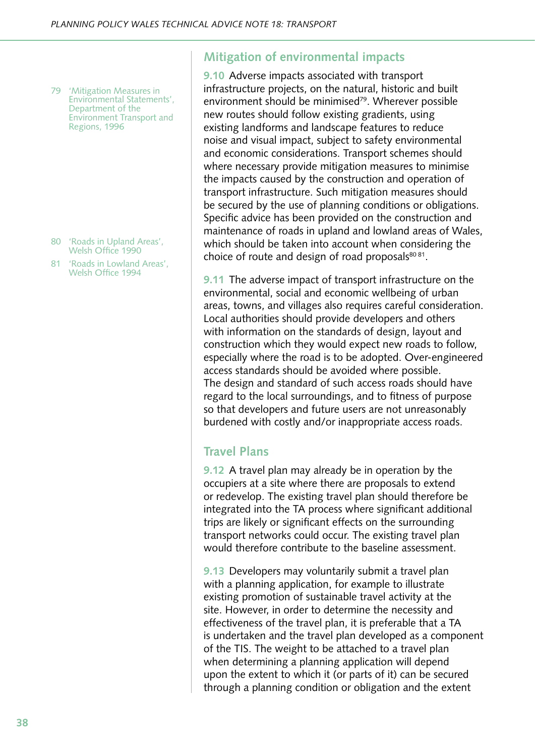## Mitigation of environmental impacts

**9.10** Adverse impacts associated with transport infrastructure projects, on the natural, historic and built environment should be minimised[79]. Wherever possible new routes should follow existing gradients, using existing landforms and landscape features to reduce noise and visual impact, subject to safety environmental and economic considerations. Transport schemes should where necessary provide mitigation measures to minimise the impacts caused by the construction and operation of transport infrastructure. Such mitigation measures should be secured by the use of planning conditions or obligations. Specific advice has been provided on the construction and maintenance of roads in upland and lowland areas of Wales, which should be taken into account when considering the choice of route and design of road proposals[80 81].

**9.11** The adverse impact of transport infrastructure on the environmental, social and economic wellbeing of urban areas, towns, and villages also requires careful consideration. Local authorities should provide developers and others with information on the standards of design, layout and construction which they would expect new roads to follow, especially where the road is to be adopted. Over-engineered access standards should be avoided where possible. The design and standard of such access roads should have regard to the local surroundings, and to fitness of purpose so that developers and future users are not unreasonably burdened with costly and/or inappropriate access roads.

## Travel Plans

**9.12** A travel plan may already be in operation by the occupiers at a site where there are proposals to extend or redevelop. The existing travel plan should therefore be integrated into the TA process where significant additional trips are likely or significant effects on the surrounding transport networks could occur. The existing travel plan would therefore contribute to the baseline assessment.

**9.13** Developers may voluntarily submit a travel plan with a planning application, for example to illustrate existing promotion of sustainable travel activity at the site. However, in order to determine the necessity and effectiveness of the travel plan, it is preferable that a TA is undertaken and the travel plan developed as a component of the TIS. The weight to be attached to a travel plan when determining a planning application will depend upon the extent to which it (or parts of it) can be secured through a planning condition or obligation and the extent

---

79 'Mitigation Measures in Environmental Statements', Department of the Environment Transport and Regions, 1996

80 'Roads in Upland Areas', Welsh Office 1990

81 'Roads in Lowland Areas', Welsh Office 1994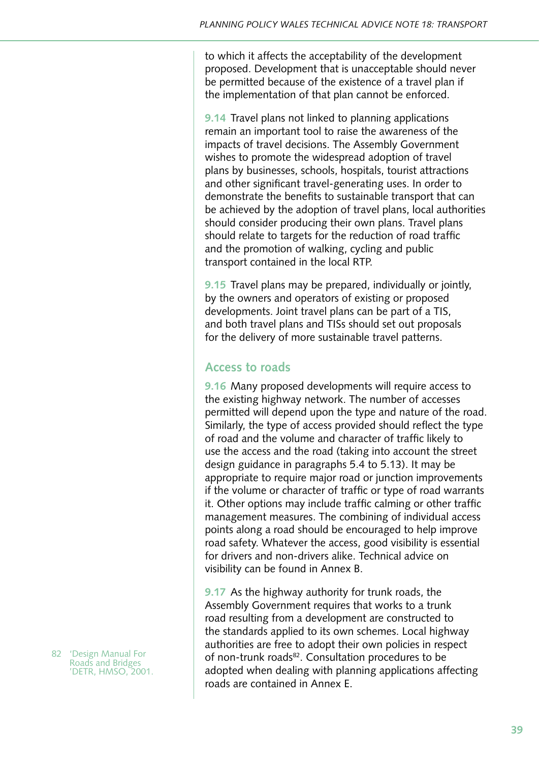to which it affects the acceptability of the development proposed. Development that is unacceptable should never be permitted because of the existence of a travel plan if the implementation of that plan cannot be enforced.

**9.14** Travel plans not linked to planning applications remain an important tool to raise the awareness of the impacts of travel decisions. The Assembly Government wishes to promote the widespread adoption of travel plans by businesses, schools, hospitals, tourist attractions and other significant travel-generating uses. In order to demonstrate the benefits to sustainable transport that can be achieved by the adoption of travel plans, local authorities should consider producing their own plans. Travel plans should relate to targets for the reduction of road traffic and the promotion of walking, cycling and public transport contained in the local RTP.

**9.15** Travel plans may be prepared, individually or jointly, by the owners and operators of existing or proposed developments. Joint travel plans can be part of a TIS, and both travel plans and TISs should set out proposals for the delivery of more sustainable travel patterns.

## Access to roads

**9.16** Many proposed developments will require access to the existing highway network. The number of accesses permitted will depend upon the type and nature of the road. Similarly, the type of access provided should reflect the type of road and the volume and character of traffic likely to use the access and the road (taking into account the street design guidance in paragraphs 5.4 to 5.13). It may be appropriate to require major road or junction improvements if the volume or character of traffic or type of road warrants it. Other options may include traffic calming or other traffic management measures. The combining of individual access points along a road should be encouraged to help improve road safety. Whatever the access, good visibility is essential for drivers and non-drivers alike. Technical advice on visibility can be found in Annex B.

**9.17** As the highway authority for trunk roads, the Assembly Government requires that works to a trunk road resulting from a development are constructed to the standards applied to its own schemes. Local highway authorities are free to adopt their own policies in respect of non-trunk roads[82]. Consultation procedures to be adopted when dealing with planning applications affecting roads are contained in Annex E.

82 'Design Manual For Roads and Bridges 'DETR, HMSO, 2001.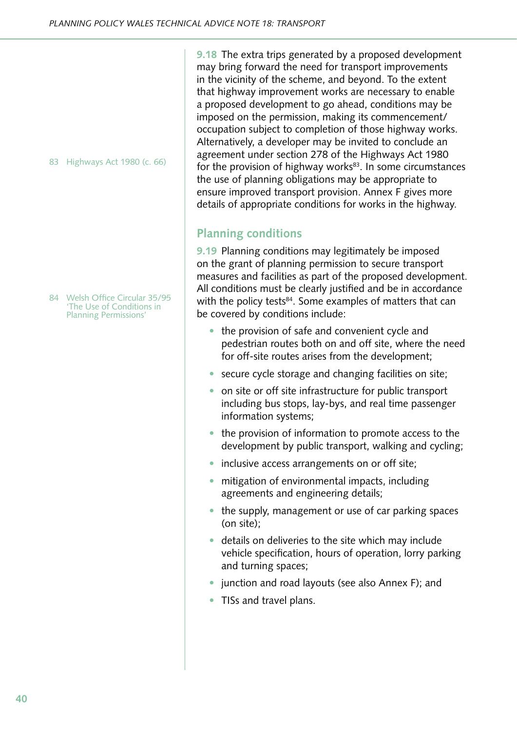9.18 The extra trips generated by a proposed development may bring forward the need for transport improvements in the vicinity of the scheme, and beyond. To the extent that highway improvement works are necessary to enable a proposed development to go ahead, conditions may be imposed on the permission, making its commencement/occupation subject to completion of those highway works. Alternatively, a developer may be invited to conclude an agreement under section 278 of the Highways Act 1980 for the provision of highway works[83]. In some circumstances the use of planning obligations may be appropriate to ensure improved transport provision. Annex F gives more details of appropriate conditions for works in the highway.

## Planning conditions

9.19 Planning conditions may legitimately be imposed on the grant of planning permission to secure transport measures and facilities as part of the proposed development. All conditions must be clearly justified and be in accordance with the policy tests[84]. Some examples of matters that can be covered by conditions include:

- the provision of safe and convenient cycle and pedestrian routes both on and off site, where the need for off-site routes arises from the development;
- secure cycle storage and changing facilities on site;
- on site or off site infrastructure for public transport including bus stops, lay-bys, and real time passenger information systems;
- the provision of information to promote access to the development by public transport, walking and cycling;
- inclusive access arrangements on or off site;
- mitigation of environmental impacts, including agreements and engineering details;
- the supply, management or use of car parking spaces (on site);
- details on deliveries to the site which may include vehicle specification, hours of operation, lorry parking and turning spaces;
- junction and road layouts (see also Annex F); and
- TISs and travel plans.

83 Highways Act 1980 (c. 66)

84 Welsh Office Circular 35/95 'The Use of Conditions in Planning Permissions'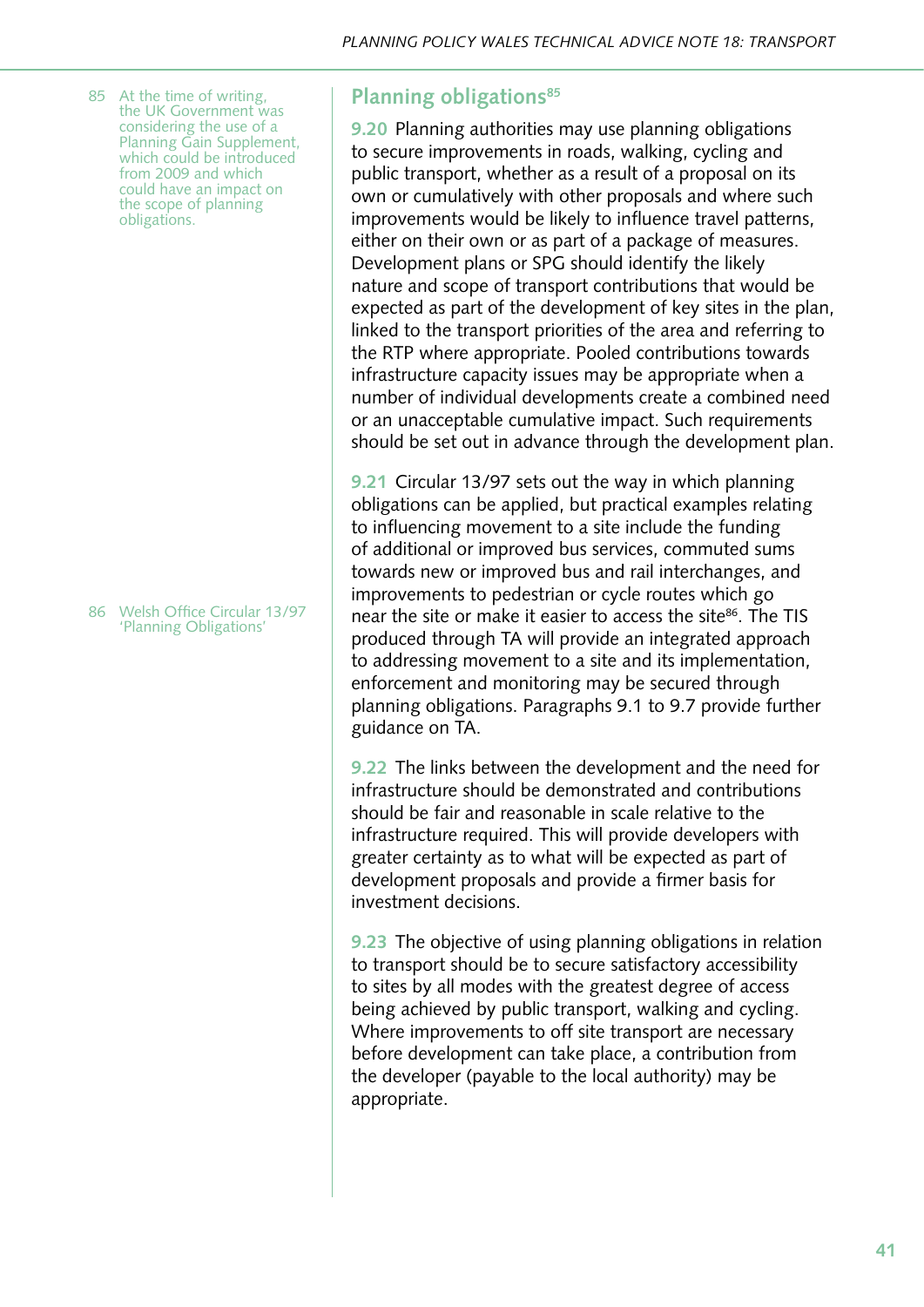## Planning obligations[85]

**9.20** Planning authorities may use planning obligations to secure improvements in roads, walking, cycling and public transport, whether as a result of a proposal on its own or cumulatively with other proposals and where such improvements would be likely to influence travel patterns, either on their own or as part of a package of measures. Development plans or SPG should identify the likely nature and scope of transport contributions that would be expected as part of the development of key sites in the plan, linked to the transport priorities of the area and referring to the RTP where appropriate. Pooled contributions towards infrastructure capacity issues may be appropriate when a number of individual developments create a combined need or an unacceptable cumulative impact. Such requirements should be set out in advance through the development plan.

**9.21** Circular 13/97 sets out the way in which planning obligations can be applied, but practical examples relating to influencing movement to a site include the funding of additional or improved bus services, commuted sums towards new or improved bus and rail interchanges, and improvements to pedestrian or cycle routes which go near the site or make it easier to access the site[86]. The TIS produced through TA will provide an integrated approach to addressing movement to a site and its implementation, enforcement and monitoring may be secured through planning obligations. Paragraphs 9.1 to 9.7 provide further guidance on TA.

**9.22** The links between the development and the need for infrastructure should be demonstrated and contributions should be fair and reasonable in scale relative to the infrastructure required. This will provide developers with greater certainty as to what will be expected as part of development proposals and provide a firmer basis for investment decisions.

**9.23** The objective of using planning obligations in relation to transport should be to secure satisfactory accessibility to sites by all modes with the greatest degree of access being achieved by public transport, walking and cycling. Where improvements to off site transport are necessary before development can take place, a contribution from the developer (payable to the local authority) may be appropriate.

85 At the time of writing, the UK Government was considering the use of a Planning Gain Supplement, which could be introduced from 2009 and which could have an impact on the scope of planning obligations.

86 Welsh Office Circular 13/97 'Planning Obligations'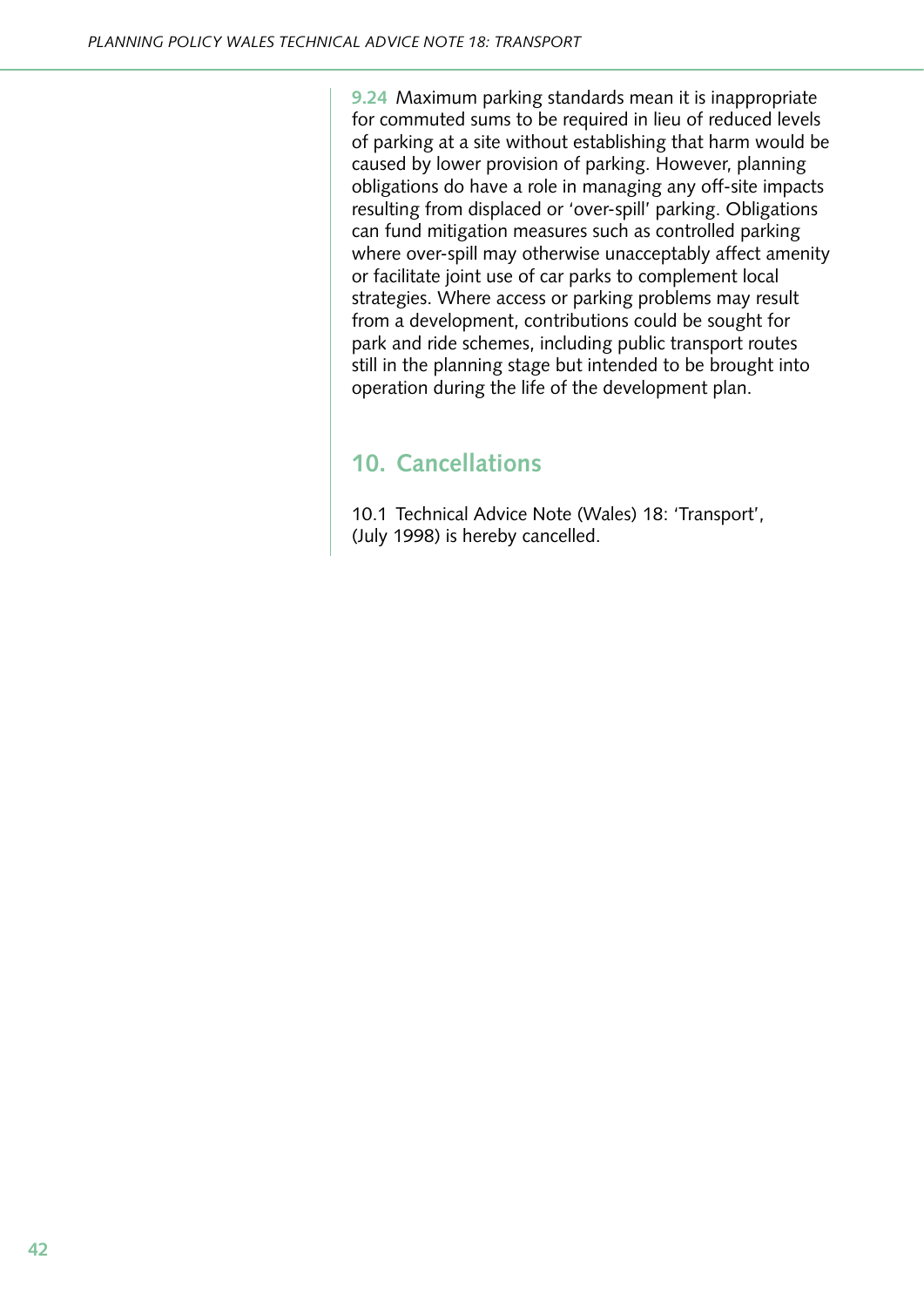**9.24** Maximum parking standards mean it is inappropriate for commuted sums to be required in lieu of reduced levels of parking at a site without establishing that harm would be caused by lower provision of parking. However, planning obligations do have a role in managing any off-site impacts resulting from displaced or 'over-spill' parking. Obligations can fund mitigation measures such as controlled parking where over-spill may otherwise unacceptably affect amenity or facilitate joint use of car parks to complement local strategies. Where access or parking problems may result from a development, contributions could be sought for park and ride schemes, including public transport routes still in the planning stage but intended to be brought into operation during the life of the development plan.

## 10. Cancellations

10.1 Technical Advice Note (Wales) 18: 'Transport', (July 1998) is hereby cancelled.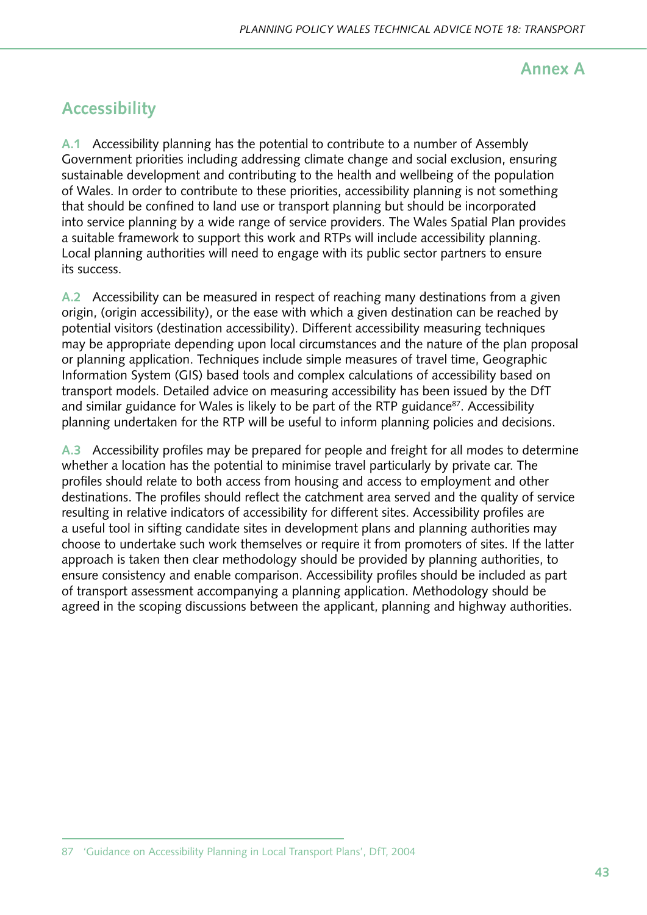# Annex A

## Accessibility

**A.1** Accessibility planning has the potential to contribute to a number of Assembly Government priorities including addressing climate change and social exclusion, ensuring sustainable development and contributing to the health and wellbeing of the population of Wales. In order to contribute to these priorities, accessibility planning is not something that should be confined to land use or transport planning but should be incorporated into service planning by a wide range of service providers. The Wales Spatial Plan provides a suitable framework to support this work and RTPs will include accessibility planning. Local planning authorities will need to engage with its public sector partners to ensure its success.

**A.2** Accessibility can be measured in respect of reaching many destinations from a given origin, (origin accessibility), or the ease with which a given destination can be reached by potential visitors (destination accessibility). Different accessibility measuring techniques may be appropriate depending upon local circumstances and the nature of the plan proposal or planning application. Techniques include simple measures of travel time, Geographic Information System (GIS) based tools and complex calculations of accessibility based on transport models. Detailed advice on measuring accessibility has been issued by the DfT and similar guidance for Wales is likely to be part of the RTP guidance[87]. Accessibility planning undertaken for the RTP will be useful to inform planning policies and decisions.

**A.3** Accessibility profiles may be prepared for people and freight for all modes to determine whether a location has the potential to minimise travel particularly by private car. The profiles should relate to both access from housing and access to employment and other destinations. The profiles should reflect the catchment area served and the quality of service resulting in relative indicators of accessibility for different sites. Accessibility profiles are a useful tool in sifting candidate sites in development plans and planning authorities may choose to undertake such work themselves or require it from promoters of sites. If the latter approach is taken then clear methodology should be provided by planning authorities, to ensure consistency and enable comparison. Accessibility profiles should be included as part of transport assessment accompanying a planning application. Methodology should be agreed in the scoping discussions between the applicant, planning and highway authorities.

---

87 'Guidance on Accessibility Planning in Local Transport Plans', DfT, 2004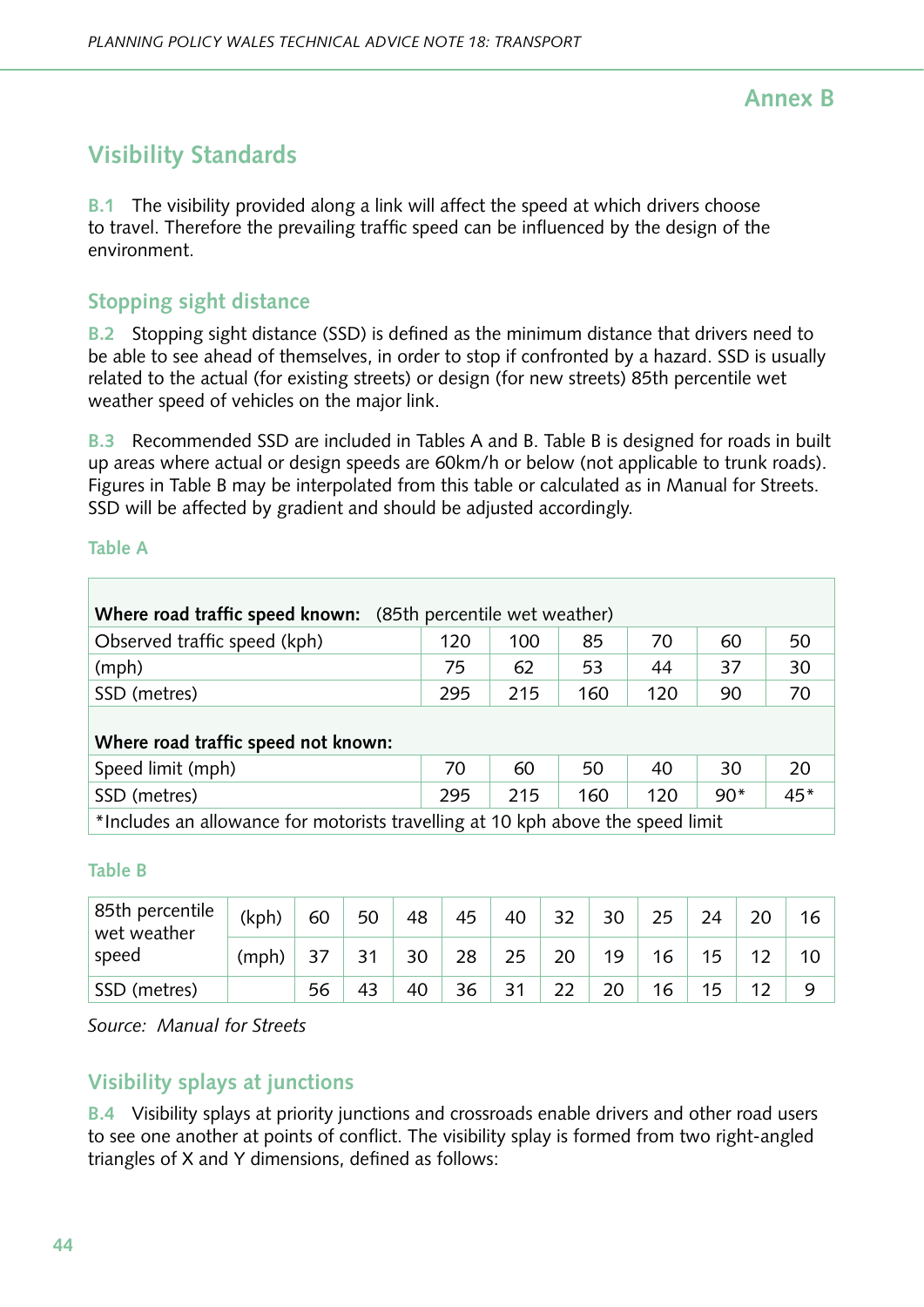# Annex B

## Visibility Standards

**B.1** The visibility provided along a link will affect the speed at which drivers choose to travel. Therefore the prevailing traffic speed can be influenced by the design of the environment.

### Stopping sight distance

**B.2** Stopping sight distance (SSD) is defined as the minimum distance that drivers need to be able to see ahead of themselves, in order to stop if confronted by a hazard. SSD is usually related to the actual (for existing streets) or design (for new streets) 85th percentile wet weather speed of vehicles on the major link.

**B.3** Recommended SSD are included in Tables A and B. Table B is designed for roads in built up areas where actual or design speeds are 60km/h or below (not applicable to trunk roads). Figures in Table B may be interpolated from this table or calculated as in Manual for Streets. SSD will be affected by gradient and should be adjusted accordingly.

**Table A**

| | | | | | | |
|---|---|---|---|---|---|---|
| **Where road traffic speed known:** (85th percentile wet weather) | | | | | | |
| Observed traffic speed (kph) | 120 | 100 | 85 | 70 | 60 | 50 |
| (mph) | 75 | 62 | 53 | 44 | 37 | 30 |
| SSD (metres) | 295 | 215 | 160 | 120 | 90 | 70 |
| **Where road traffic speed not known:** | | | | | | |
| Speed limit (mph) | 70 | 60 | 50 | 40 | 30 | 20 |
| SSD (metres) | 295 | 215 | 160 | 120 | 90* | 45* |
| *Includes an allowance for motorists travelling at 10 kph above the speed limit | | | | | | |

**Table B**

| 85th percentile wet weather speed | (kph) | 60 | 50 | 48 | 45 | 40 | 32 | 30 | 25 | 24 | 20 | 16 |
|---|---|---|---|---|---|---|---|---|---|---|---|---|
| | (mph) | 37 | 31 | 30 | 28 | 25 | 20 | 19 | 16 | 15 | 12 | 10 |
| SSD (metres) | | 56 | 43 | 40 | 36 | 31 | 22 | 20 | 16 | 15 | 12 | 9 |

*Source: Manual for Streets*

### Visibility splays at junctions

**B.4** Visibility splays at priority junctions and crossroads enable drivers and other road users to see one another at points of conflict. The visibility splay is formed from two right-angled triangles of X and Y dimensions, defined as follows: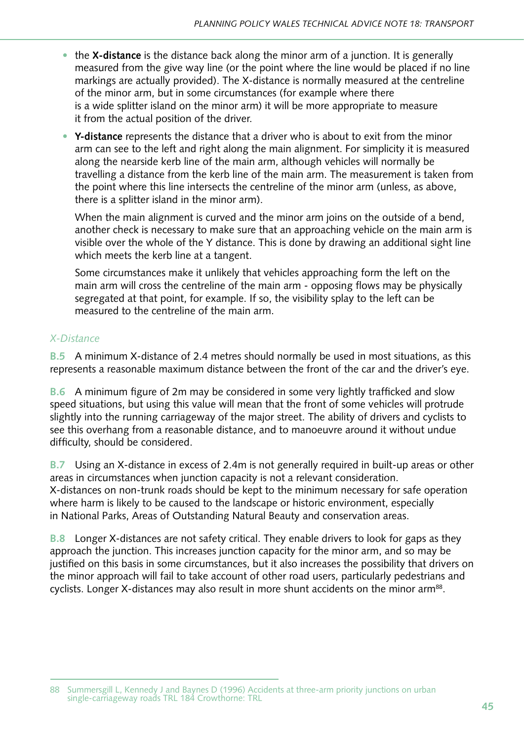- the **X-distance** is the distance back along the minor arm of a junction. It is generally measured from the give way line (or the point where the line would be placed if no line markings are actually provided). The X-distance is normally measured at the centreline of the minor arm, but in some circumstances (for example where there is a wide splitter island on the minor arm) it will be more appropriate to measure it from the actual position of the driver.
- **Y-distance** represents the distance that a driver who is about to exit from the minor arm can see to the left and right along the main alignment. For simplicity it is measured along the nearside kerb line of the main arm, although vehicles will normally be travelling a distance from the kerb line of the main arm. The measurement is taken from the point where this line intersects the centreline of the minor arm (unless, as above, there is a splitter island in the minor arm).

  When the main alignment is curved and the minor arm joins on the outside of a bend, another check is necessary to make sure that an approaching vehicle on the main arm is visible over the whole of the Y distance. This is done by drawing an additional sight line which meets the kerb line at a tangent.

  Some circumstances make it unlikely that vehicles approaching form the left on the main arm will cross the centreline of the main arm - opposing flows may be physically segregated at that point, for example. If so, the visibility splay to the left can be measured to the centreline of the main arm.

*X-Distance*

**B.5** A minimum X-distance of 2.4 metres should normally be used in most situations, as this represents a reasonable maximum distance between the front of the car and the driver's eye.

**B.6** A minimum figure of 2m may be considered in some very lightly trafficked and slow speed situations, but using this value will mean that the front of some vehicles will protrude slightly into the running carriageway of the major street. The ability of drivers and cyclists to see this overhang from a reasonable distance, and to manoeuvre around it without undue difficulty, should be considered.

**B.7** Using an X-distance in excess of 2.4m is not generally required in built-up areas or other areas in circumstances when junction capacity is not a relevant consideration. X-distances on non-trunk roads should be kept to the minimum necessary for safe operation where harm is likely to be caused to the landscape or historic environment, especially in National Parks, Areas of Outstanding Natural Beauty and conservation areas.

**B.8** Longer X-distances are not safety critical. They enable drivers to look for gaps as they approach the junction. This increases junction capacity for the minor arm, and so may be justified on this basis in some circumstances, but it also increases the possibility that drivers on the minor approach will fail to take account of other road users, particularly pedestrians and cyclists. Longer X-distances may also result in more shunt accidents on the minor arm[88].

---

88 Summersgill L, Kennedy J and Baynes D (1996) Accidents at three-arm priority junctions on urban single-carriageway roads TRL 184 Crowthorne: TRL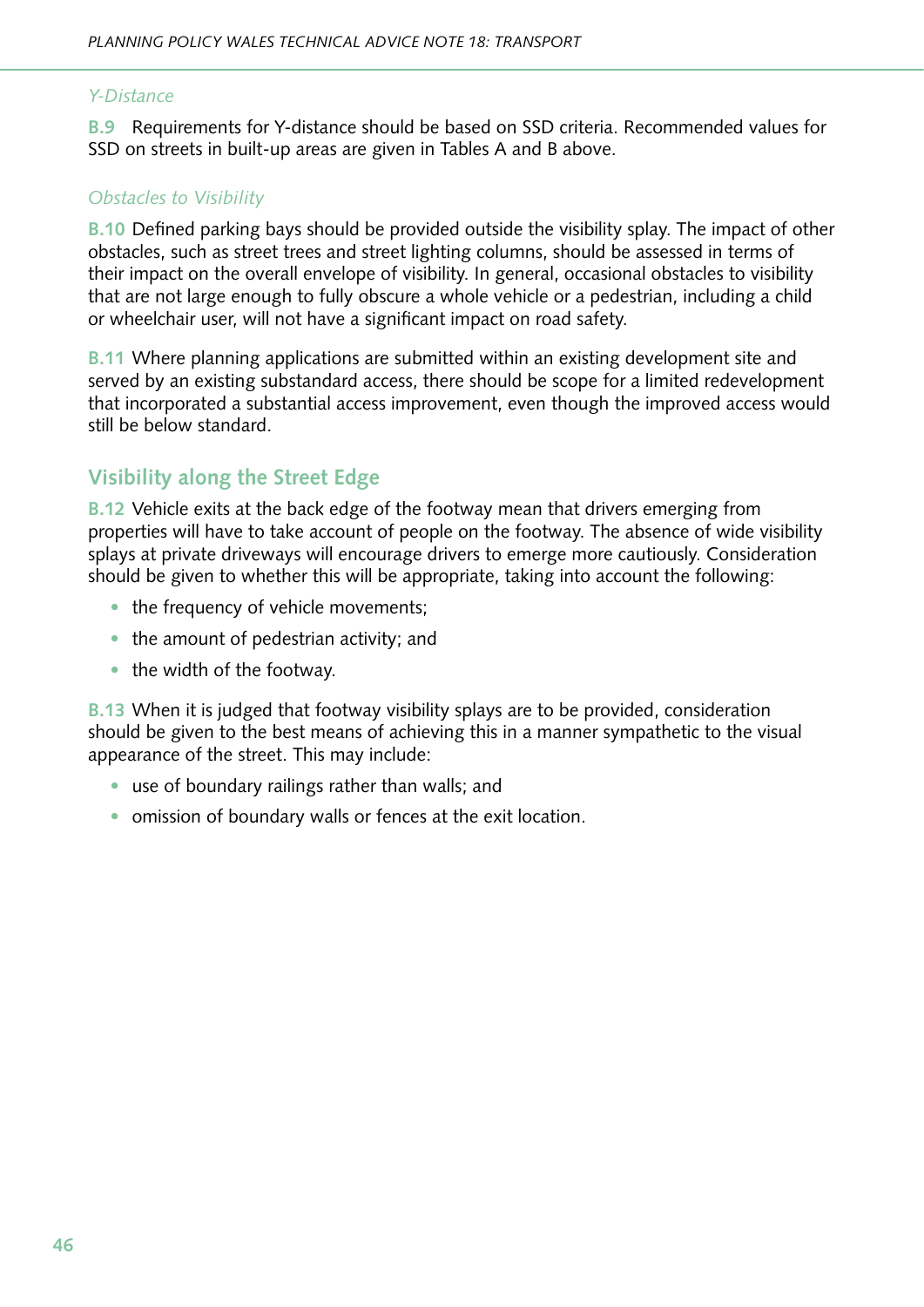*Y-Distance*

**B.9** Requirements for Y-distance should be based on SSD criteria. Recommended values for SSD on streets in built-up areas are given in Tables A and B above.

*Obstacles to Visibility*

**B.10** Defined parking bays should be provided outside the visibility splay. The impact of other obstacles, such as street trees and street lighting columns, should be assessed in terms of their impact on the overall envelope of visibility. In general, occasional obstacles to visibility that are not large enough to fully obscure a whole vehicle or a pedestrian, including a child or wheelchair user, will not have a significant impact on road safety.

**B.11** Where planning applications are submitted within an existing development site and served by an existing substandard access, there should be scope for a limited redevelopment that incorporated a substantial access improvement, even though the improved access would still be below standard.

## Visibility along the Street Edge

**B.12** Vehicle exits at the back edge of the footway mean that drivers emerging from properties will have to take account of people on the footway. The absence of wide visibility splays at private driveways will encourage drivers to emerge more cautiously. Consideration should be given to whether this will be appropriate, taking into account the following:

- the frequency of vehicle movements;
- the amount of pedestrian activity; and
- the width of the footway.

**B.13** When it is judged that footway visibility splays are to be provided, consideration should be given to the best means of achieving this in a manner sympathetic to the visual appearance of the street. This may include:

- use of boundary railings rather than walls; and
- omission of boundary walls or fences at the exit location.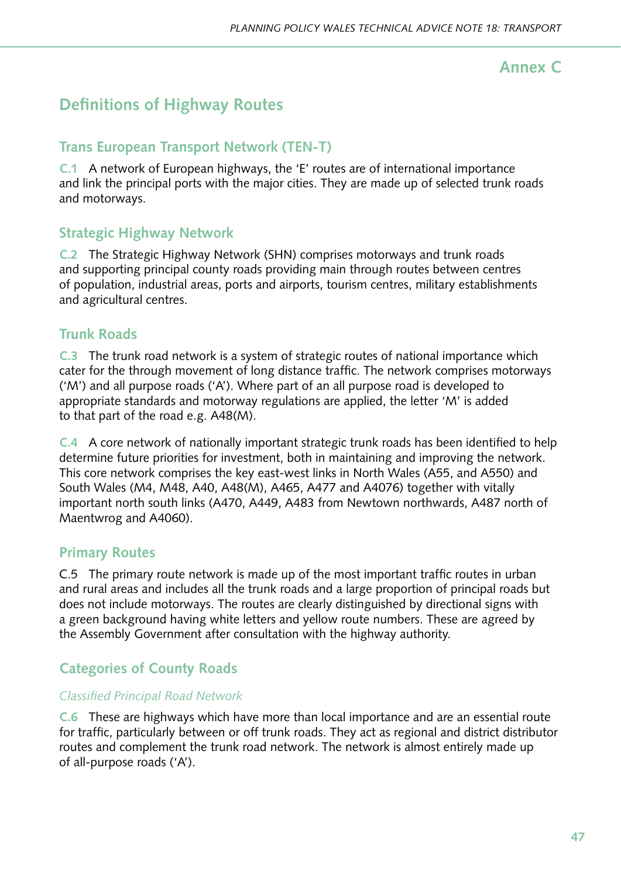# Annex C

## Definitions of Highway Routes

### Trans European Transport Network (TEN-T)

C.1 A network of European highways, the 'E' routes are of international importance and link the principal ports with the major cities. They are made up of selected trunk roads and motorways.

### Strategic Highway Network

C.2 The Strategic Highway Network (SHN) comprises motorways and trunk roads and supporting principal county roads providing main through routes between centres of population, industrial areas, ports and airports, tourism centres, military establishments and agricultural centres.

### Trunk Roads

C.3 The trunk road network is a system of strategic routes of national importance which cater for the through movement of long distance traffic. The network comprises motorways ('M') and all purpose roads ('A'). Where part of an all purpose road is developed to appropriate standards and motorway regulations are applied, the letter 'M' is added to that part of the road e.g. A48(M).

C.4 A core network of nationally important strategic trunk roads has been identified to help determine future priorities for investment, both in maintaining and improving the network. This core network comprises the key east-west links in North Wales (A55, and A550) and South Wales (M4, M48, A40, A48(M), A465, A477 and A4076) together with vitally important north south links (A470, A449, A483 from Newtown northwards, A487 north of Maentwrog and A4060).

### Primary Routes

C.5 The primary route network is made up of the most important traffic routes in urban and rural areas and includes all the trunk roads and a large proportion of principal roads but does not include motorways. The routes are clearly distinguished by directional signs with a green background having white letters and yellow route numbers. These are agreed by the Assembly Government after consultation with the highway authority.

### Categories of County Roads

*Classified Principal Road Network*

C.6 These are highways which have more than local importance and are an essential route for traffic, particularly between or off trunk roads. They act as regional and district distributor routes and complement the trunk road network. The network is almost entirely made up of all-purpose roads ('A').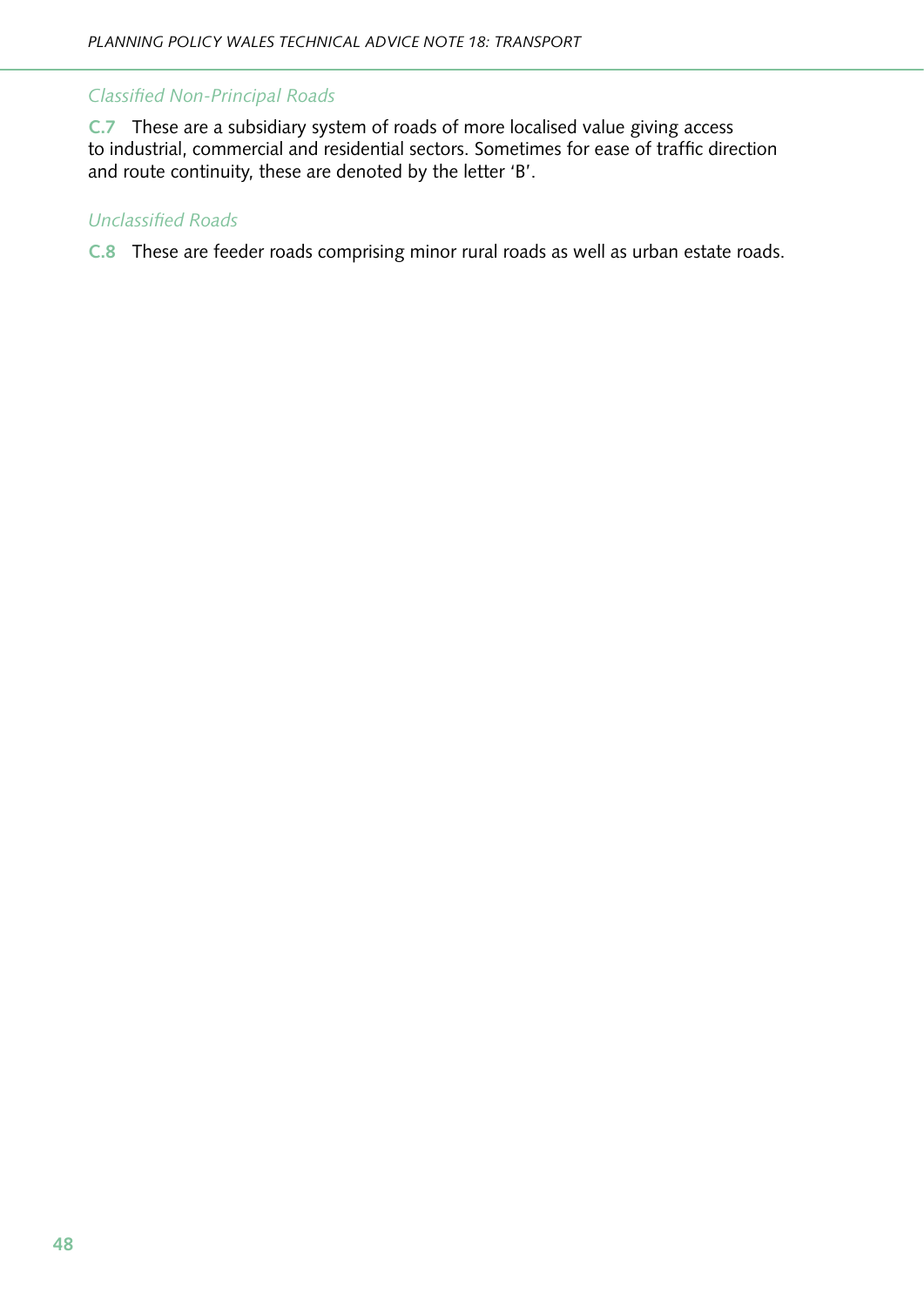*Classified Non-Principal Roads*

**C.7** These are a subsidiary system of roads of more localised value giving access to industrial, commercial and residential sectors. Sometimes for ease of traffic direction and route continuity, these are denoted by the letter 'B'.

*Unclassified Roads*

**C.8** These are feeder roads comprising minor rural roads as well as urban estate roads.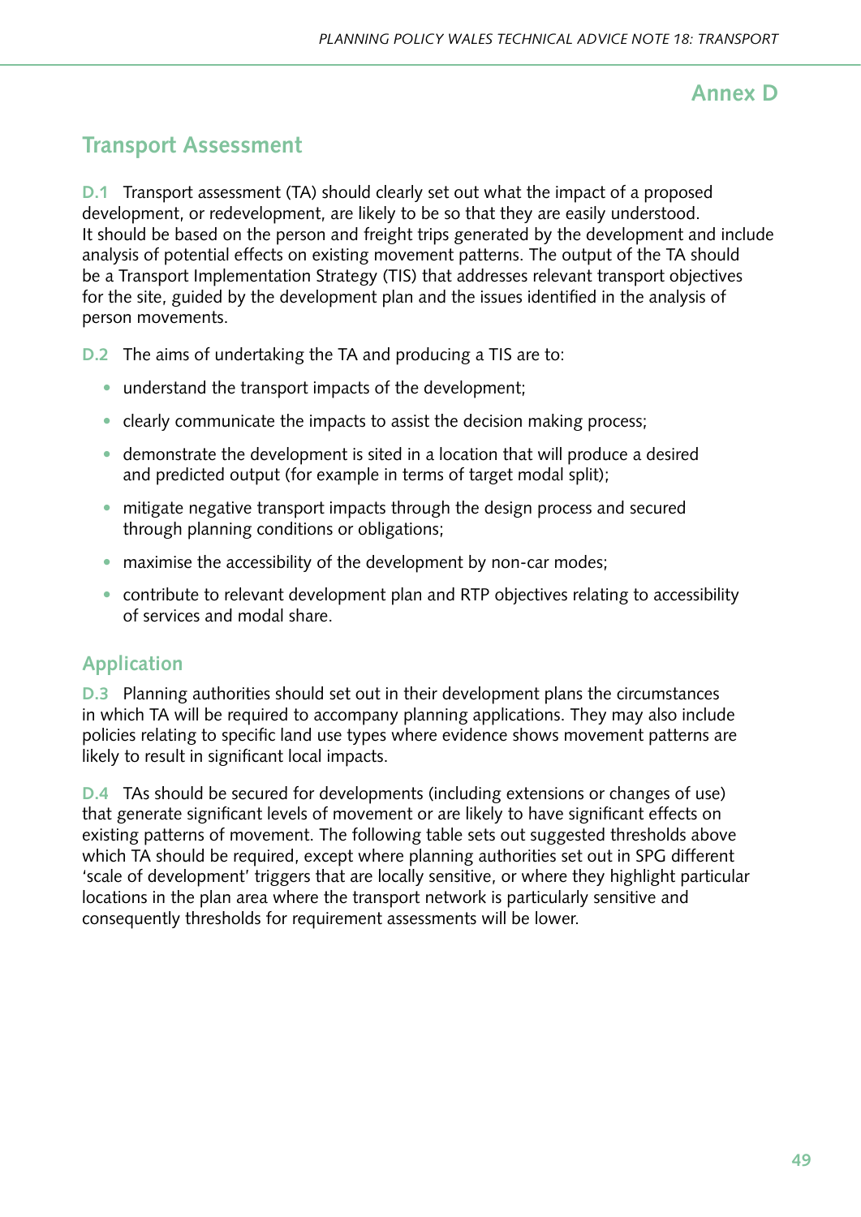## Annex D

## Transport Assessment

**D.1** Transport assessment (TA) should clearly set out what the impact of a proposed development, or redevelopment, are likely to be so that they are easily understood. It should be based on the person and freight trips generated by the development and include analysis of potential effects on existing movement patterns. The output of the TA should be a Transport Implementation Strategy (TIS) that addresses relevant transport objectives for the site, guided by the development plan and the issues identified in the analysis of person movements.

**D.2** The aims of undertaking the TA and producing a TIS are to:

- understand the transport impacts of the development;
- clearly communicate the impacts to assist the decision making process;
- demonstrate the development is sited in a location that will produce a desired and predicted output (for example in terms of target modal split);
- mitigate negative transport impacts through the design process and secured through planning conditions or obligations;
- maximise the accessibility of the development by non-car modes;
- contribute to relevant development plan and RTP objectives relating to accessibility of services and modal share.

### Application

**D.3** Planning authorities should set out in their development plans the circumstances in which TA will be required to accompany planning applications. They may also include policies relating to specific land use types where evidence shows movement patterns are likely to result in significant local impacts.

**D.4** TAs should be secured for developments (including extensions or changes of use) that generate significant levels of movement or are likely to have significant effects on existing patterns of movement. The following table sets out suggested thresholds above which TA should be required, except where planning authorities set out in SPG different 'scale of development' triggers that are locally sensitive, or where they highlight particular locations in the plan area where the transport network is particularly sensitive and consequently thresholds for requirement assessments will be lower.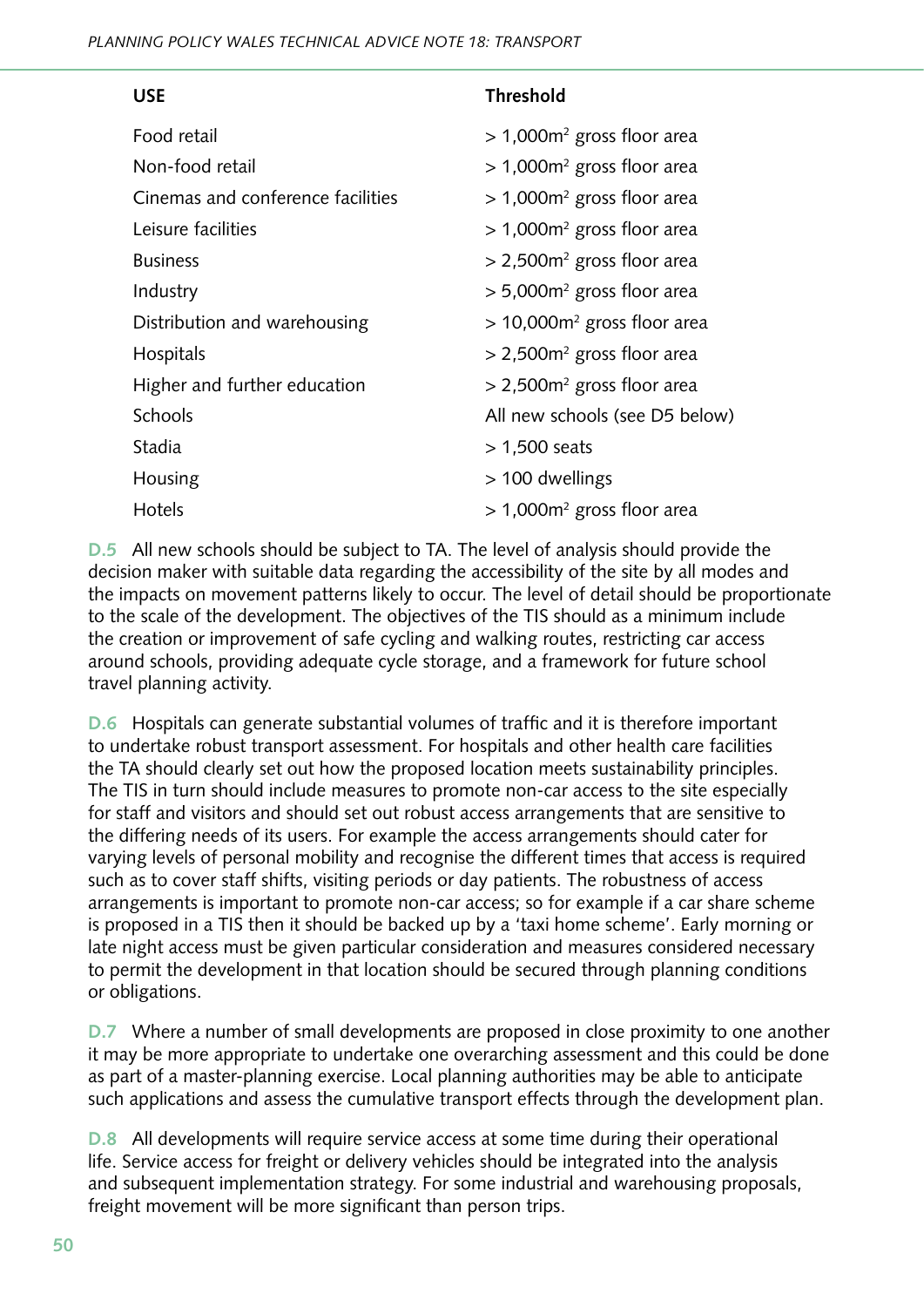| USE | Threshold |
|---|---|
| Food retail | > 1,000m$^2$ gross floor area |
| Non-food retail | > 1,000m$^2$ gross floor area |
| Cinemas and conference facilities | > 1,000m$^2$ gross floor area |
| Leisure facilities | > 1,000m$^2$ gross floor area |
| Business | > 2,500m$^2$ gross floor area |
| Industry | > 5,000m$^2$ gross floor area |
| Distribution and warehousing | > 10,000m$^2$ gross floor area |
| Hospitals | > 2,500m$^2$ gross floor area |
| Higher and further education | > 2,500m$^2$ gross floor area |
| Schools | All new schools (see D5 below) |
| Stadia | > 1,500 seats |
| Housing | > 100 dwellings |
| Hotels | > 1,000m$^2$ gross floor area |

**D.5** All new schools should be subject to TA. The level of analysis should provide the decision maker with suitable data regarding the accessibility of the site by all modes and the impacts on movement patterns likely to occur. The level of detail should be proportionate to the scale of the development. The objectives of the TIS should as a minimum include the creation or improvement of safe cycling and walking routes, restricting car access around schools, providing adequate cycle storage, and a framework for future school travel planning activity.

**D.6** Hospitals can generate substantial volumes of traffic and it is therefore important to undertake robust transport assessment. For hospitals and other health care facilities the TA should clearly set out how the proposed location meets sustainability principles. The TIS in turn should include measures to promote non-car access to the site especially for staff and visitors and should set out robust access arrangements that are sensitive to the differing needs of its users. For example the access arrangements should cater for varying levels of personal mobility and recognise the different times that access is required such as to cover staff shifts, visiting periods or day patients. The robustness of access arrangements is important to promote non-car access; so for example if a car share scheme is proposed in a TIS then it should be backed up by a 'taxi home scheme'. Early morning or late night access must be given particular consideration and measures considered necessary to permit the development in that location should be secured through planning conditions or obligations.

**D.7** Where a number of small developments are proposed in close proximity to one another it may be more appropriate to undertake one overarching assessment and this could be done as part of a master-planning exercise. Local planning authorities may be able to anticipate such applications and assess the cumulative transport effects through the development plan.

**D.8** All developments will require service access at some time during their operational life. Service access for freight or delivery vehicles should be integrated into the analysis and subsequent implementation strategy. For some industrial and warehousing proposals, freight movement will be more significant than person trips.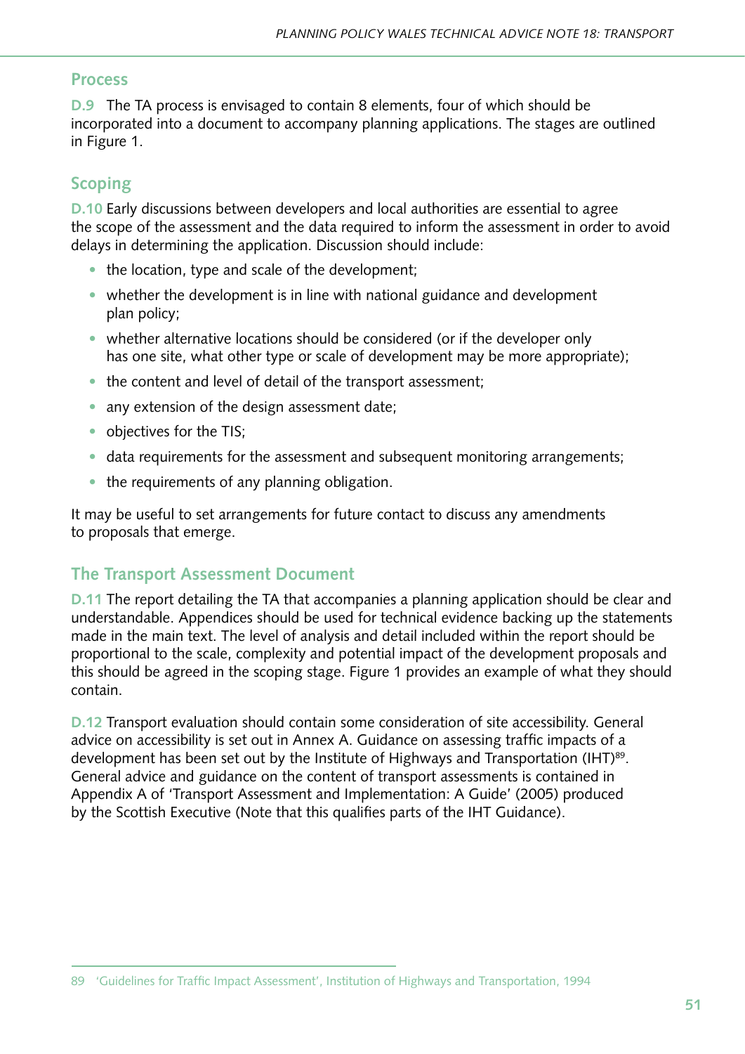## Process

**D.9** The TA process is envisaged to contain 8 elements, four of which should be incorporated into a document to accompany planning applications. The stages are outlined in Figure 1.

## Scoping

**D.10** Early discussions between developers and local authorities are essential to agree the scope of the assessment and the data required to inform the assessment in order to avoid delays in determining the application. Discussion should include:

- the location, type and scale of the development;
- whether the development is in line with national guidance and development plan policy;
- whether alternative locations should be considered (or if the developer only has one site, what other type or scale of development may be more appropriate);
- the content and level of detail of the transport assessment;
- any extension of the design assessment date;
- objectives for the TIS;
- data requirements for the assessment and subsequent monitoring arrangements;
- the requirements of any planning obligation.

It may be useful to set arrangements for future contact to discuss any amendments to proposals that emerge.

## The Transport Assessment Document

**D.11** The report detailing the TA that accompanies a planning application should be clear and understandable. Appendices should be used for technical evidence backing up the statements made in the main text. The level of analysis and detail included within the report should be proportional to the scale, complexity and potential impact of the development proposals and this should be agreed in the scoping stage. Figure 1 provides an example of what they should contain.

**D.12** Transport evaluation should contain some consideration of site accessibility. General advice on accessibility is set out in Annex A. Guidance on assessing traffic impacts of a development has been set out by the Institute of Highways and Transportation (IHT)[89]. General advice and guidance on the content of transport assessments is contained in Appendix A of 'Transport Assessment and Implementation: A Guide' (2005) produced by the Scottish Executive (Note that this qualifies parts of the IHT Guidance).

---

89 'Guidelines for Traffic Impact Assessment', Institution of Highways and Transportation, 1994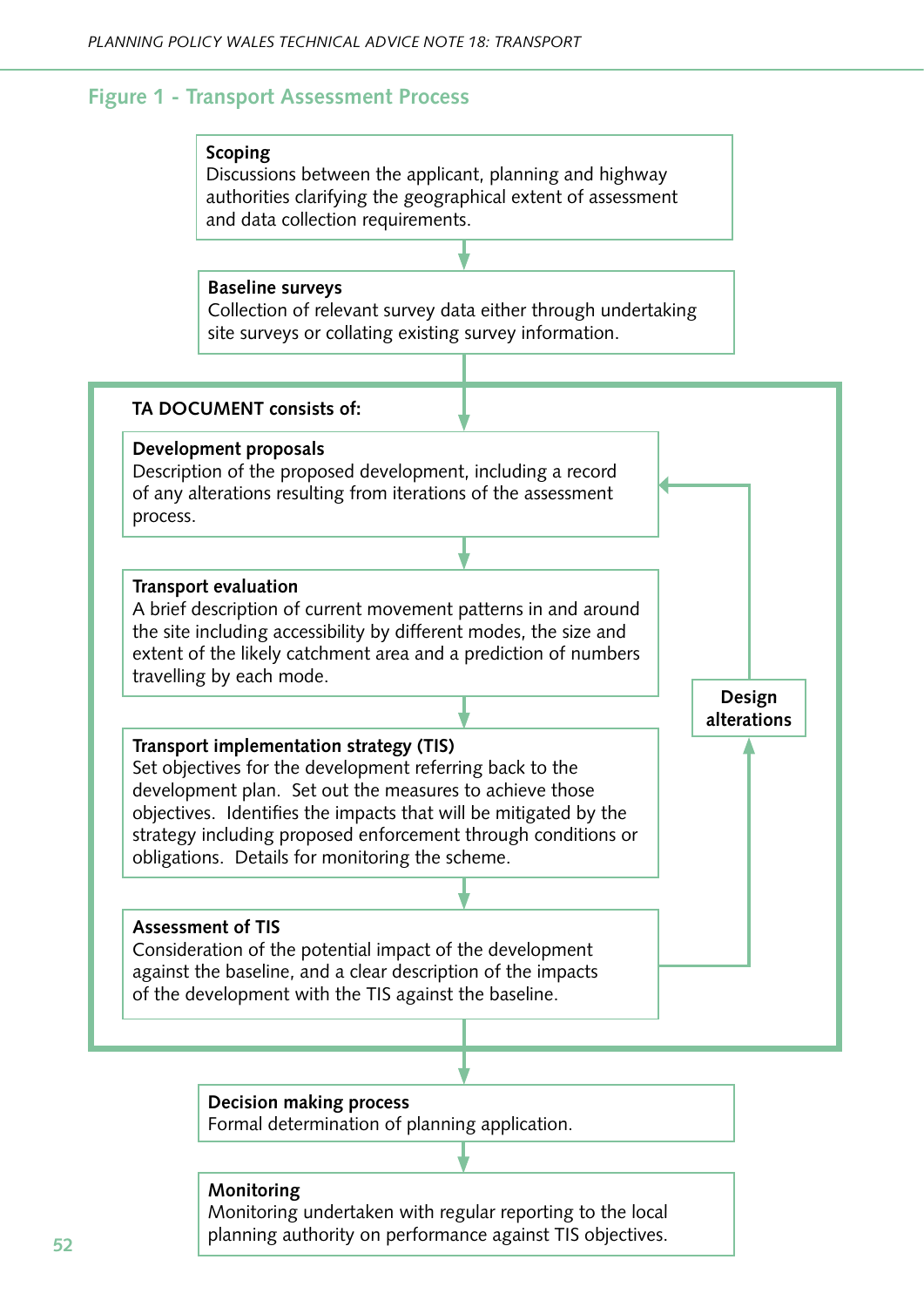## Figure 1 - Transport Assessment Process

**Scoping**
Discussions between the applicant, planning and highway authorities clarifying the geographical extent of assessment and data collection requirements.

**Baseline surveys**
Collection of relevant survey data either through undertaking site surveys or collating existing survey information.

**TA DOCUMENT consists of:**

**Development proposals**
Description of the proposed development, including a record of any alterations resulting from iterations of the assessment process.

**Transport evaluation**
A brief description of current movement patterns in and around the site including accessibility by different modes, the size and extent of the likely catchment area and a prediction of numbers travelling by each mode.

**Transport implementation strategy (TIS)**
Set objectives for the development referring back to the development plan. Set out the measures to achieve those objectives. Identifies the impacts that will be mitigated by the strategy including proposed enforcement through conditions or obligations. Details for monitoring the scheme.

**Assessment of TIS**
Consideration of the potential impact of the development against the baseline, and a clear description of the impacts of the development with the TIS against the baseline.

**Design alterations**

**Decision making process**
Formal determination of planning application.

**Monitoring**
Monitoring undertaken with regular reporting to the local planning authority on performance against TIS objectives.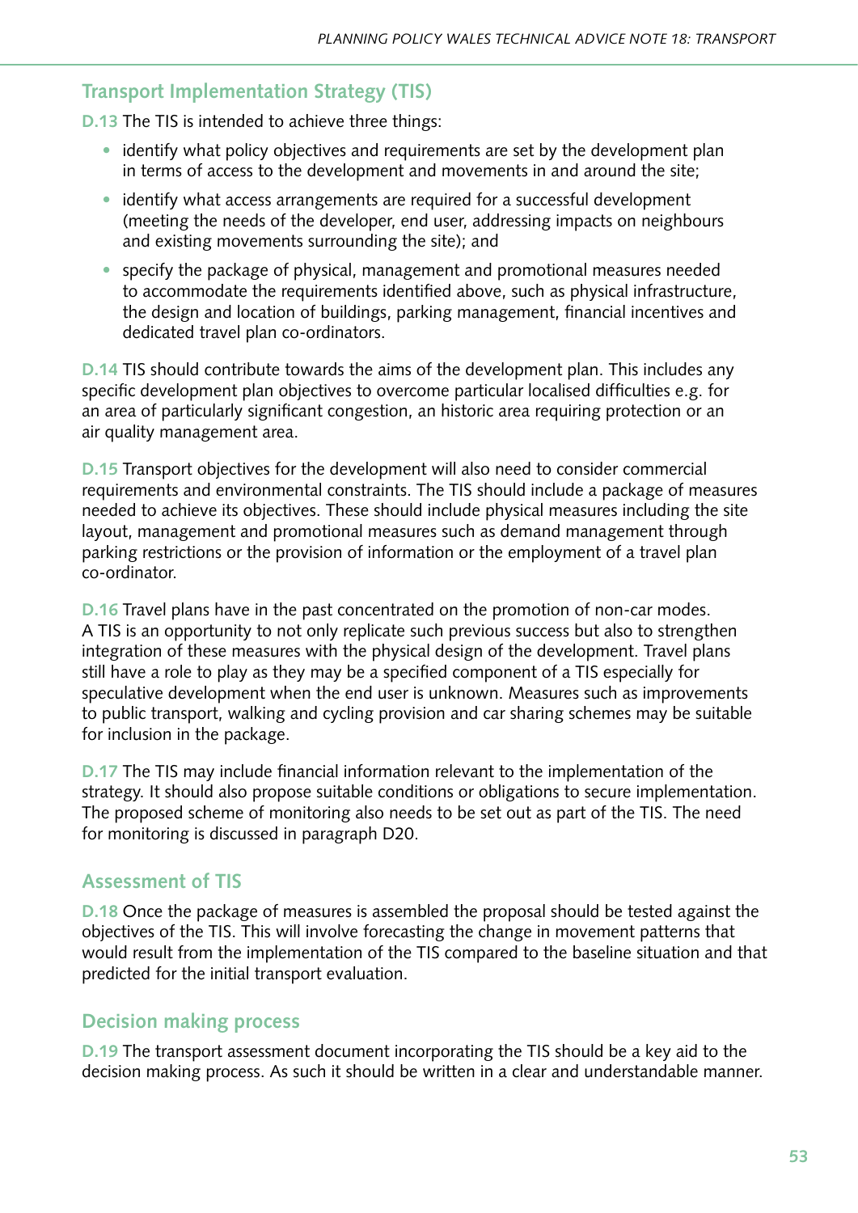## Transport Implementation Strategy (TIS)

**D.13** The TIS is intended to achieve three things:

- identify what policy objectives and requirements are set by the development plan in terms of access to the development and movements in and around the site;
- identify what access arrangements are required for a successful development (meeting the needs of the developer, end user, addressing impacts on neighbours and existing movements surrounding the site); and
- specify the package of physical, management and promotional measures needed to accommodate the requirements identified above, such as physical infrastructure, the design and location of buildings, parking management, financial incentives and dedicated travel plan co-ordinators.

**D.14** TIS should contribute towards the aims of the development plan. This includes any specific development plan objectives to overcome particular localised difficulties e.g. for an area of particularly significant congestion, an historic area requiring protection or an air quality management area.

**D.15** Transport objectives for the development will also need to consider commercial requirements and environmental constraints. The TIS should include a package of measures needed to achieve its objectives. These should include physical measures including the site layout, management and promotional measures such as demand management through parking restrictions or the provision of information or the employment of a travel plan co-ordinator.

**D.16** Travel plans have in the past concentrated on the promotion of non-car modes. A TIS is an opportunity to not only replicate such previous success but also to strengthen integration of these measures with the physical design of the development. Travel plans still have a role to play as they may be a specified component of a TIS especially for speculative development when the end user is unknown. Measures such as improvements to public transport, walking and cycling provision and car sharing schemes may be suitable for inclusion in the package.

**D.17** The TIS may include financial information relevant to the implementation of the strategy. It should also propose suitable conditions or obligations to secure implementation. The proposed scheme of monitoring also needs to be set out as part of the TIS. The need for monitoring is discussed in paragraph D20.

## Assessment of TIS

**D.18** Once the package of measures is assembled the proposal should be tested against the objectives of the TIS. This will involve forecasting the change in movement patterns that would result from the implementation of the TIS compared to the baseline situation and that predicted for the initial transport evaluation.

## Decision making process

**D.19** The transport assessment document incorporating the TIS should be a key aid to the decision making process. As such it should be written in a clear and understandable manner.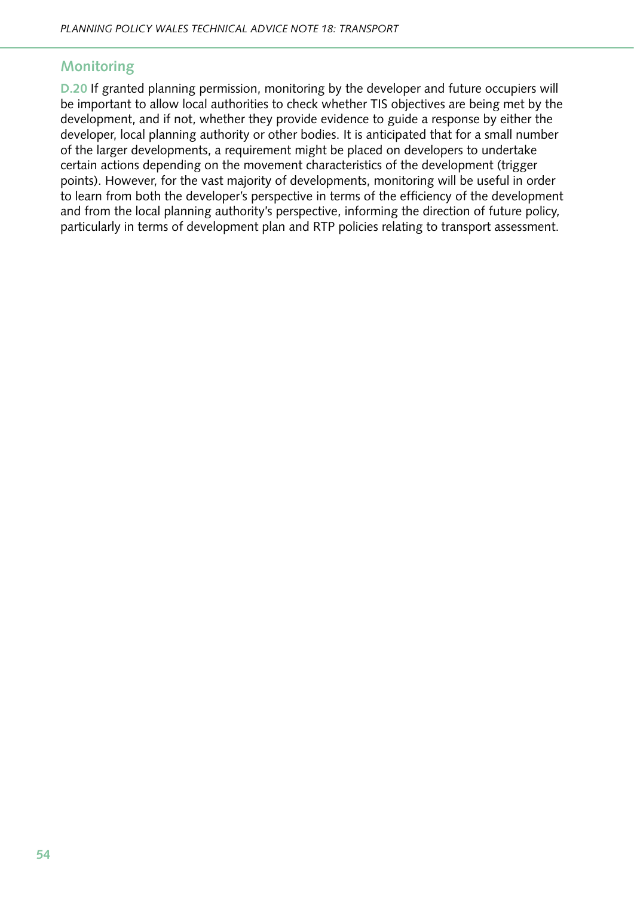## Monitoring

**D.20** If granted planning permission, monitoring by the developer and future occupiers will be important to allow local authorities to check whether TIS objectives are being met by the development, and if not, whether they provide evidence to guide a response by either the developer, local planning authority or other bodies. It is anticipated that for a small number of the larger developments, a requirement might be placed on developers to undertake certain actions depending on the movement characteristics of the development (trigger points). However, for the vast majority of developments, monitoring will be useful in order to learn from both the developer's perspective in terms of the efficiency of the development and from the local planning authority's perspective, informing the direction of future policy, particularly in terms of development plan and RTP policies relating to transport assessment.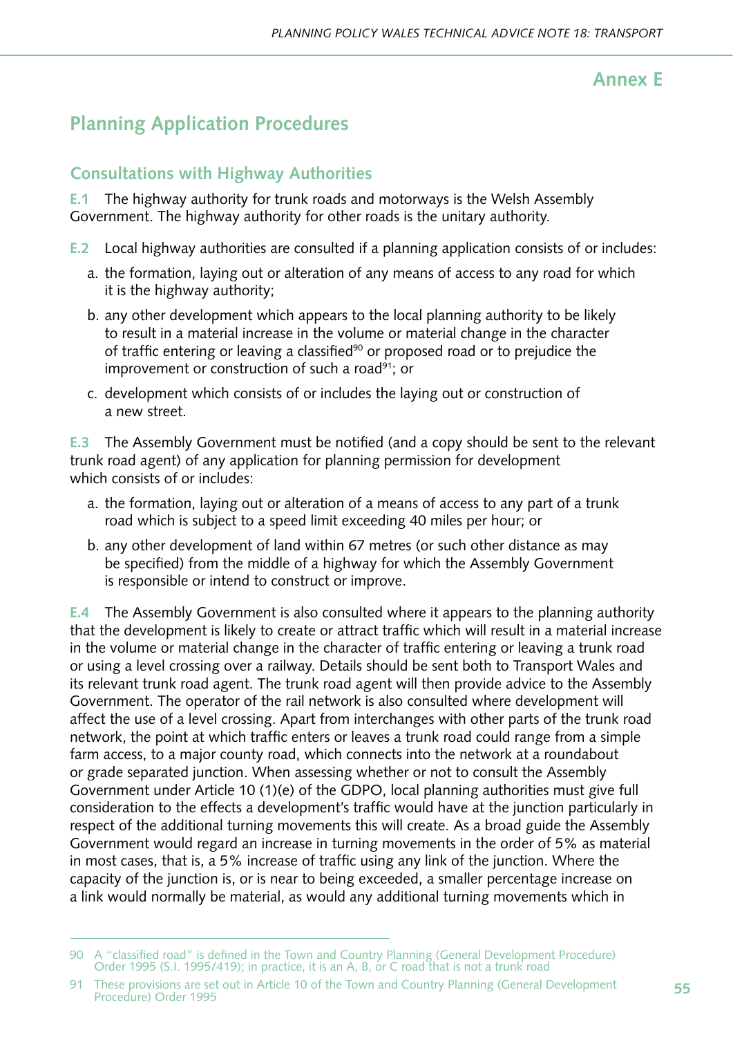## Annex E

# Planning Application Procedures

## Consultations with Highway Authorities

**E.1** The highway authority for trunk roads and motorways is the Welsh Assembly Government. The highway authority for other roads is the unitary authority.

**E.2** Local highway authorities are consulted if a planning application consists of or includes:

a. the formation, laying out or alteration of any means of access to any road for which it is the highway authority;

b. any other development which appears to the local planning authority to be likely to result in a material increase in the volume or material change in the character of traffic entering or leaving a classified[90] or proposed road or to prejudice the improvement or construction of such a road[91]; or

c. development which consists of or includes the laying out or construction of a new street.

**E.3** The Assembly Government must be notified (and a copy should be sent to the relevant trunk road agent) of any application for planning permission for development which consists of or includes:

a. the formation, laying out or alteration of a means of access to any part of a trunk road which is subject to a speed limit exceeding 40 miles per hour; or

b. any other development of land within 67 metres (or such other distance as may be specified) from the middle of a highway for which the Assembly Government is responsible or intend to construct or improve.

**E.4** The Assembly Government is also consulted where it appears to the planning authority that the development is likely to create or attract traffic which will result in a material increase in the volume or material change in the character of traffic entering or leaving a trunk road or using a level crossing over a railway. Details should be sent both to Transport Wales and its relevant trunk road agent. The trunk road agent will then provide advice to the Assembly Government. The operator of the rail network is also consulted where development will affect the use of a level crossing. Apart from interchanges with other parts of the trunk road network, the point at which traffic enters or leaves a trunk road could range from a simple farm access, to a major county road, which connects into the network at a roundabout or grade separated junction. When assessing whether or not to consult the Assembly Government under Article 10 (1)(e) of the GDPO, local planning authorities must give full consideration to the effects a development's traffic would have at the junction particularly in respect of the additional turning movements this will create. As a broad guide the Assembly Government would regard an increase in turning movements in the order of 5% as material in most cases, that is, a 5% increase of traffic using any link of the junction. Where the capacity of the junction is, or is near to being exceeded, a smaller percentage increase on a link would normally be material, as would any additional turning movements which in

90 A "classified road" is defined in the Town and Country Planning (General Development Procedure) Order 1995 (S.I. 1995/419); in practice, it is an A, B, or C road that is not a trunk road

91 These provisions are set out in Article 10 of the Town and Country Planning (General Development Procedure) Order 1995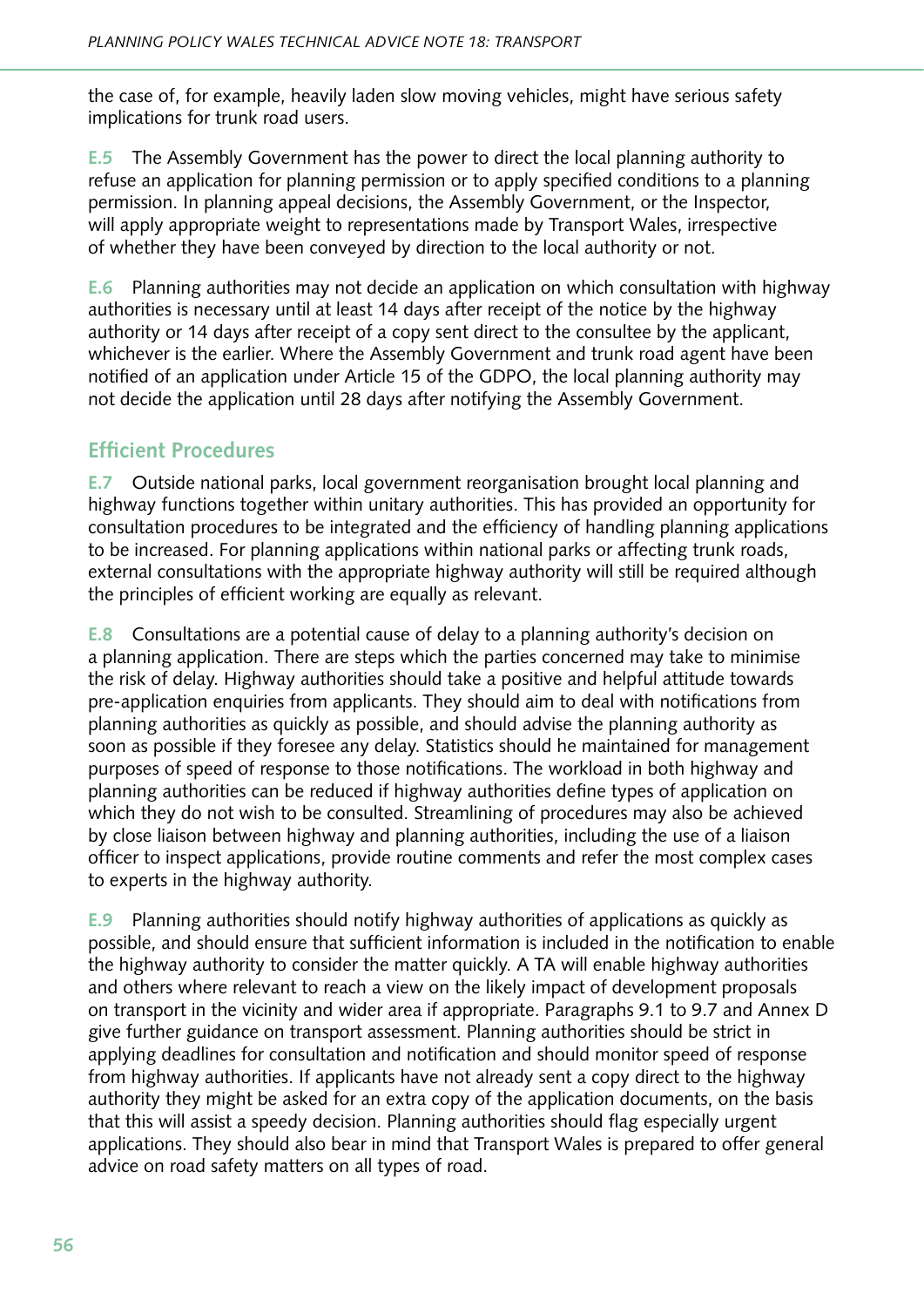the case of, for example, heavily laden slow moving vehicles, might have serious safety implications for trunk road users.

**E.5** The Assembly Government has the power to direct the local planning authority to refuse an application for planning permission or to apply specified conditions to a planning permission. In planning appeal decisions, the Assembly Government, or the Inspector, will apply appropriate weight to representations made by Transport Wales, irrespective of whether they have been conveyed by direction to the local authority or not.

**E.6** Planning authorities may not decide an application on which consultation with highway authorities is necessary until at least 14 days after receipt of the notice by the highway authority or 14 days after receipt of a copy sent direct to the consultee by the applicant, whichever is the earlier. Where the Assembly Government and trunk road agent have been notified of an application under Article 15 of the GDPO, the local planning authority may not decide the application until 28 days after notifying the Assembly Government.

## Efficient Procedures

**E.7** Outside national parks, local government reorganisation brought local planning and highway functions together within unitary authorities. This has provided an opportunity for consultation procedures to be integrated and the efficiency of handling planning applications to be increased. For planning applications within national parks or affecting trunk roads, external consultations with the appropriate highway authority will still be required although the principles of efficient working are equally as relevant.

**E.8** Consultations are a potential cause of delay to a planning authority's decision on a planning application. There are steps which the parties concerned may take to minimise the risk of delay. Highway authorities should take a positive and helpful attitude towards pre-application enquiries from applicants. They should aim to deal with notifications from planning authorities as quickly as possible, and should advise the planning authority as soon as possible if they foresee any delay. Statistics should he maintained for management purposes of speed of response to those notifications. The workload in both highway and planning authorities can be reduced if highway authorities define types of application on which they do not wish to be consulted. Streamlining of procedures may also be achieved by close liaison between highway and planning authorities, including the use of a liaison officer to inspect applications, provide routine comments and refer the most complex cases to experts in the highway authority.

**E.9** Planning authorities should notify highway authorities of applications as quickly as possible, and should ensure that sufficient information is included in the notification to enable the highway authority to consider the matter quickly. A TA will enable highway authorities and others where relevant to reach a view on the likely impact of development proposals on transport in the vicinity and wider area if appropriate. Paragraphs 9.1 to 9.7 and Annex D give further guidance on transport assessment. Planning authorities should be strict in applying deadlines for consultation and notification and should monitor speed of response from highway authorities. If applicants have not already sent a copy direct to the highway authority they might be asked for an extra copy of the application documents, on the basis that this will assist a speedy decision. Planning authorities should flag especially urgent applications. They should also bear in mind that Transport Wales is prepared to offer general advice on road safety matters on all types of road.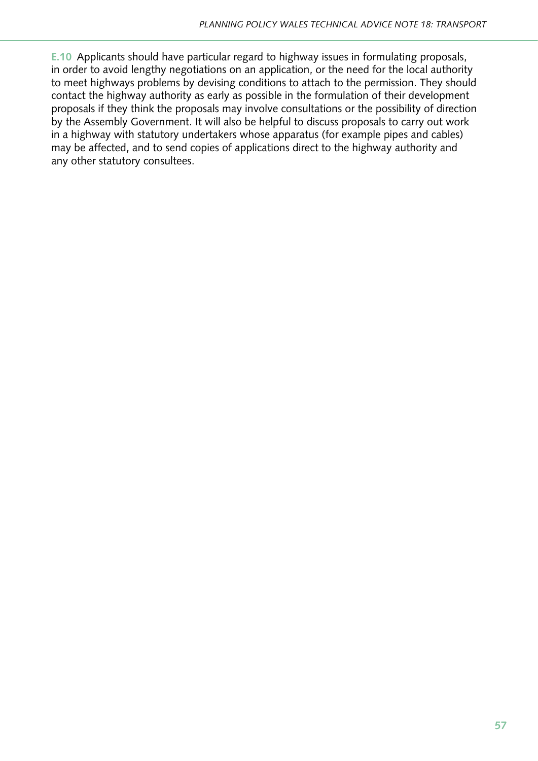**E.10** Applicants should have particular regard to highway issues in formulating proposals, in order to avoid lengthy negotiations on an application, or the need for the local authority to meet highways problems by devising conditions to attach to the permission. They should contact the highway authority as early as possible in the formulation of their development proposals if they think the proposals may involve consultations or the possibility of direction by the Assembly Government. It will also be helpful to discuss proposals to carry out work in a highway with statutory undertakers whose apparatus (for example pipes and cables) may be affected, and to send copies of applications direct to the highway authority and any other statutory consultees.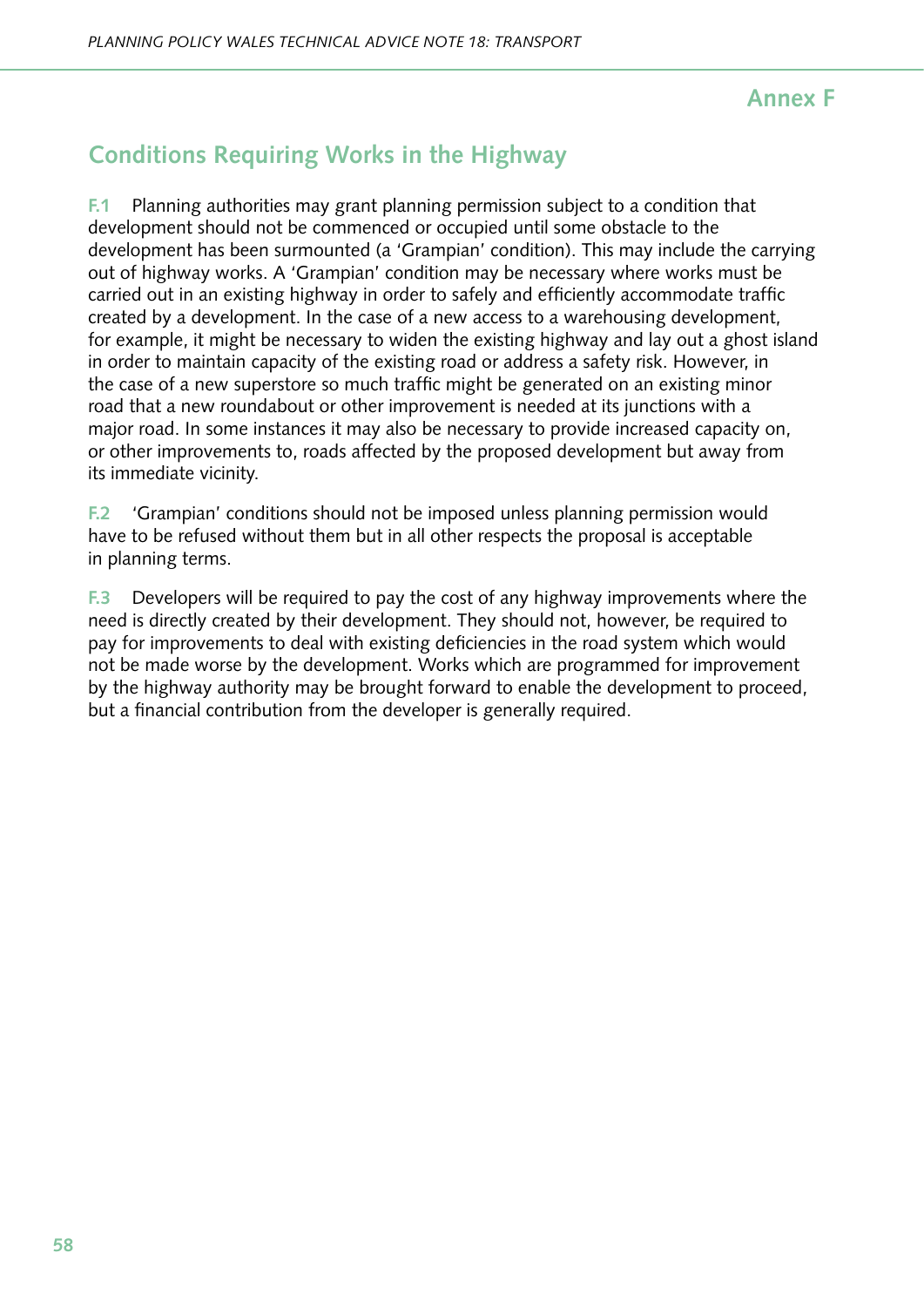# Annex F

## Conditions Requiring Works in the Highway

**F.1** Planning authorities may grant planning permission subject to a condition that development should not be commenced or occupied until some obstacle to the development has been surmounted (a 'Grampian' condition). This may include the carrying out of highway works. A 'Grampian' condition may be necessary where works must be carried out in an existing highway in order to safely and efficiently accommodate traffic created by a development. In the case of a new access to a warehousing development, for example, it might be necessary to widen the existing highway and lay out a ghost island in order to maintain capacity of the existing road or address a safety risk. However, in the case of a new superstore so much traffic might be generated on an existing minor road that a new roundabout or other improvement is needed at its junctions with a major road. In some instances it may also be necessary to provide increased capacity on, or other improvements to, roads affected by the proposed development but away from its immediate vicinity.

**F.2** 'Grampian' conditions should not be imposed unless planning permission would have to be refused without them but in all other respects the proposal is acceptable in planning terms.

**F.3** Developers will be required to pay the cost of any highway improvements where the need is directly created by their development. They should not, however, be required to pay for improvements to deal with existing deficiencies in the road system which would not be made worse by the development. Works which are programmed for improvement by the highway authority may be brought forward to enable the development to proceed, but a financial contribution from the developer is generally required.